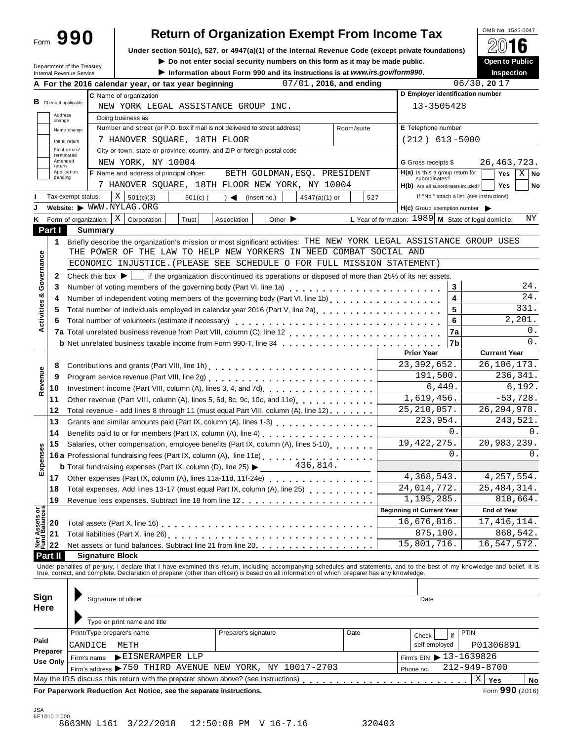Form **990**

# Return of Organization Exempt From Income Tax

OMB No. 1545-0047

**2016**

**Under section 501(c), 527, or 4947(a)(1) of the Internal Revenue Code (except private foundations)**

▶ **Do not enter social security numbers on this form as it may be made public.**

▶ **Information about Form 990 and its instructions is at www.irs.gov/form990.**

**Open to Public Inspection**

Department of the Treasury
Internal Revenue Service

**A For the 2016 calendar year, or tax year beginning** 07/01, **2016, and ending** 06/30, **20** 17

**B** Check if applicable: Address change / Name change / Initial return / Final return/terminated / Amended return / Application pending

**C** Name of organization: NEW YORK LEGAL ASSISTANCE GROUP INC.

Doing business as

Number and street (or P.O. box if mail is not delivered to street address): 7 HANOVER SQUARE, 18TH FLOOR — Room/suite

City or town, state or province, country, and ZIP or foreign postal code: NEW YORK, NY 10004

**D Employer identification number:** 13-3505428

**E Telephone number:** (212) 613-5000

**G** Gross receipts $ 26,463,723.

**F** Name and address of principal officer: BETH GOLDMAN,ESQ. PRESIDENT
7 HANOVER SQUARE, 18TH FLOOR NEW YORK, NY 10004

**H(a)** Is this a group return for subordinates? Yes [ ] No [X]

**H(b)** Are all subordinates included? Yes [ ] No [ ]
If "No," attach a list. (see instructions)

**H(c)** Group exemption number ▶

**I** Tax-exempt status: [X] 501(c)(3) [ ] 501(c) ( ) ◀ (insert no.) [ ] 4947(a)(1) or [ ] 527

**J** Website: ▶ WWW.NYLAG.ORG

**K** Form of organization: [X] Corporation [ ] Trust [ ] Association [ ] Other ▶

**L** Year of formation: 1989 **M** State of legal domicile: NY

## Part I Summary

**Activities & Governance**

1 Briefly describe the organization's mission or most significant activities: THE NEW YORK LEGAL ASSISTANCE GROUP USES THE POWER OF THE LAW TO HELP NEW YORKERS IN NEED COMBAT SOCIAL AND ECONOMIC INJUSTICE.(PLEASE SEE SCHEDULE O FOR FULL MISSION STATEMENT)

2 Check this box ▶ [ ] if the organization discontinued its operations or disposed of more than 25% of its net assets.

| | | | |
|---|---|---|---|
| 3 | Number of voting members of the governing body (Part VI, line 1a) | 3 | 24. |
| 4 | Number of independent voting members of the governing body (Part VI, line 1b) | 4 | 24. |
| 5 | Total number of individuals employed in calendar year 2016 (Part V, line 2a) | 5 | 331. |
| 6 | Total number of volunteers (estimate if necessary) | 6 | 2,201. |
| 7a | Total unrelated business revenue from Part VIII, column (C), line 12 | 7a | 0. |
| b | Net unrelated business taxable income from Form 990-T, line 34 | 7b | 0. |

| | | | Prior Year | Current Year |
|---|---|---|---|---|
| **Revenue** | 8 | Contributions and grants (Part VIII, line 1h) | 23,392,652. | 26,106,173. |
| | 9 | Program service revenue (Part VIII, line 2g) | 191,500. | 236,341. |
| | 10 | Investment income (Part VIII, column (A), lines 3, 4, and 7d) | 6,449. | 6,192. |
| | 11 | Other revenue (Part VIII, column (A), lines 5, 6d, 8c, 9c, 10c, and 11e) | 1,619,456. | -53,728. |
| | 12 | Total revenue - add lines 8 through 11 (must equal Part VIII, column (A), line 12) | 25,210,057. | 26,294,978. |
| **Expenses** | 13 | Grants and similar amounts paid (Part IX, column (A), lines 1-3) | 223,954. | 243,521. |
| | 14 | Benefits paid to or for members (Part IX, column (A), line 4) | 0. | 0. |
| | 15 | Salaries, other compensation, employee benefits (Part IX, column (A), lines 5-10) | 19,422,275. | 20,983,239. |
| | 16a | Professional fundraising fees (Part IX, column (A), line 11e) | 0. | 0. |
| | b | Total fundraising expenses (Part IX, column (D), line 25) ▶ 436,814. | | |
| | 17 | Other expenses (Part IX, column (A), lines 11a-11d, 11f-24e) | 4,368,543. | 4,257,554. |
| | 18 | Total expenses. Add lines 13-17 (must equal Part IX, column (A), line 25) | 24,014,772. | 25,484,314. |
| | 19 | Revenue less expenses. Subtract line 18 from line 12 | 1,195,285. | 810,664. |
| | | | **Beginning of Current Year** | **End of Year** |
| **Net Assets or Fund Balances** | 20 | Total assets (Part X, line 16) | 16,676,816. | 17,416,114. |
| | 21 | Total liabilities (Part X, line 26) | 875,100. | 868,542. |
| | 22 | Net assets or fund balances. Subtract line 21 from line 20 | 15,801,716. | 16,547,572. |

## Part II Signature Block

Under penalties of perjury, I declare that I have examined this return, including accompanying schedules and statements, and to the best of my knowledge and belief, it is true, correct, and complete. Declaration of preparer (other than officer) is based on all information of which preparer has any knowledge.

**Sign Here**

▶ Signature of officer — Date

▶ Type or print name and title

**Paid Preparer Use Only**

| Print/Type preparer's name | Preparer's signature | Date | Check [ ] if self-employed | PTIN |
|---|---|---|---|---|
| CANDICE METH | | | | P01306891 |

Firm's name ▶ EISNERAMPER LLP — Firm's EIN ▶ 13-1639826

Firm's address ▶ 750 THIRD AVENUE NEW YORK, NY 10017-2703 — Phone no. 212-949-8700

May the IRS discuss this return with the preparer shown above? (see instructions) [X] Yes [ ] No

**For Paperwork Reduction Act Notice, see the separate instructions.** Form **990** (2016)

JSA
6E1010 1.000
8663MN L161 3/22/2018 12:50:08 PM V 16-7.16 320403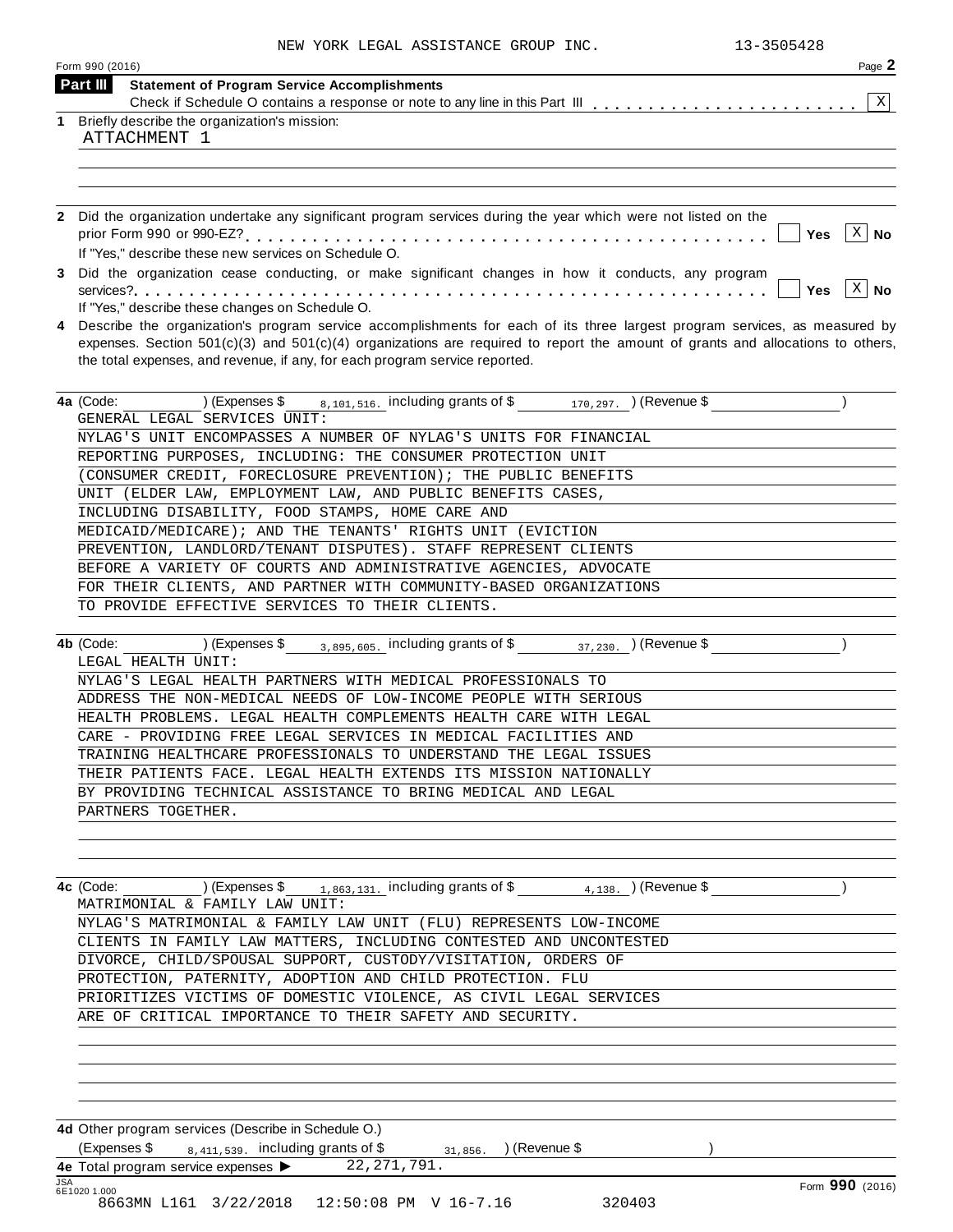NEW YORK LEGAL ASSISTANCE GROUP INC. 13-3505428

Form 990 (2016) Page **2**

## Part III Statement of Program Service Accomplishments

Check if Schedule O contains a response or note to any line in this Part III . . . . . . . . . . . . . . . . . . . . . . . . [X]

**1** Briefly describe the organization's mission:

ATTACHMENT 1

**2** Did the organization undertake any significant program services during the year which were not listed on the prior Form 990 or 990-EZ? . . . . . . . . . . . . . . . . . . . . . . . . . . . . . . . . . . . . . . . . . . . . . [ ] Yes [X] No

If "Yes," describe these new services on Schedule O.

**3** Did the organization cease conducting, or make significant changes in how it conducts, any program services? . . . . . . . . . . . . . . . . . . . . . . . . . . . . . . . . . . . . . . . . . . . . . . . . . . . . . . [ ] Yes [X] No

If "Yes," describe these changes on Schedule O.

**4** Describe the organization's program service accomplishments for each of its three largest program services, as measured by expenses. Section 501(c)(3) and 501(c)(4) organizations are required to report the amount of grants and allocations to others, the total expenses, and revenue, if any, for each program service reported.

**4a** (Code: ) (Expenses $ 8,101,516. including grants of $ 170,297. ) (Revenue $ )

GENERAL LEGAL SERVICES UNIT:
NYLAG'S UNIT ENCOMPASSES A NUMBER OF NYLAG'S UNITS FOR FINANCIAL REPORTING PURPOSES, INCLUDING: THE CONSUMER PROTECTION UNIT (CONSUMER CREDIT, FORECLOSURE PREVENTION); THE PUBLIC BENEFITS UNIT (ELDER LAW, EMPLOYMENT LAW, AND PUBLIC BENEFITS CASES, INCLUDING DISABILITY, FOOD STAMPS, HOME CARE AND MEDICAID/MEDICARE); AND THE TENANTS' RIGHTS UNIT (EVICTION PREVENTION, LANDLORD/TENANT DISPUTES). STAFF REPRESENT CLIENTS BEFORE A VARIETY OF COURTS AND ADMINISTRATIVE AGENCIES, ADVOCATE FOR THEIR CLIENTS, AND PARTNER WITH COMMUNITY-BASED ORGANIZATIONS TO PROVIDE EFFECTIVE SERVICES TO THEIR CLIENTS.

**4b** (Code: ) (Expenses $ 3,895,605. including grants of $ 37,230. ) (Revenue $ )

LEGAL HEALTH UNIT:
NYLAG'S LEGAL HEALTH PARTNERS WITH MEDICAL PROFESSIONALS TO ADDRESS THE NON-MEDICAL NEEDS OF LOW-INCOME PEOPLE WITH SERIOUS HEALTH PROBLEMS. LEGAL HEALTH COMPLEMENTS HEALTH CARE WITH LEGAL CARE - PROVIDING FREE LEGAL SERVICES IN MEDICAL FACILITIES AND TRAINING HEALTHCARE PROFESSIONALS TO UNDERSTAND THE LEGAL ISSUES THEIR PATIENTS FACE. LEGAL HEALTH EXTENDS ITS MISSION NATIONALLY BY PROVIDING TECHNICAL ASSISTANCE TO BRING MEDICAL AND LEGAL PARTNERS TOGETHER.

**4c** (Code: ) (Expenses $ 1,863,131. including grants of $ 4,138. ) (Revenue $ )

MATRIMONIAL & FAMILY LAW UNIT:
NYLAG'S MATRIMONIAL & FAMILY LAW UNIT (FLU) REPRESENTS LOW-INCOME CLIENTS IN FAMILY LAW MATTERS, INCLUDING CONTESTED AND UNCONTESTED DIVORCE, CHILD/SPOUSAL SUPPORT, CUSTODY/VISITATION, ORDERS OF PROTECTION, PATERNITY, ADOPTION AND CHILD PROTECTION. FLU PRIORITIZES VICTIMS OF DOMESTIC VIOLENCE, AS CIVIL LEGAL SERVICES ARE OF CRITICAL IMPORTANCE TO THEIR SAFETY AND SECURITY.

**4d** Other program services (Describe in Schedule O.)

(Expenses $ 8,411,539. including grants of $ 31,856. ) (Revenue $ )

**4e** Total program service expenses ▶ 22,271,791.

Form **990** (2016)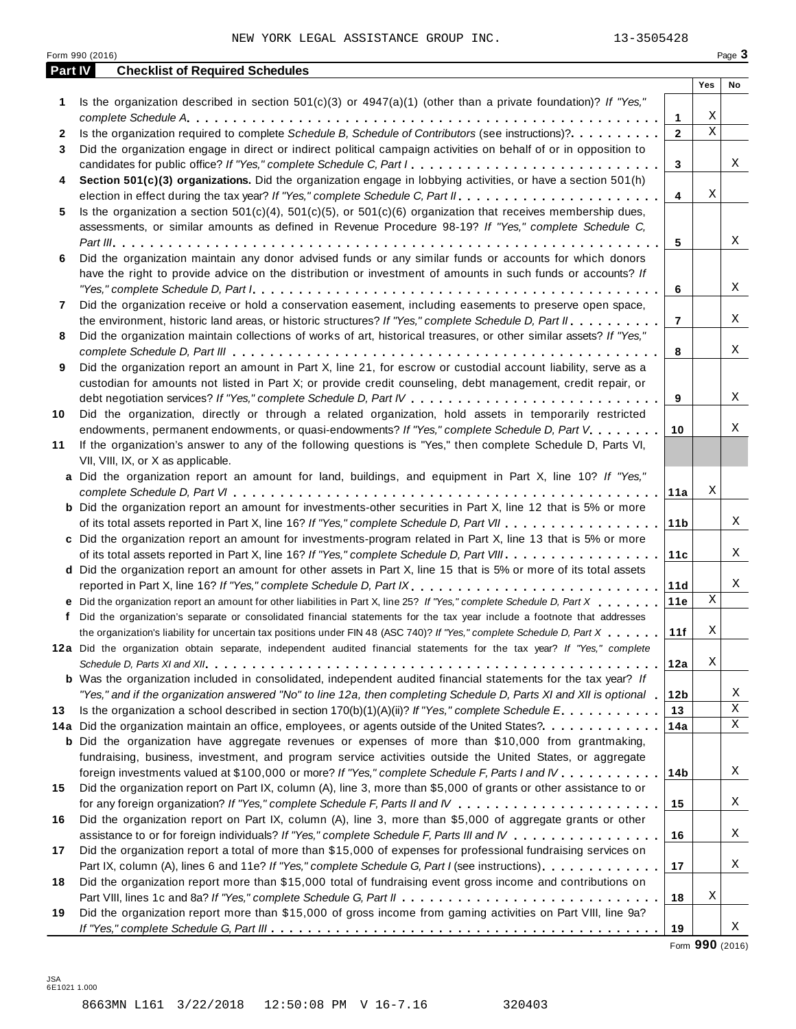NEW YORK LEGAL ASSISTANCE GROUP INC. 13-3505428

Form 990 (2016) Page 3

## Part IV Checklist of Required Schedules

| | | | Yes | No |
|---|---|---|---|---|
| **1** | Is the organization described in section 501(c)(3) or 4947(a)(1) (other than a private foundation)? *If "Yes," complete Schedule A* | **1** | X | |
| **2** | Is the organization required to complete *Schedule B, Schedule of Contributors* (see instructions)? | **2** | X | |
| **3** | Did the organization engage in direct or indirect political campaign activities on behalf of or in opposition to candidates for public office? *If "Yes," complete Schedule C, Part I* | **3** | | X |
| **4** | **Section 501(c)(3) organizations.** Did the organization engage in lobbying activities, or have a section 501(h) election in effect during the tax year? *If "Yes," complete Schedule C, Part II* | **4** | X | |
| **5** | Is the organization a section 501(c)(4), 501(c)(5), or 501(c)(6) organization that receives membership dues, assessments, or similar amounts as defined in Revenue Procedure 98-19? *If "Yes," complete Schedule C, Part III* | **5** | | X |
| **6** | Did the organization maintain any donor advised funds or any similar funds or accounts for which donors have the right to provide advice on the distribution or investment of amounts in such funds or accounts? *If "Yes," complete Schedule D, Part I* | **6** | | X |
| **7** | Did the organization receive or hold a conservation easement, including easements to preserve open space, the environment, historic land areas, or historic structures? *If "Yes," complete Schedule D, Part II* | **7** | | X |
| **8** | Did the organization maintain collections of works of art, historical treasures, or other similar assets? *If "Yes," complete Schedule D, Part III* | **8** | | X |
| **9** | Did the organization report an amount in Part X, line 21, for escrow or custodial account liability, serve as a custodian for amounts not listed in Part X; or provide credit counseling, debt management, credit repair, or debt negotiation services? *If "Yes," complete Schedule D, Part IV* | **9** | | X |
| **10** | Did the organization, directly or through a related organization, hold assets in temporarily restricted endowments, permanent endowments, or quasi-endowments? *If "Yes," complete Schedule D, Part V* | **10** | | X |
| **11** | If the organization's answer to any of the following questions is "Yes," then complete Schedule D, Parts VI, VII, VIII, IX, or X as applicable. | | | |
| **a** | Did the organization report an amount for land, buildings, and equipment in Part X, line 10? *If "Yes," complete Schedule D, Part VI* | **11a** | X | |
| **b** | Did the organization report an amount for investments-other securities in Part X, line 12 that is 5% or more of its total assets reported in Part X, line 16? *If "Yes," complete Schedule D, Part VII* | **11b** | | X |
| **c** | Did the organization report an amount for investments-program related in Part X, line 13 that is 5% or more of its total assets reported in Part X, line 16? *If "Yes," complete Schedule D, Part VIII* | **11c** | | X |
| **d** | Did the organization report an amount for other assets in Part X, line 15 that is 5% or more of its total assets reported in Part X, line 16? *If "Yes," complete Schedule D, Part IX* | **11d** | | X |
| **e** | Did the organization report an amount for other liabilities in Part X, line 25? *If "Yes," complete Schedule D, Part X* | **11e** | X | |
| **f** | Did the organization's separate or consolidated financial statements for the tax year include a footnote that addresses the organization's liability for uncertain tax positions under FIN 48 (ASC 740)? *If "Yes," complete Schedule D, Part X* | **11f** | X | |
| **12a** | Did the organization obtain separate, independent audited financial statements for the tax year? *If "Yes," complete Schedule D, Parts XI and XII* | **12a** | X | |
| **b** | Was the organization included in consolidated, independent audited financial statements for the tax year? *If "Yes," and if the organization answered "No" to line 12a, then completing Schedule D, Parts XI and XII is optional* | **12b** | | X |
| **13** | Is the organization a school described in section 170(b)(1)(A)(ii)? *If "Yes," complete Schedule E* | **13** | | X |
| **14a** | Did the organization maintain an office, employees, or agents outside of the United States? | **14a** | | X |
| **b** | Did the organization have aggregate revenues or expenses of more than $10,000 from grantmaking, fundraising, business, investment, and program service activities outside the United States, or aggregate foreign investments valued at $100,000 or more? *If "Yes," complete Schedule F, Parts I and IV* | **14b** | | X |
| **15** | Did the organization report on Part IX, column (A), line 3, more than $5,000 of grants or other assistance to or for any foreign organization? *If "Yes," complete Schedule F, Parts II and IV* | **15** | | X |
| **16** | Did the organization report on Part IX, column (A), line 3, more than $5,000 of aggregate grants or other assistance to or for foreign individuals? *If "Yes," complete Schedule F, Parts III and IV* | **16** | | X |
| **17** | Did the organization report a total of more than $15,000 of expenses for professional fundraising services on Part IX, column (A), lines 6 and 11e? *If "Yes," complete Schedule G, Part I* (see instructions) | **17** | | X |
| **18** | Did the organization report more than $15,000 total of fundraising event gross income and contributions on Part VIII, lines 1c and 8a? *If "Yes," complete Schedule G, Part II* | **18** | X | |
| **19** | Did the organization report more than $15,000 of gross income from gaming activities on Part VIII, line 9a? *If "Yes," complete Schedule G, Part III* | **19** | | X |

Form **990** (2016)

JSA
6E1021 1.000

8663MN L161 3/22/2018 12:50:08 PM V 16-7.16 320403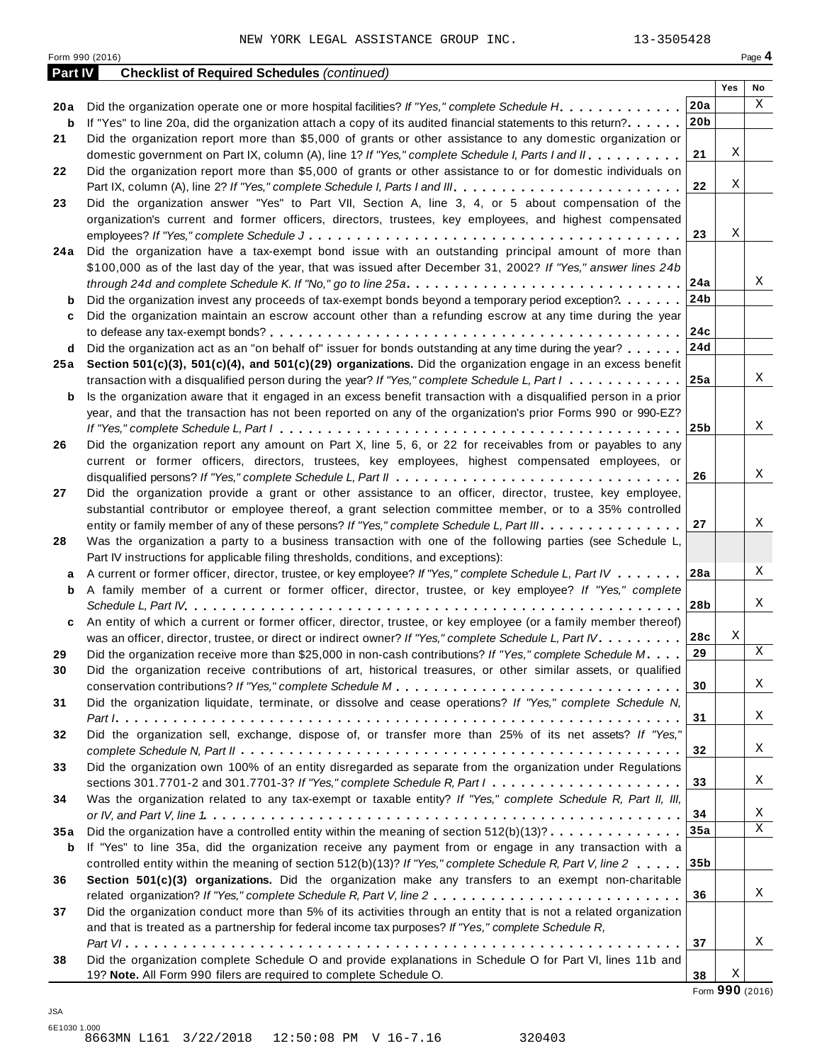NEW YORK LEGAL ASSISTANCE GROUP INC. 13-3505428

Form 990 (2016) Page **4**

**Part IV** **Checklist of Required Schedules** *(continued)*

| | | | Yes | No |
|---|---|---|---|---|
| **20a** | Did the organization operate one or more hospital facilities? *If "Yes," complete Schedule H* | **20a** | | X |
| **b** | If "Yes" to line 20a, did the organization attach a copy of its audited financial statements to this return? | **20b** | | |
| **21** | Did the organization report more than $5,000 of grants or other assistance to any domestic organization or domestic government on Part IX, column (A), line 1? *If "Yes," complete Schedule I, Parts I and II* | **21** | X | |
| **22** | Did the organization report more than $5,000 of grants or other assistance to or for domestic individuals on Part IX, column (A), line 2? *If "Yes," complete Schedule I, Parts I and III* | **22** | X | |
| **23** | Did the organization answer "Yes" to Part VII, Section A, line 3, 4, or 5 about compensation of the organization's current and former officers, directors, trustees, key employees, and highest compensated employees? *If "Yes," complete Schedule J* | **23** | X | |
| **24a** | Did the organization have a tax-exempt bond issue with an outstanding principal amount of more than $100,000 as of the last day of the year, that was issued after December 31, 2002? *If "Yes," answer lines 24b through 24d and complete Schedule K. If "No," go to line 25a* | **24a** | | X |
| **b** | Did the organization invest any proceeds of tax-exempt bonds beyond a temporary period exception? | **24b** | | |
| **c** | Did the organization maintain an escrow account other than a refunding escrow at any time during the year to defease any tax-exempt bonds? | **24c** | | |
| **d** | Did the organization act as an "on behalf of" issuer for bonds outstanding at any time during the year? | **24d** | | |
| **25a** | **Section 501(c)(3), 501(c)(4), and 501(c)(29) organizations.** Did the organization engage in an excess benefit transaction with a disqualified person during the year? *If "Yes," complete Schedule L, Part I* | **25a** | | X |
| **b** | Is the organization aware that it engaged in an excess benefit transaction with a disqualified person in a prior year, and that the transaction has not been reported on any of the organization's prior Forms 990 or 990-EZ? *If "Yes," complete Schedule L, Part I* | **25b** | | X |
| **26** | Did the organization report any amount on Part X, line 5, 6, or 22 for receivables from or payables to any current or former officers, directors, trustees, key employees, highest compensated employees, or disqualified persons? *If "Yes," complete Schedule L, Part II* | **26** | | X |
| **27** | Did the organization provide a grant or other assistance to an officer, director, trustee, key employee, substantial contributor or employee thereof, a grant selection committee member, or to a 35% controlled entity or family member of any of these persons? *If "Yes," complete Schedule L, Part III* | **27** | | X |
| **28** | Was the organization a party to a business transaction with one of the following parties (see Schedule L, Part IV instructions for applicable filing thresholds, conditions, and exceptions): | | | |
| **a** | A current or former officer, director, trustee, or key employee? *If "Yes," complete Schedule L, Part IV* | **28a** | | X |
| **b** | A family member of a current or former officer, director, trustee, or key employee? *If "Yes," complete Schedule L, Part IV* | **28b** | | X |
| **c** | An entity of which a current or former officer, director, trustee, or key employee (or a family member thereof) was an officer, director, trustee, or direct or indirect owner? *If "Yes," complete Schedule L, Part IV* | **28c** | X | |
| **29** | Did the organization receive more than $25,000 in non-cash contributions? *If "Yes," complete Schedule M* | **29** | | X |
| **30** | Did the organization receive contributions of art, historical treasures, or other similar assets, or qualified conservation contributions? *If "Yes," complete Schedule M* | **30** | | X |
| **31** | Did the organization liquidate, terminate, or dissolve and cease operations? *If "Yes," complete Schedule N, Part I* | **31** | | X |
| **32** | Did the organization sell, exchange, dispose of, or transfer more than 25% of its net assets? *If "Yes," complete Schedule N, Part II* | **32** | | X |
| **33** | Did the organization own 100% of an entity disregarded as separate from the organization under Regulations sections 301.7701-2 and 301.7701-3? *If "Yes," complete Schedule R, Part I* | **33** | | X |
| **34** | Was the organization related to any tax-exempt or taxable entity? *If "Yes," complete Schedule R, Part II, III, or IV, and Part V, line 1* | **34** | | X |
| **35a** | Did the organization have a controlled entity within the meaning of section 512(b)(13)? | **35a** | | X |
| **b** | If "Yes" to line 35a, did the organization receive any payment from or engage in any transaction with a controlled entity within the meaning of section 512(b)(13)? *If "Yes," complete Schedule R, Part V, line 2* | **35b** | | |
| **36** | **Section 501(c)(3) organizations.** Did the organization make any transfers to an exempt non-charitable related organization? *If "Yes," complete Schedule R, Part V, line 2* | **36** | | X |
| **37** | Did the organization conduct more than 5% of its activities through an entity that is not a related organization and that is treated as a partnership for federal income tax purposes? *If "Yes," complete Schedule R, Part VI* | **37** | | X |
| **38** | Did the organization complete Schedule O and provide explanations in Schedule O for Part VI, lines 11b and 19? **Note.** All Form 990 filers are required to complete Schedule O. | **38** | X | |

Form **990** (2016)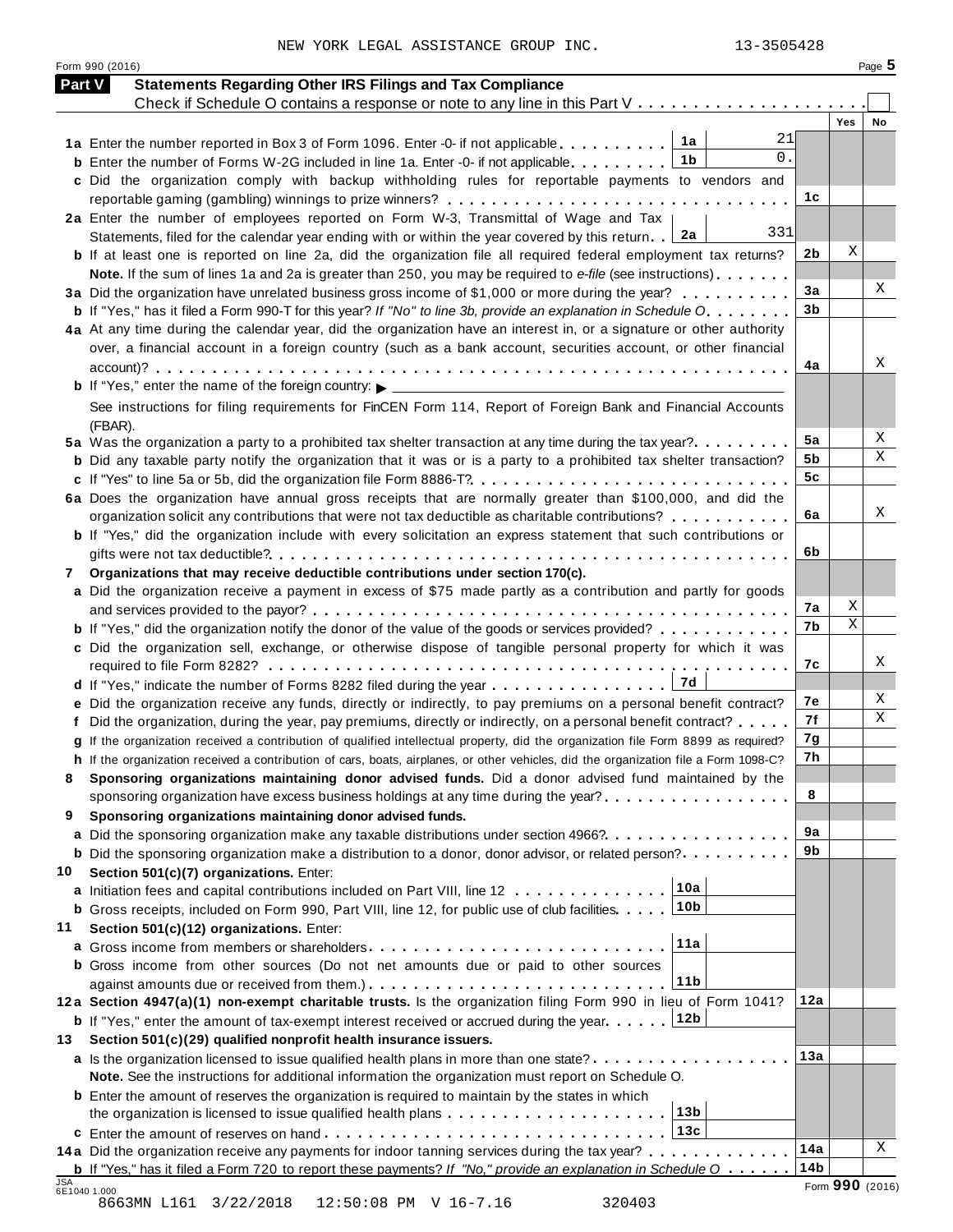NEW YORK LEGAL ASSISTANCE GROUP INC. 13-3505428

Form 990 (2016) Page 5

## Part V Statements Regarding Other IRS Filings and Tax Compliance

Check if Schedule O contains a response or note to any line in this Part V . . . . . . . . . . . . . . . . . . . . . ☐

| | | | | Yes | No |
|---|---|---|---|---|---|
| **1a** | Enter the number reported in Box 3 of Form 1096. Enter -0- if not applicable | 1a | 21 | | |
| **b** | Enter the number of Forms W-2G included in line 1a. Enter -0- if not applicable | 1b | 0. | | |
| **c** | Did the organization comply with backup withholding rules for reportable payments to vendors and reportable gaming (gambling) winnings to prize winners? | | | 1c | | |
| **2a** | Enter the number of employees reported on Form W-3, Transmittal of Wage and Tax Statements, filed for the calendar year ending with or within the year covered by this return | 2a | 331 | | |
| **b** | If at least one is reported on line 2a, did the organization file all required federal employment tax returns? | | 2b | X | |
| | **Note.** If the sum of lines 1a and 2a is greater than 250, you may be required to *e-file* (see instructions) | | | | |
| **3a** | Did the organization have unrelated business gross income of $1,000 or more during the year? | | 3a | | X |
| **b** | If "Yes," has it filed a Form 990-T for this year? *If "No" to line 3b, provide an explanation in Schedule O* | | 3b | | |
| **4a** | At any time during the calendar year, did the organization have an interest in, or a signature or other authority over, a financial account in a foreign country (such as a bank account, securities account, or other financial account)? | | 4a | | X |
| **b** | If "Yes," enter the name of the foreign country: ▶ | | | | |
| | See instructions for filing requirements for FinCEN Form 114, Report of Foreign Bank and Financial Accounts (FBAR). | | | | |
| **5a** | Was the organization a party to a prohibited tax shelter transaction at any time during the tax year? | | 5a | | X |
| **b** | Did any taxable party notify the organization that it was or is a party to a prohibited tax shelter transaction? | | 5b | | X |
| **c** | If "Yes" to line 5a or 5b, did the organization file Form 8886-T? | | 5c | | |
| **6a** | Does the organization have annual gross receipts that are normally greater than $100,000, and did the organization solicit any contributions that were not tax deductible as charitable contributions? | | 6a | | X |
| **b** | If "Yes," did the organization include with every solicitation an express statement that such contributions or gifts were not tax deductible? | | 6b | | |
| **7** | **Organizations that may receive deductible contributions under section 170(c).** | | | | |
| **a** | Did the organization receive a payment in excess of $75 made partly as a contribution and partly for goods and services provided to the payor? | | 7a | X | |
| **b** | If "Yes," did the organization notify the donor of the value of the goods or services provided? | | 7b | X | |
| **c** | Did the organization sell, exchange, or otherwise dispose of tangible personal property for which it was required to file Form 8282? | | 7c | | X |
| **d** | If "Yes," indicate the number of Forms 8282 filed during the year | 7d | | | |
| **e** | Did the organization receive any funds, directly or indirectly, to pay premiums on a personal benefit contract? | | 7e | | X |
| **f** | Did the organization, during the year, pay premiums, directly or indirectly, on a personal benefit contract? | | 7f | | X |
| **g** | If the organization received a contribution of qualified intellectual property, did the organization file Form 8899 as required? | | 7g | | |
| **h** | If the organization received a contribution of cars, boats, airplanes, or other vehicles, did the organization file a Form 1098-C? | | 7h | | |
| **8** | **Sponsoring organizations maintaining donor advised funds.** Did a donor advised fund maintained by the sponsoring organization have excess business holdings at any time during the year? | | 8 | | |
| **9** | **Sponsoring organizations maintaining donor advised funds.** | | | | |
| **a** | Did the sponsoring organization make any taxable distributions under section 4966? | | 9a | | |
| **b** | Did the sponsoring organization make a distribution to a donor, donor advisor, or related person? | | 9b | | |
| **10** | **Section 501(c)(7) organizations.** Enter: | | | | |
| **a** | Initiation fees and capital contributions included on Part VIII, line 12 | 10a | | | |
| **b** | Gross receipts, included on Form 990, Part VIII, line 12, for public use of club facilities | 10b | | | |
| **11** | **Section 501(c)(12) organizations.** Enter: | | | | |
| **a** | Gross income from members or shareholders | 11a | | | |
| **b** | Gross income from other sources (Do not net amounts due or paid to other sources against amounts due or received from them.) | 11b | | | |
| **12a** | **Section 4947(a)(1) non-exempt charitable trusts.** Is the organization filing Form 990 in lieu of Form 1041? | | 12a | | |
| **b** | If "Yes," enter the amount of tax-exempt interest received or accrued during the year | 12b | | | |
| **13** | **Section 501(c)(29) qualified nonprofit health insurance issuers.** | | | | |
| **a** | Is the organization licensed to issue qualified health plans in more than one state? | | 13a | | |
| | **Note.** See the instructions for additional information the organization must report on Schedule O. | | | | |
| **b** | Enter the amount of reserves the organization is required to maintain by the states in which the organization is licensed to issue qualified health plans | 13b | | | |
| **c** | Enter the amount of reserves on hand | 13c | | | |
| **14a** | Did the organization receive any payments for indoor tanning services during the tax year? | | 14a | | X |
| **b** | If "Yes," has it filed a Form 720 to report these payments? *If "No," provide an explanation in Schedule O* | | 14b | | |

JSA 6E1040 1.000

Form **990** (2016)

8663MN L161 3/22/2018 12:50:08 PM V 16-7.16 320403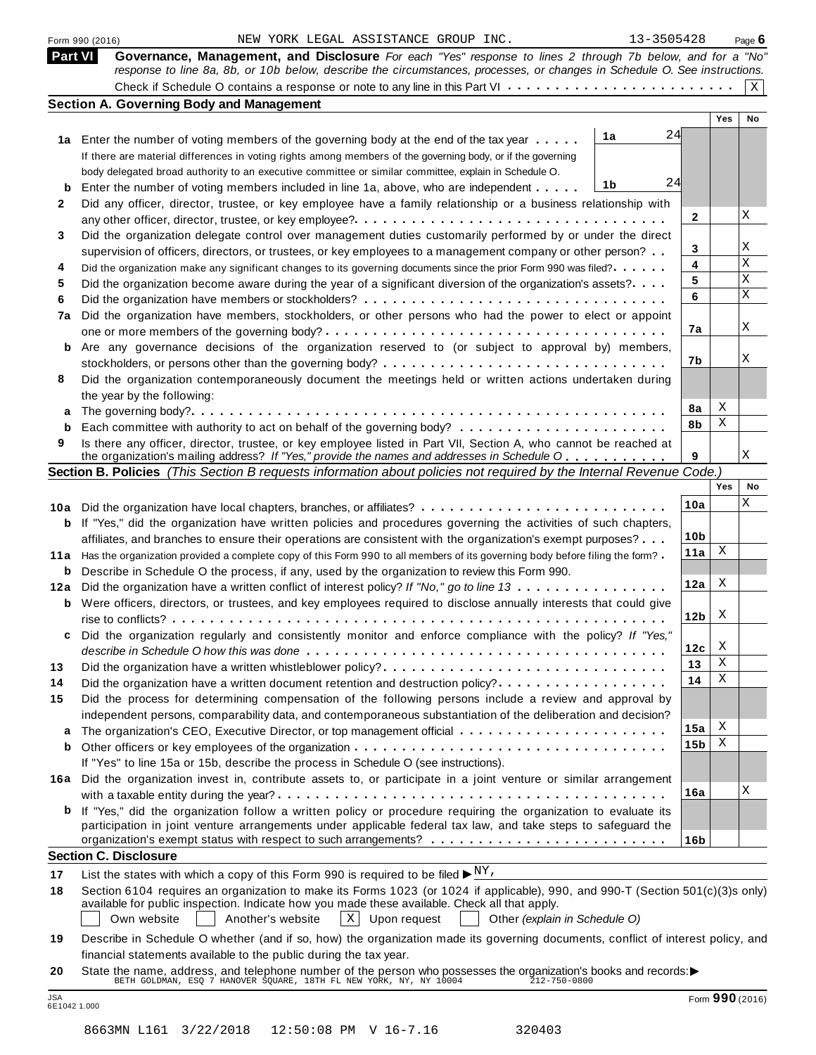Form 990 (2016) NEW YORK LEGAL ASSISTANCE GROUP INC. 13-3505428 Page 6

## Part VI Governance, Management, and Disclosure

*For each "Yes" response to lines 2 through 7b below, and for a "No" response to line 8a, 8b, or 10b below, describe the circumstances, processes, or changes in Schedule O. See instructions.*

Check if Schedule O contains a response or note to any line in this Part VI . . . . . . . . . . . . . . . . . . . . . . . [X]

### Section A. Governing Body and Management

| | | | Yes | No |
|---|---|---|---|---|
| **1a** | Enter the number of voting members of the governing body at the end of the tax year . . . . . **1a** 24<br>If there are material differences in voting rights among members of the governing body, or if the governing body delegated broad authority to an executive committee or similar committee, explain in Schedule O. | | | |
| **b** | Enter the number of voting members included in line 1a, above, who are independent . . . . . **1b** 24 | | | |
| **2** | Did any officer, director, trustee, or key employee have a family relationship or a business relationship with any other officer, director, trustee, or key employee? | 2 | | X |
| **3** | Did the organization delegate control over management duties customarily performed by or under the direct supervision of officers, directors, or trustees, or key employees to a management company or other person? | 3 | | X |
| **4** | Did the organization make any significant changes to its governing documents since the prior Form 990 was filed? | 4 | | X |
| **5** | Did the organization become aware during the year of a significant diversion of the organization's assets? | 5 | | X |
| **6** | Did the organization have members or stockholders? | 6 | | X |
| **7a** | Did the organization have members, stockholders, or other persons who had the power to elect or appoint one or more members of the governing body? | 7a | | X |
| **b** | Are any governance decisions of the organization reserved to (or subject to approval by) members, stockholders, or persons other than the governing body? | 7b | | X |
| **8** | Did the organization contemporaneously document the meetings held or written actions undertaken during the year by the following: | | | |
| **a** | The governing body? | 8a | X | |
| **b** | Each committee with authority to act on behalf of the governing body? | 8b | X | |
| **9** | Is there any officer, director, trustee, or key employee listed in Part VII, Section A, who cannot be reached at the organization's mailing address? *If "Yes," provide the names and addresses in Schedule O* | 9 | | X |

### Section B. Policies *(This Section B requests information about policies not required by the Internal Revenue Code.)*

| | | | Yes | No |
|---|---|---|---|---|
| **10a** | Did the organization have local chapters, branches, or affiliates? | 10a | | X |
| **b** | If "Yes," did the organization have written policies and procedures governing the activities of such chapters, affiliates, and branches to ensure their operations are consistent with the organization's exempt purposes? | 10b | | |
| **11a** | Has the organization provided a complete copy of this Form 990 to all members of its governing body before filing the form? | 11a | X | |
| **b** | Describe in Schedule O the process, if any, used by the organization to review this Form 990. | | | |
| **12a** | Did the organization have a written conflict of interest policy? *If "No," go to line 13* | 12a | X | |
| **b** | Were officers, directors, or trustees, and key employees required to disclose annually interests that could give rise to conflicts? | 12b | X | |
| **c** | Did the organization regularly and consistently monitor and enforce compliance with the policy? *If "Yes," describe in Schedule O how this was done* | 12c | X | |
| **13** | Did the organization have a written whistleblower policy? | 13 | X | |
| **14** | Did the organization have a written document retention and destruction policy? | 14 | X | |
| **15** | Did the process for determining compensation of the following persons include a review and approval by independent persons, comparability data, and contemporaneous substantiation of the deliberation and decision? | | | |
| **a** | The organization's CEO, Executive Director, or top management official | 15a | X | |
| **b** | Other officers or key employees of the organization<br>If "Yes" to line 15a or 15b, describe the process in Schedule O (see instructions). | 15b | X | |
| **16a** | Did the organization invest in, contribute assets to, or participate in a joint venture or similar arrangement with a taxable entity during the year? | 16a | | X |
| **b** | If "Yes," did the organization follow a written policy or procedure requiring the organization to evaluate its participation in joint venture arrangements under applicable federal tax law, and take steps to safeguard the organization's exempt status with respect to such arrangements? | 16b | | |

### Section C. Disclosure

**17** List the states with which a copy of this Form 990 is required to be filed ▶ NY,

**18** Section 6104 requires an organization to make its Forms 1023 (or 1024 if applicable), 990, and 990-T (Section 501(c)(3)s only) available for public inspection. Indicate how you made these available. Check all that apply.

[ ] Own website [ ] Another's website [X] Upon request [ ] Other *(explain in Schedule O)*

**19** Describe in Schedule O whether (and if so, how) the organization made its governing documents, conflict of interest policy, and financial statements available to the public during the tax year.

**20** State the name, address, and telephone number of the person who possesses the organization's books and records: ▶
BETH GOLDMAN, ESQ 7 HANOVER SQUARE, 18TH FL NEW YORK, NY, NY 10004 212-750-0800

JSA 6E1042 1.000

Form 990 (2016)

8663MN L161 3/22/2018 12:50:08 PM V 16-7.16 320403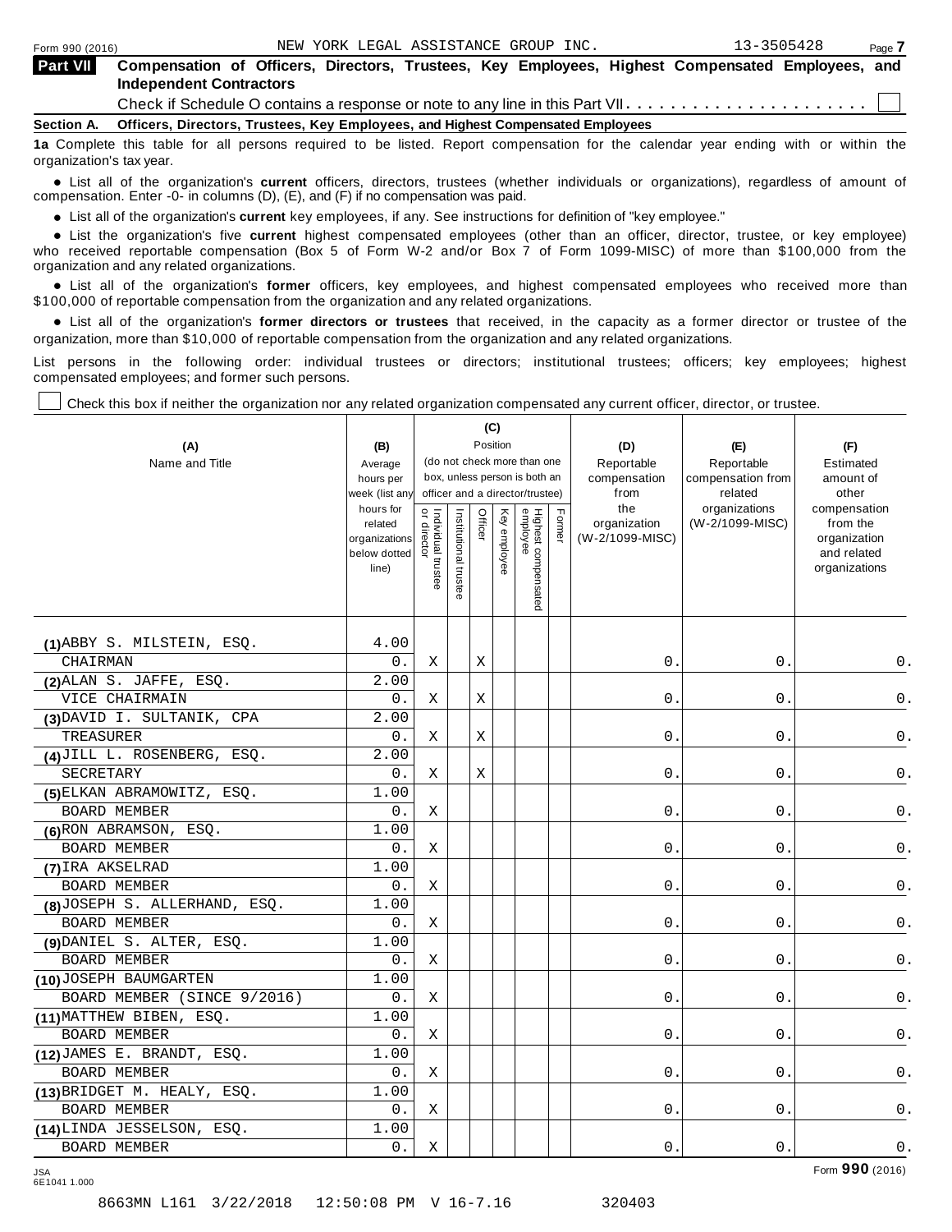Form 990 (2016) NEW YORK LEGAL ASSISTANCE GROUP INC. 13-3505428

## Part VII Compensation of Officers, Directors, Trustees, Key Employees, Highest Compensated Employees, and Independent Contractors

Check if Schedule O contains a response or note to any line in this Part VII. . . . . . . . . . . . . . . . . . . . . . ☐

### Section A. Officers, Directors, Trustees, Key Employees, and Highest Compensated Employees

**1a** Complete this table for all persons required to be listed. Report compensation for the calendar year ending with or within the organization's tax year.

- List all of the organization's **current** officers, directors, trustees (whether individuals or organizations), regardless of amount of compensation. Enter -0- in columns (D), (E), and (F) if no compensation was paid.
- List all of the organization's **current** key employees, if any. See instructions for definition of "key employee."
- List the organization's five **current** highest compensated employees (other than an officer, director, trustee, or key employee) who received reportable compensation (Box 5 of Form W-2 and/or Box 7 of Form 1099-MISC) of more than $100,000 from the organization and any related organizations.
- List all of the organization's **former** officers, key employees, and highest compensated employees who received more than $100,000 of reportable compensation from the organization and any related organizations.
- List all of the organization's **former directors or trustees** that received, in the capacity as a former director or trustee of the organization, more than $10,000 of reportable compensation from the organization and any related organizations.

List persons in the following order: individual trustees or directors; institutional trustees; officers; key employees; highest compensated employees; and former such persons.

☐ Check this box if neither the organization nor any related organization compensated any current officer, director, or trustee.

| (A) Name and Title | (B) Average hours per week (list any hours for related organizations below dotted line) | (C) Position (do not check more than one box, unless person is both an officer and a director/trustee): Individual trustee or director | Institutional trustee | Officer | Key employee | Highest compensated employee | Former | (D) Reportable compensation from the organization (W-2/1099-MISC) | (E) Reportable compensation from related organizations (W-2/1099-MISC) | (F) Estimated amount of other compensation from the organization and related organizations |
|---|---|---|---|---|---|---|---|---|---|---|
| (1) ABBY S. MILSTEIN, ESQ. CHAIRMAN | 4.00 / 0. | X | | X | | | | 0. | 0. | 0. |
| (2) ALAN S. JAFFE, ESQ. VICE CHAIRMAIN | 2.00 / 0. | X | | X | | | | 0. | 0. | 0. |
| (3) DAVID I. SULTANIK, CPA TREASURER | 2.00 / 0. | X | | X | | | | 0. | 0. | 0. |
| (4) JILL L. ROSENBERG, ESQ. SECRETARY | 2.00 / 0. | X | | X | | | | 0. | 0. | 0. |
| (5) ELKAN ABRAMOWITZ, ESQ. BOARD MEMBER | 1.00 / 0. | X | | | | | | 0. | 0. | 0. |
| (6) RON ABRAMSON, ESQ. BOARD MEMBER | 1.00 / 0. | X | | | | | | 0. | 0. | 0. |
| (7) IRA AKSELRAD BOARD MEMBER | 1.00 / 0. | X | | | | | | 0. | 0. | 0. |
| (8) JOSEPH S. ALLERHAND, ESQ. BOARD MEMBER | 1.00 / 0. | X | | | | | | 0. | 0. | 0. |
| (9) DANIEL S. ALTER, ESQ. BOARD MEMBER | 1.00 / 0. | X | | | | | | 0. | 0. | 0. |
| (10) JOSEPH BAUMGARTEN BOARD MEMBER (SINCE 9/2016) | 1.00 / 0. | X | | | | | | 0. | 0. | 0. |
| (11) MATTHEW BIBEN, ESQ. BOARD MEMBER | 1.00 / 0. | X | | | | | | 0. | 0. | 0. |
| (12) JAMES E. BRANDT, ESQ. BOARD MEMBER | 1.00 / 0. | X | | | | | | 0. | 0. | 0. |
| (13) BRIDGET M. HEALY, ESQ. BOARD MEMBER | 1.00 / 0. | X | | | | | | 0. | 0. | 0. |
| (14) LINDA JESSELSON, ESQ. BOARD MEMBER | 1.00 / 0. | X | | | | | | 0. | 0. | 0. |

Form **990** (2016)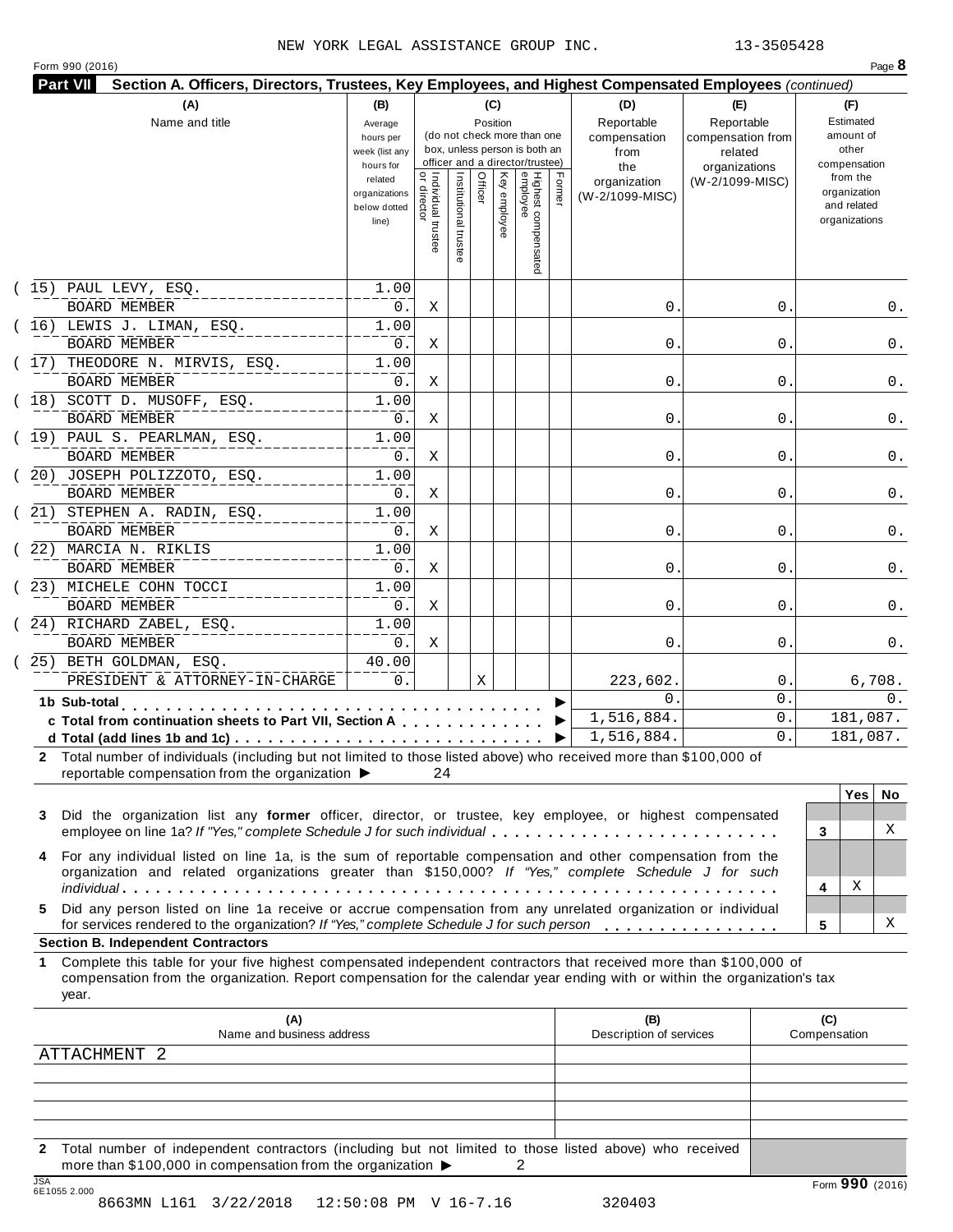NEW YORK LEGAL ASSISTANCE GROUP INC. 13-3505428

Form 990 (2016)

**Part VII** **Section A. Officers, Directors, Trustees, Key Employees, and Highest Compensated Employees** *(continued)*

| (A) Name and title | (B) Average hours per week (list any hours for related organizations below dotted line) | (C) Position: Individual trustee or director | Institutional trustee | Officer | Key employee | Highest compensated employee | Former | (D) Reportable compensation from the organization (W-2/1099-MISC) | (E) Reportable compensation from related organizations (W-2/1099-MISC) | (F) Estimated amount of other compensation from the organization and related organizations |
|---|---|---|---|---|---|---|---|---|---|---|
| (15) PAUL LEVY, ESQ. BOARD MEMBER | 1.00 / 0. | X | | | | | | 0. | 0. | 0. |
| (16) LEWIS J. LIMAN, ESQ. BOARD MEMBER | 1.00 / 0. | X | | | | | | 0. | 0. | 0. |
| (17) THEODORE N. MIRVIS, ESQ. BOARD MEMBER | 1.00 / 0. | X | | | | | | 0. | 0. | 0. |
| (18) SCOTT D. MUSOFF, ESQ. BOARD MEMBER | 1.00 / 0. | X | | | | | | 0. | 0. | 0. |
| (19) PAUL S. PEARLMAN, ESQ. BOARD MEMBER | 1.00 / 0. | X | | | | | | 0. | 0. | 0. |
| (20) JOSEPH POLIZZOTO, ESQ. BOARD MEMBER | 1.00 / 0. | X | | | | | | 0. | 0. | 0. |
| (21) STEPHEN A. RADIN, ESQ. BOARD MEMBER | 1.00 / 0. | X | | | | | | 0. | 0. | 0. |
| (22) MARCIA N. RIKLIS BOARD MEMBER | 1.00 / 0. | X | | | | | | 0. | 0. | 0. |
| (23) MICHELE COHN TOCCI BOARD MEMBER | 1.00 / 0. | X | | | | | | 0. | 0. | 0. |
| (24) RICHARD ZABEL, ESQ. BOARD MEMBER | 1.00 / 0. | X | | | | | | 0. | 0. | 0. |
| (25) BETH GOLDMAN, ESQ. PRESIDENT & ATTORNEY-IN-CHARGE | 40.00 / 0. | | | X | | | | 223,602. | 0. | 6,708. |
| **1b Sub-total** | | | | | | | ▶ | 0. | 0. | 0. |
| **c Total from continuation sheets to Part VII, Section A** | | | | | | | ▶ | 1,516,884. | 0. | 181,087. |
| **d Total (add lines 1b and 1c)** | | | | | | | ▶ | 1,516,884. | 0. | 181,087. |

**2** Total number of individuals (including but not limited to those listed above) who received more than $100,000 of reportable compensation from the organization ▶ 24

| | | Yes | No |
|---|---|---|---|
| **3** Did the organization list any **former** officer, director, or trustee, key employee, or highest compensated employee on line 1a? *If "Yes," complete Schedule J for such individual* | 3 | | X |
| **4** For any individual listed on line 1a, is the sum of reportable compensation and other compensation from the organization and related organizations greater than $150,000? *If "Yes," complete Schedule J for such individual* | 4 | X | |
| **5** Did any person listed on line 1a receive or accrue compensation from any unrelated organization or individual for services rendered to the organization? *If "Yes," complete Schedule J for such person* | 5 | | X |

**Section B. Independent Contractors**

**1** Complete this table for your five highest compensated independent contractors that received more than $100,000 of compensation from the organization. Report compensation for the calendar year ending with or within the organization's tax year.

| (A) Name and business address | (B) Description of services | (C) Compensation |
|---|---|---|
| ATTACHMENT 2 | | |
| | | |
| | | |
| | | |
| | | |

**2** Total number of independent contractors (including but not limited to those listed above) who received more than $100,000 in compensation from the organization ▶ 2

Form **990** (2016)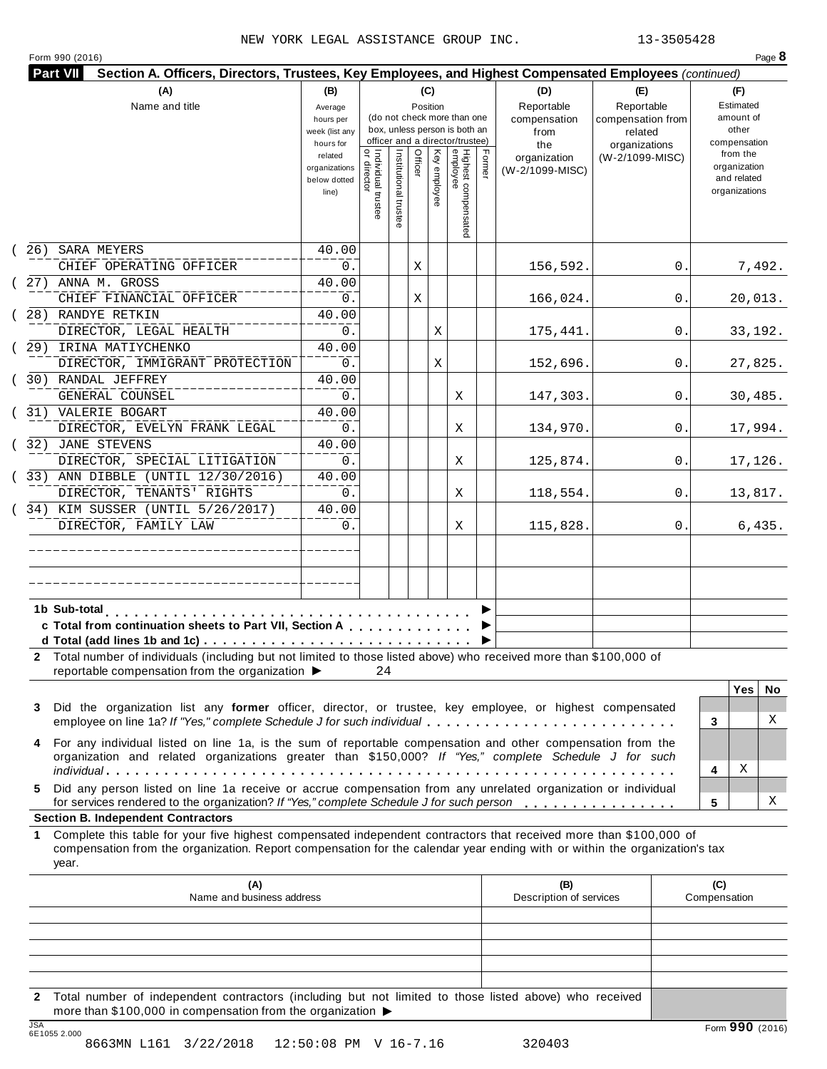NEW YORK LEGAL ASSISTANCE GROUP INC. 13-3505428

Form 990 (2016) Page **8**

**Part VII Section A. Officers, Directors, Trustees, Key Employees, and Highest Compensated Employees** *(continued)*

| (A) Name and title | (B) Average hours per week (list any hours for related organizations below dotted line) | (C) Position: Individual trustee or director | Institutional trustee | Officer | Key employee | Highest compensated employee | Former | (D) Reportable compensation from the organization (W-2/1099-MISC) | (E) Reportable compensation from related organizations (W-2/1099-MISC) | (F) Estimated amount of other compensation from the organization and related organizations |
|---|---|---|---|---|---|---|---|---|---|---|
| (26) SARA MEYERS<br>CHIEF OPERATING OFFICER | 40.00<br>0. | | | X | | | | 156,592. | 0. | 7,492. |
| (27) ANNA M. GROSS<br>CHIEF FINANCIAL OFFICER | 40.00<br>0. | | | X | | | | 166,024. | 0. | 20,013. |
| (28) RANDYE RETKIN<br>DIRECTOR, LEGAL HEALTH | 40.00<br>0. | | | | X | | | 175,441. | 0. | 33,192. |
| (29) IRINA MATIYCHENKO<br>DIRECTOR, IMMIGRANT PROTECTION | 40.00<br>0. | | | | X | | | 152,696. | 0. | 27,825. |
| (30) RANDAL JEFFREY<br>GENERAL COUNSEL | 40.00<br>0. | | | | | X | | 147,303. | 0. | 30,485. |
| (31) VALERIE BOGART<br>DIRECTOR, EVELYN FRANK LEGAL | 40.00<br>0. | | | | | X | | 134,970. | 0. | 17,994. |
| (32) JANE STEVENS<br>DIRECTOR, SPECIAL LITIGATION | 40.00<br>0. | | | | | X | | 125,874. | 0. | 17,126. |
| (33) ANN DIBBLE (UNTIL 12/30/2016)<br>DIRECTOR, TENANTS' RIGHTS | 40.00<br>0. | | | | | X | | 118,554. | 0. | 13,817. |
| (34) KIM SUSSER (UNTIL 5/26/2017)<br>DIRECTOR, FAMILY LAW | 40.00<br>0. | | | | | X | | 115,828. | 0. | 6,435. |
| | | | | | | | | | | |
| | | | | | | | | | | |
| **1b Sub-total** ▶ | | | | | | | | | | |
| **c Total from continuation sheets to Part VII, Section A** ▶ | | | | | | | | | | |
| **d Total (add lines 1b and 1c)** ▶ | | | | | | | | | | |

**2** Total number of individuals (including but not limited to those listed above) who received more than $100,000 of reportable compensation from the organization ▶ 24

| | | Yes | No |
|---|---|---|---|
| **3** Did the organization list any **former** officer, director, or trustee, key employee, or highest compensated employee on line 1a? *If "Yes," complete Schedule J for such individual* | 3 | | X |
| **4** For any individual listed on line 1a, is the sum of reportable compensation and other compensation from the organization and related organizations greater than $150,000? *If "Yes," complete Schedule J for such individual* | 4 | X | |
| **5** Did any person listed on line 1a receive or accrue compensation from any unrelated organization or individual for services rendered to the organization? *If "Yes," complete Schedule J for such person* | 5 | | X |

**Section B. Independent Contractors**

**1** Complete this table for your five highest compensated independent contractors that received more than $100,000 of compensation from the organization. Report compensation for the calendar year ending with or within the organization's tax year.

| (A) Name and business address | (B) Description of services | (C) Compensation |
|---|---|---|
| | | |
| | | |
| | | |
| | | |
| | | |

**2** Total number of independent contractors (including but not limited to those listed above) who received more than $100,000 in compensation from the organization ▶

Form **990** (2016)

JSA 6E1055 2.000

8663MN L161 3/22/2018 12:50:08 PM V 16-7.16 320403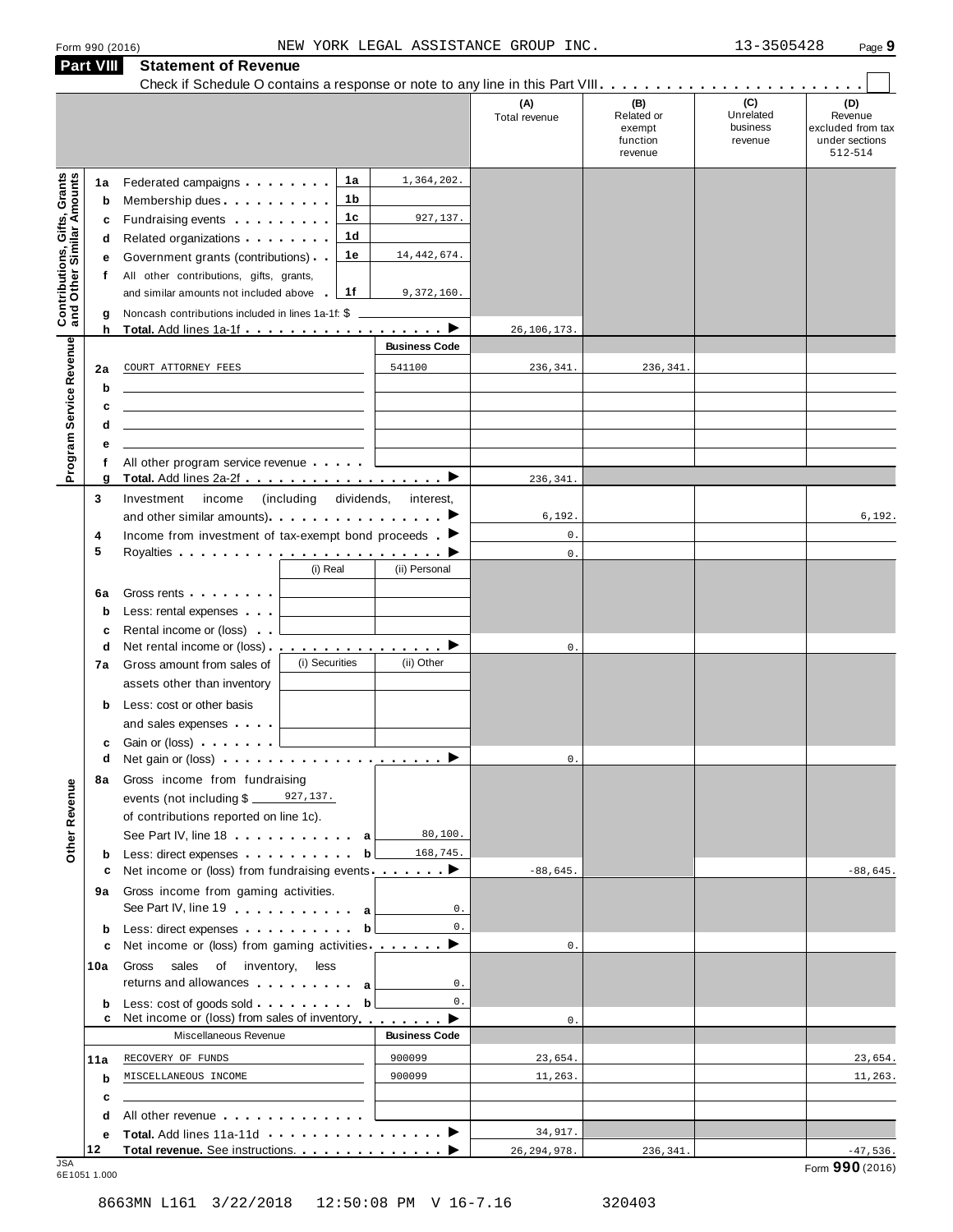Form 990 (2016) NEW YORK LEGAL ASSISTANCE GROUP INC. 13-3505428

## Part VIII Statement of Revenue

Check if Schedule O contains a response or note to any line in this Part VIII . . . . . . . . ☐

| | | | (A) Total revenue | (B) Related or exempt function revenue | (C) Unrelated business revenue | (D) Revenue excluded from tax under sections 512-514 |
|---|---|---|---|---|---|---|
| **Contributions, Gifts, Grants and Other Similar Amounts** | | | | | | |
| 1a Federated campaigns | 1a | 1,364,202. | | | | |
| b Membership dues | 1b | | | | | |
| c Fundraising events | 1c | 927,137. | | | | |
| d Related organizations | 1d | | | | | |
| e Government grants (contributions) | 1e | 14,442,674. | | | | |
| f All other contributions, gifts, grants, and similar amounts not included above | 1f | 9,372,160. | | | | |
| g Noncash contributions included in lines 1a-1f: $ | | | | | | |
| h **Total.** Add lines 1a-1f | | ▶ | 26,106,173. | | | |
| **Program Service Revenue** | | Business Code | | | | |
| 2a COURT ATTORNEY FEES | | 541100 | 236,341. | 236,341. | | |
| b | | | | | | |
| c | | | | | | |
| d | | | | | | |
| e | | | | | | |
| f All other program service revenue | | | | | | |
| g **Total.** Add lines 2a-2f | | ▶ | 236,341. | | | |
| **Other Revenue** | | | | | | |
| 3 Investment income (including dividends, interest, and other similar amounts) | | ▶ | 6,192. | | | 6,192. |
| 4 Income from investment of tax-exempt bond proceeds | | ▶ | 0. | | | |
| 5 Royalties | | ▶ | 0. | | | |
| | (i) Real | (ii) Personal | | | | |
| 6a Gross rents | | | | | | |
| b Less: rental expenses | | | | | | |
| c Rental income or (loss) | | | | | | |
| d Net rental income or (loss) | | ▶ | 0. | | | |
| 7a Gross amount from sales of assets other than inventory | (i) Securities | (ii) Other | | | | |
| b Less: cost or other basis and sales expenses | | | | | | |
| c Gain or (loss) | | | | | | |
| d Net gain or (loss) | | ▶ | 0. | | | |
| 8a Gross income from fundraising events (not including $ 927,137. of contributions reported on line 1c). See Part IV, line 18 | a | 80,100. | | | | |
| b Less: direct expenses | b | 168,745. | | | | |
| c Net income or (loss) from fundraising events | | ▶ | -88,645. | | | -88,645. |
| 9a Gross income from gaming activities. See Part IV, line 19 | a | 0. | | | | |
| b Less: direct expenses | b | 0. | | | | |
| c Net income or (loss) from gaming activities | | ▶ | 0. | | | |
| 10a Gross sales of inventory, less returns and allowances | a | 0. | | | | |
| b Less: cost of goods sold | b | 0. | | | | |
| c Net income or (loss) from sales of inventory | | ▶ | 0. | | | |
| Miscellaneous Revenue | | Business Code | | | | |
| 11a RECOVERY OF FUNDS | | 900099 | 23,654. | | | 23,654. |
| b MISCELLANEOUS INCOME | | 900099 | 11,263. | | | 11,263. |
| c | | | | | | |
| d All other revenue | | | | | | |
| e **Total.** Add lines 11a-11d | | ▶ | 34,917. | | | |
| 12 **Total revenue.** See instructions. | | ▶ | 26,294,978. | 236,341. | | -47,536. |

JSA 6E1051 1.000 Form **990** (2016)

8663MN L161 3/22/2018 12:50:08 PM V 16-7.16 320403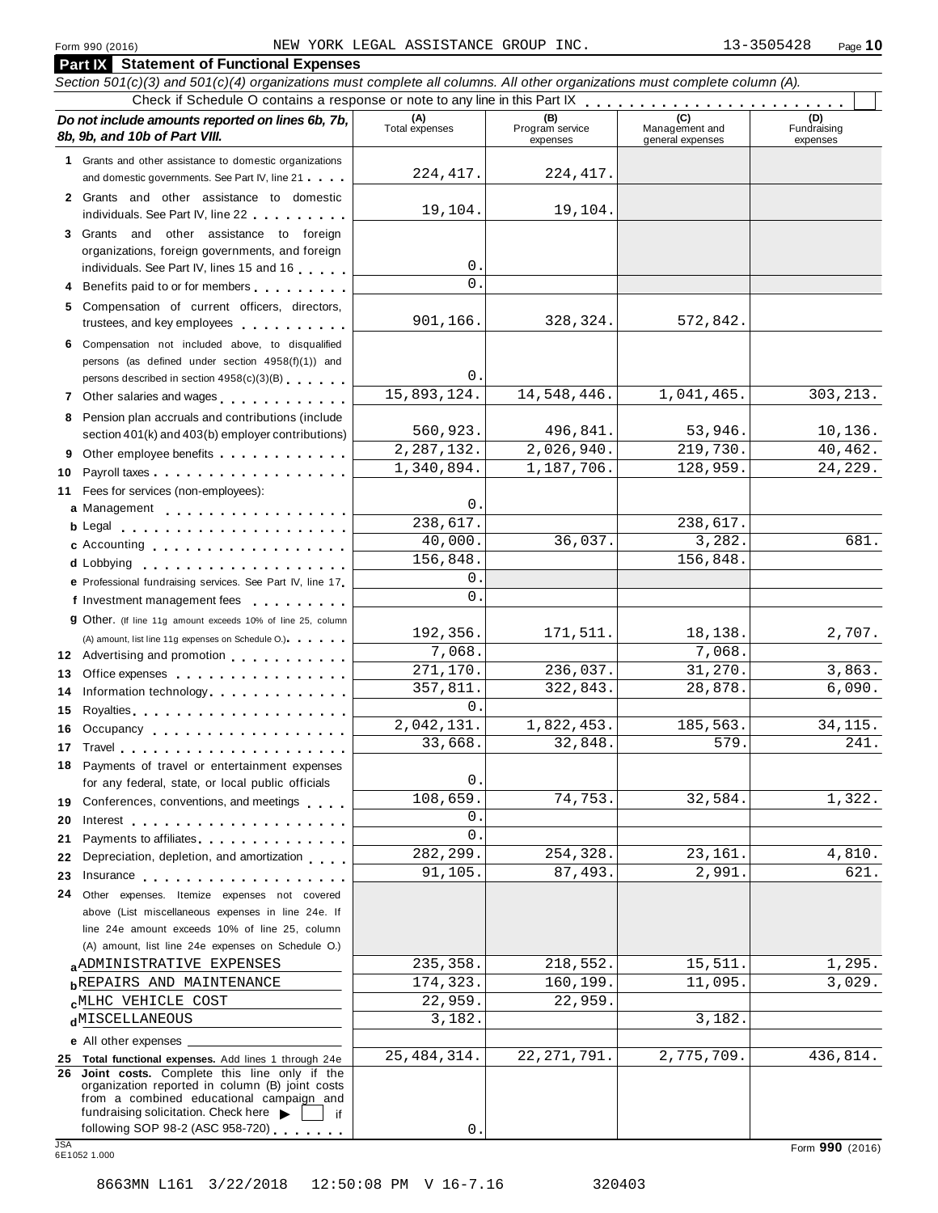Form 990 (2016) NEW YORK LEGAL ASSISTANCE GROUP INC. 13-3505428

## Part IX Statement of Functional Expenses

*Section 501(c)(3) and 501(c)(4) organizations must complete all columns. All other organizations must complete column (A).*

Check if Schedule O contains a response or note to any line in this Part IX

| *Do not include amounts reported on lines 6b, 7b, 8b, 9b, and 10b of Part VIII.* | (A) Total expenses | (B) Program service expenses | (C) Management and general expenses | (D) Fundraising expenses |
|---|---|---|---|---|
| 1 Grants and other assistance to domestic organizations and domestic governments. See Part IV, line 21 | 224,417. | 224,417. | | |
| 2 Grants and other assistance to domestic individuals. See Part IV, line 22 | 19,104. | 19,104. | | |
| 3 Grants and other assistance to foreign organizations, foreign governments, and foreign individuals. See Part IV, lines 15 and 16 | 0. | | | |
| 4 Benefits paid to or for members | 0. | | | |
| 5 Compensation of current officers, directors, trustees, and key employees | 901,166. | 328,324. | 572,842. | |
| 6 Compensation not included above, to disqualified persons (as defined under section 4958(f)(1)) and persons described in section 4958(c)(3)(B) | 0. | | | |
| 7 Other salaries and wages | 15,893,124. | 14,548,446. | 1,041,465. | 303,213. |
| 8 Pension plan accruals and contributions (include section 401(k) and 403(b) employer contributions) | 560,923. | 496,841. | 53,946. | 10,136. |
| 9 Other employee benefits | 2,287,132. | 2,026,940. | 219,730. | 40,462. |
| 10 Payroll taxes | 1,340,894. | 1,187,706. | 128,959. | 24,229. |
| 11 Fees for services (non-employees): | | | | |
| a Management | 0. | | | |
| b Legal | 238,617. | | 238,617. | |
| c Accounting | 40,000. | 36,037. | 3,282. | 681. |
| d Lobbying | 156,848. | | 156,848. | |
| e Professional fundraising services. See Part IV, line 17 | 0. | | | |
| f Investment management fees | 0. | | | |
| g Other. (If line 11g amount exceeds 10% of line 25, column (A) amount, list line 11g expenses on Schedule O.) | 192,356. | 171,511. | 18,138. | 2,707. |
| 12 Advertising and promotion | 7,068. | | 7,068. | |
| 13 Office expenses | 271,170. | 236,037. | 31,270. | 3,863. |
| 14 Information technology | 357,811. | 322,843. | 28,878. | 6,090. |
| 15 Royalties | 0. | | | |
| 16 Occupancy | 2,042,131. | 1,822,453. | 185,563. | 34,115. |
| 17 Travel | 33,668. | 32,848. | 579. | 241. |
| 18 Payments of travel or entertainment expenses for any federal, state, or local public officials | 0. | | | |
| 19 Conferences, conventions, and meetings | 108,659. | 74,753. | 32,584. | 1,322. |
| 20 Interest | 0. | | | |
| 21 Payments to affiliates | 0. | | | |
| 22 Depreciation, depletion, and amortization | 282,299. | 254,328. | 23,161. | 4,810. |
| 23 Insurance | 91,105. | 87,493. | 2,991. | 621. |
| 24 Other expenses. Itemize expenses not covered above (List miscellaneous expenses in line 24e. If line 24e amount exceeds 10% of line 25, column (A) amount, list line 24e expenses on Schedule O.) | | | | |
| a ADMINISTRATIVE EXPENSES | 235,358. | 218,552. | 15,511. | 1,295. |
| b REPAIRS AND MAINTENANCE | 174,323. | 160,199. | 11,095. | 3,029. |
| c MLHC VEHICLE COST | 22,959. | 22,959. | | |
| d MISCELLANEOUS | 3,182. | | 3,182. | |
| e All other expenses | | | | |
| 25 **Total functional expenses.** Add lines 1 through 24e | 25,484,314. | 22,271,791. | 2,775,709. | 436,814. |
| 26 **Joint costs.** Complete this line only if the organization reported in column (B) joint costs from a combined educational campaign and fundraising solicitation. Check here ▶ ☐ if following SOP 98-2 (ASC 958-720) | 0. | | | |

JSA 6E1052 1.000

Form **990** (2016)

8663MN L161 3/22/2018 12:50:08 PM V 16-7.16 320403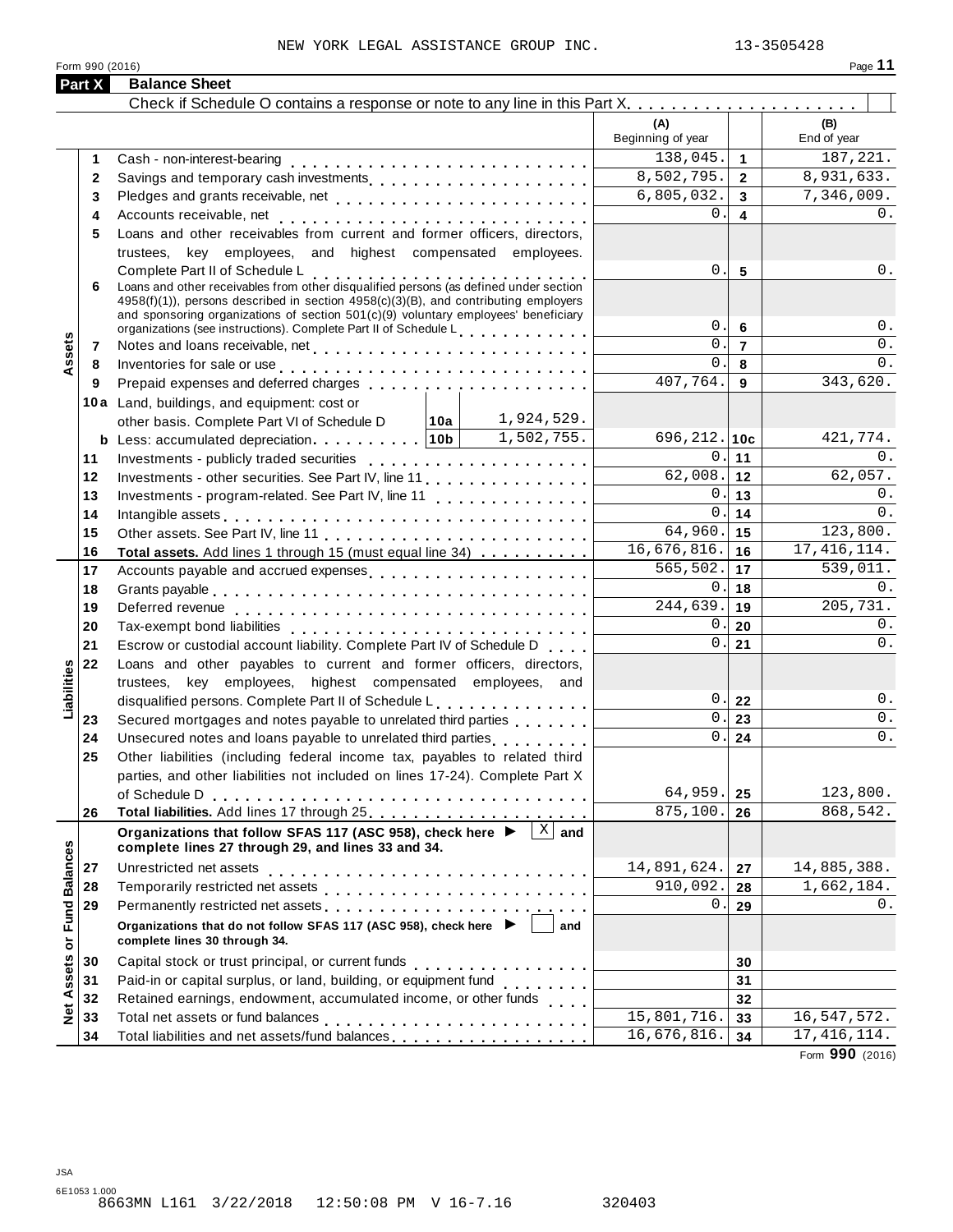NEW YORK LEGAL ASSISTANCE GROUP INC. 13-3505428

Form 990 (2016) Page **11**

## Part X Balance Sheet

Check if Schedule O contains a response or note to any line in this Part X . . . . . . . . . . . . . . . . . . . .

| | | | | (A) Beginning of year | | (B) End of year |
|---|---|---|---|---|---|---|
| **Assets** | 1 | Cash - non-interest-bearing | | 138,045. | 1 | 187,221. |
| | 2 | Savings and temporary cash investments | | 8,502,795. | 2 | 8,931,633. |
| | 3 | Pledges and grants receivable, net | | 6,805,032. | 3 | 7,346,009. |
| | 4 | Accounts receivable, net | | 0. | 4 | 0. |
| | 5 | Loans and other receivables from current and former officers, directors, trustees, key employees, and highest compensated employees. Complete Part II of Schedule L | | 0. | 5 | 0. |
| | 6 | Loans and other receivables from other disqualified persons (as defined under section 4958(f)(1)), persons described in section 4958(c)(3)(B), and contributing employers and sponsoring organizations of section 501(c)(9) voluntary employees' beneficiary organizations (see instructions). Complete Part II of Schedule L | | 0. | 6 | 0. |
| | 7 | Notes and loans receivable, net | | 0. | 7 | 0. |
| | 8 | Inventories for sale or use | | 0. | 8 | 0. |
| | 9 | Prepaid expenses and deferred charges | | 407,764. | 9 | 343,620. |
| | 10a | Land, buildings, and equipment: cost or other basis. Complete Part VI of Schedule D | 10a 1,924,529. | | | |
| | b | Less: accumulated depreciation | 10b 1,502,755. | 696,212. | 10c | 421,774. |
| | 11 | Investments - publicly traded securities | | 0. | 11 | 0. |
| | 12 | Investments - other securities. See Part IV, line 11 | | 62,008. | 12 | 62,057. |
| | 13 | Investments - program-related. See Part IV, line 11 | | 0. | 13 | 0. |
| | 14 | Intangible assets | | 0. | 14 | 0. |
| | 15 | Other assets. See Part IV, line 11 | | 64,960. | 15 | 123,800. |
| | 16 | **Total assets.** Add lines 1 through 15 (must equal line 34) | | 16,676,816. | 16 | 17,416,114. |
| **Liabilities** | 17 | Accounts payable and accrued expenses | | 565,502. | 17 | 539,011. |
| | 18 | Grants payable | | 0. | 18 | 0. |
| | 19 | Deferred revenue | | 244,639. | 19 | 205,731. |
| | 20 | Tax-exempt bond liabilities | | 0. | 20 | 0. |
| | 21 | Escrow or custodial account liability. Complete Part IV of Schedule D | | 0. | 21 | 0. |
| | 22 | Loans and other payables to current and former officers, directors, trustees, key employees, highest compensated employees, and disqualified persons. Complete Part II of Schedule L | | 0. | 22 | 0. |
| | 23 | Secured mortgages and notes payable to unrelated third parties | | 0. | 23 | 0. |
| | 24 | Unsecured notes and loans payable to unrelated third parties | | 0. | 24 | 0. |
| | 25 | Other liabilities (including federal income tax, payables to related third parties, and other liabilities not included on lines 17-24). Complete Part X of Schedule D | | 64,959. | 25 | 123,800. |
| | 26 | **Total liabilities.** Add lines 17 through 25 | | 875,100. | 26 | 868,542. |
| **Net Assets or Fund Balances** | | **Organizations that follow SFAS 117 (ASC 958), check here ▶ [X] and complete lines 27 through 29, and lines 33 and 34.** | | | | |
| | 27 | Unrestricted net assets | | 14,891,624. | 27 | 14,885,388. |
| | 28 | Temporarily restricted net assets | | 910,092. | 28 | 1,662,184. |
| | 29 | Permanently restricted net assets | | 0. | 29 | 0. |
| | | **Organizations that do not follow SFAS 117 (ASC 958), check here ▶ [ ] and complete lines 30 through 34.** | | | | |
| | 30 | Capital stock or trust principal, or current funds | | | 30 | |
| | 31 | Paid-in or capital surplus, or land, building, or equipment fund | | | 31 | |
| | 32 | Retained earnings, endowment, accumulated income, or other funds | | | 32 | |
| | 33 | Total net assets or fund balances | | 15,801,716. | 33 | 16,547,572. |
| | 34 | Total liabilities and net assets/fund balances | | 16,676,816. | 34 | 17,416,114. |

Form **990** (2016)

JSA
6E1053 1.000
8663MN L161 3/22/2018 12:50:08 PM V 16-7.16 320403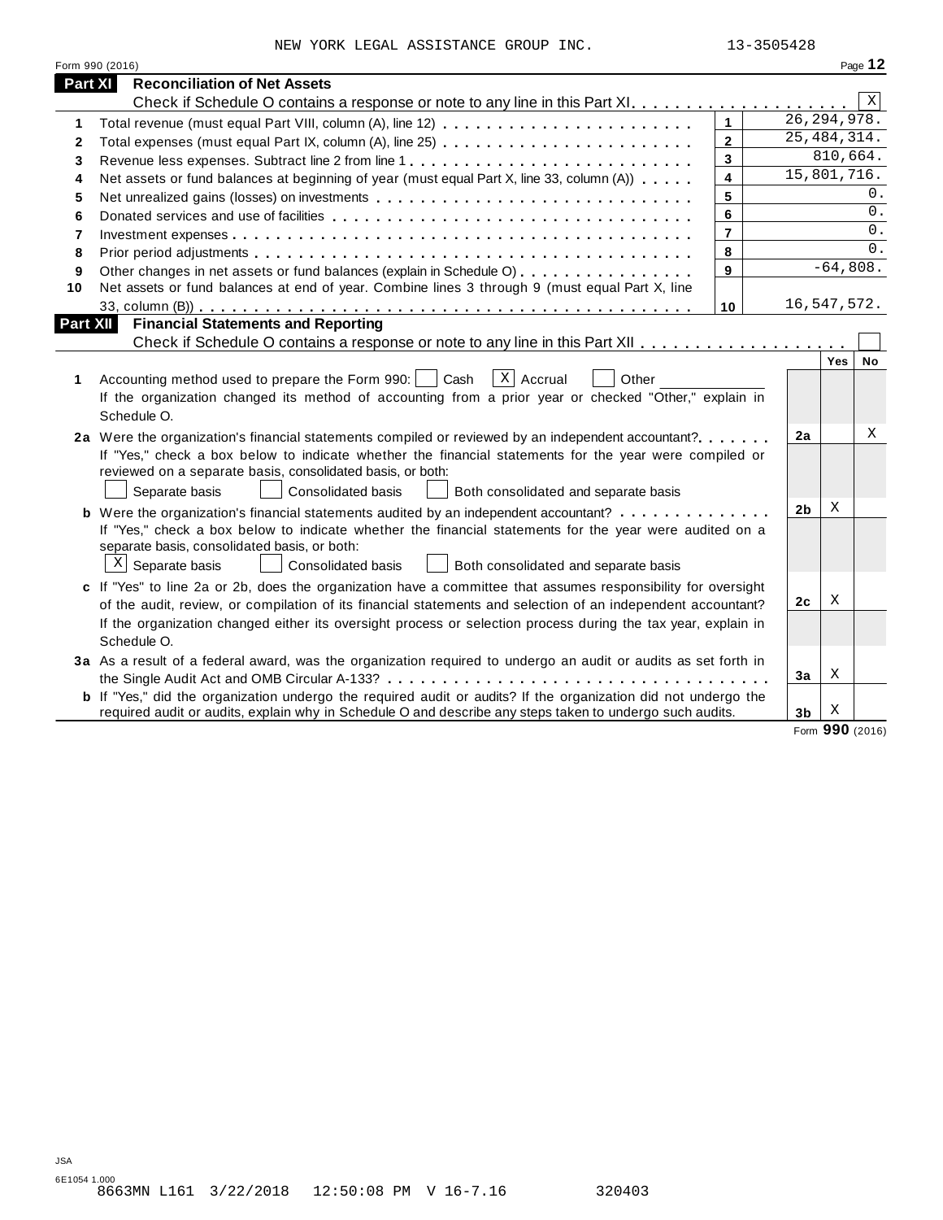NEW YORK LEGAL ASSISTANCE GROUP INC. 13-3505428

Form 990 (2016)

## Part XI Reconciliation of Net Assets

Check if Schedule O contains a response or note to any line in this Part XI. . . . . . . . . . . . . . . . . . . . [X]

| | | | |
|---|---|---|---|
| 1 | Total revenue (must equal Part VIII, column (A), line 12) | 1 | 26,294,978. |
| 2 | Total expenses (must equal Part IX, column (A), line 25) | 2 | 25,484,314. |
| 3 | Revenue less expenses. Subtract line 2 from line 1 | 3 | 810,664. |
| 4 | Net assets or fund balances at beginning of year (must equal Part X, line 33, column (A)) | 4 | 15,801,716. |
| 5 | Net unrealized gains (losses) on investments | 5 | 0. |
| 6 | Donated services and use of facilities | 6 | 0. |
| 7 | Investment expenses | 7 | 0. |
| 8 | Prior period adjustments | 8 | 0. |
| 9 | Other changes in net assets or fund balances (explain in Schedule O) | 9 | -64,808. |
| 10 | Net assets or fund balances at end of year. Combine lines 3 through 9 (must equal Part X, line 33, column (B)) | 10 | 16,547,572. |

## Part XII Financial Statements and Reporting

Check if Schedule O contains a response or note to any line in this Part XII . . . . . . . . . . . . . . . . . . [ ]

| | | | Yes | No |
|---|---|---|---|---|
| 1 | Accounting method used to prepare the Form 990: [ ] Cash [X] Accrual [ ] Other ______<br>If the organization changed its method of accounting from a prior year or checked "Other," explain in Schedule O. | | | |
| 2a | Were the organization's financial statements compiled or reviewed by an independent accountant?<br>If "Yes," check a box below to indicate whether the financial statements for the year were compiled or reviewed on a separate basis, consolidated basis, or both:<br>[ ] Separate basis [ ] Consolidated basis [ ] Both consolidated and separate basis | 2a | | X |
| b | Were the organization's financial statements audited by an independent accountant?<br>If "Yes," check a box below to indicate whether the financial statements for the year were audited on a separate basis, consolidated basis, or both:<br>[X] Separate basis [ ] Consolidated basis [ ] Both consolidated and separate basis | 2b | X | |
| c | If "Yes" to line 2a or 2b, does the organization have a committee that assumes responsibility for oversight of the audit, review, or compilation of its financial statements and selection of an independent accountant?<br>If the organization changed either its oversight process or selection process during the tax year, explain in Schedule O. | 2c | X | |
| 3a | As a result of a federal award, was the organization required to undergo an audit or audits as set forth in the Single Audit Act and OMB Circular A-133? | 3a | X | |
| b | If "Yes," did the organization undergo the required audit or audits? If the organization did not undergo the required audit or audits, explain in Schedule O and describe any steps taken to undergo such audits. | 3b | X | |

Form **990** (2016)

JSA
6E1054 1.000
8663MN L161 3/22/2018 12:50:08 PM V 16-7.16 320403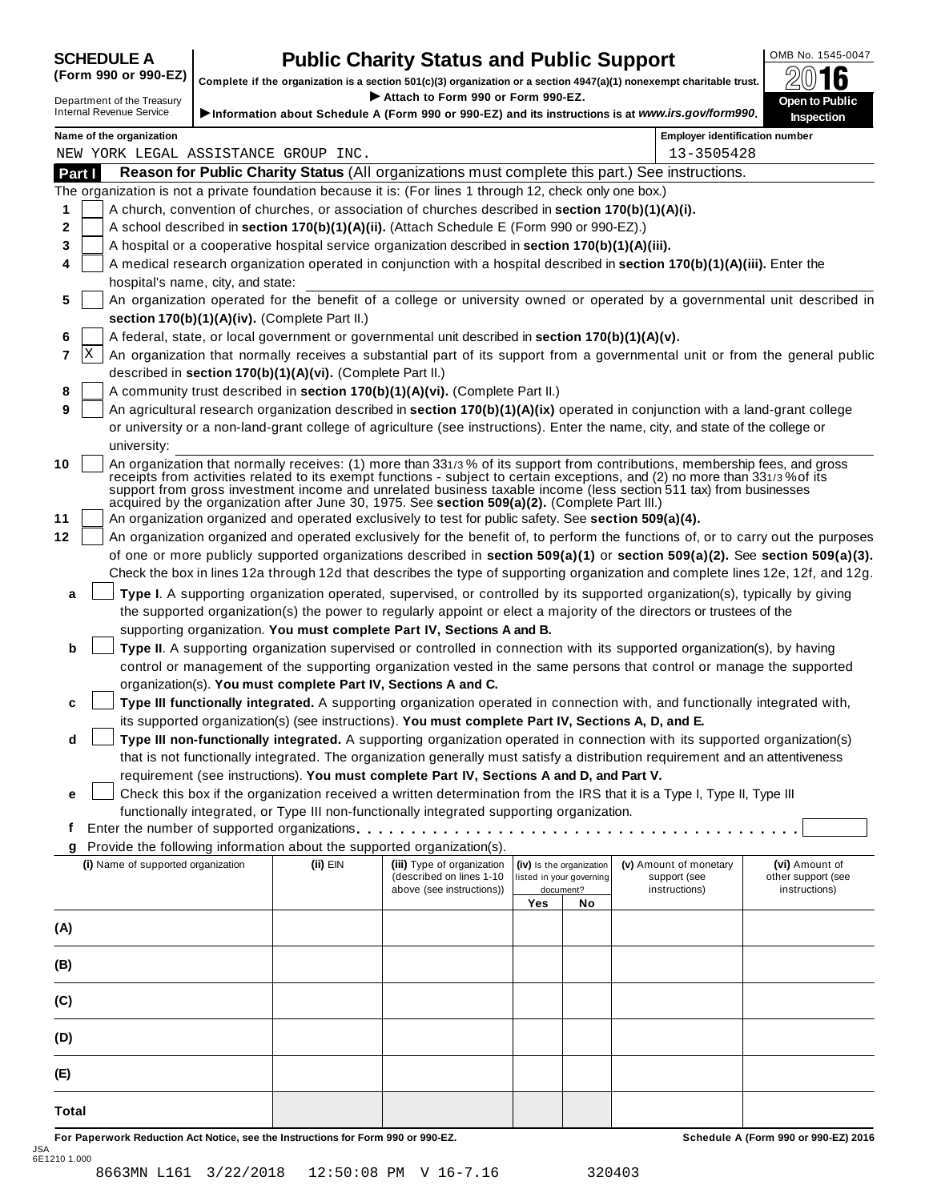**SCHEDULE A**
**(Form 990 or 990-EZ)**

Department of the Treasury
Internal Revenue Service

# Public Charity Status and Public Support

**Complete if the organization is a section 501(c)(3) organization or a section 4947(a)(1) nonexempt charitable trust.**
► **Attach to Form 990 or Form 990-EZ.**
►**Information about Schedule A (Form 990 or 990-EZ) and its instructions is at *www.irs.gov/form990*.**

OMB No. 1545-0047

**2016**

**Open to Public Inspection**

**Name of the organization**
NEW YORK LEGAL ASSISTANCE GROUP INC.

**Employer identification number**
13-3505428

**Part I** **Reason for Public Charity Status** (All organizations must complete this part.) See instructions.

The organization is not a private foundation because it is: (For lines 1 through 12, check only one box.)

1 [ ] A church, convention of churches, or association of churches described in **section 170(b)(1)(A)(i).**

2 [ ] A school described in **section 170(b)(1)(A)(ii).** (Attach Schedule E (Form 990 or 990-EZ).)

3 [ ] A hospital or a cooperative hospital service organization described in **section 170(b)(1)(A)(iii).**

4 [ ] A medical research organization operated in conjunction with a hospital described in **section 170(b)(1)(A)(iii).** Enter the hospital's name, city, and state:

5 [ ] An organization operated for the benefit of a college or university owned or operated by a governmental unit described in **section 170(b)(1)(A)(iv).** (Complete Part II.)

6 [ ] A federal, state, or local government or governmental unit described in **section 170(b)(1)(A)(v).**

7 [X] An organization that normally receives a substantial part of its support from a governmental unit or from the general public described in **section 170(b)(1)(A)(vi).** (Complete Part II.)

8 [ ] A community trust described in **section 170(b)(1)(A)(vi).** (Complete Part II.)

9 [ ] An agricultural research organization described in **section 170(b)(1)(A)(ix)** operated in conjunction with a land-grant college or university or a non-land-grant college of agriculture (see instructions). Enter the name, city, and state of the college or university:

10 [ ] An organization that normally receives: (1) more than 33 1/3 % of its support from contributions, membership fees, and gross receipts from activities related to its exempt functions - subject to certain exceptions, and (2) no more than 33 1/3 % of its support from gross investment income and unrelated business taxable income (less section 511 tax) from businesses acquired by the organization after June 30, 1975. See **section 509(a)(2).** (Complete Part III.)

11 [ ] An organization organized and operated exclusively to test for public safety. See **section 509(a)(4).**

12 [ ] An organization organized and operated exclusively for the benefit of, to perform the functions of, or to carry out the purposes of one or more publicly supported organizations described in **section 509(a)(1)** or **section 509(a)(2).** See **section 509(a)(3).** Check the box in lines 12a through 12d that describes the type of supporting organization and complete lines 12e, 12f, and 12g.

a [ ] **Type I**. A supporting organization operated, supervised, or controlled by its supported organization(s), typically by giving the supported organization(s) the power to regularly appoint or elect a majority of the directors or trustees of the supporting organization. **You must complete Part IV, Sections A and B.**

b [ ] **Type II**. A supporting organization supervised or controlled in connection with its supported organization(s), by having control or management of the supporting organization vested in the same persons that control or manage the supported organization(s). **You must complete Part IV, Sections A and C.**

c [ ] **Type III functionally integrated.** A supporting organization operated in connection with, and functionally integrated with, its supported organization(s) (see instructions). **You must complete Part IV, Sections A, D, and E.**

d [ ] **Type III non-functionally integrated.** A supporting organization operated in connection with its supported organization(s) that is not functionally integrated. The organization generally must satisfy a distribution requirement and an attentiveness requirement (see instructions). **You must complete Part IV, Sections A and D, and Part V.**

e [ ] Check this box if the organization received a written determination from the IRS that it is a Type I, Type II, Type III functionally integrated, or Type III non-functionally integrated supporting organization.

f Enter the number of supported organizations . . . . . . . . . . . . . . . . . . . . . . . . . . . . . . . . . . . . . .

g Provide the following information about the supported organization(s).

| (i) Name of supported organization | (ii) EIN | (iii) Type of organization (described on lines 1-10 above (see instructions)) | (iv) Is the organization listed in your governing document? Yes | No | (v) Amount of monetary support (see instructions) | (vi) Amount of other support (see instructions) |
|---|---|---|---|---|---|---|
| (A) | | | | | | |
| (B) | | | | | | |
| (C) | | | | | | |
| (D) | | | | | | |
| (E) | | | | | | |
| Total | | | | | | |

**For Paperwork Reduction Act Notice, see the Instructions for Form 990 or 990-EZ.** **Schedule A (Form 990 or 990-EZ) 2016**

JSA
6E1210 1.000

8663MN L161 3/22/2018 12:50:08 PM V 16-7.16 320403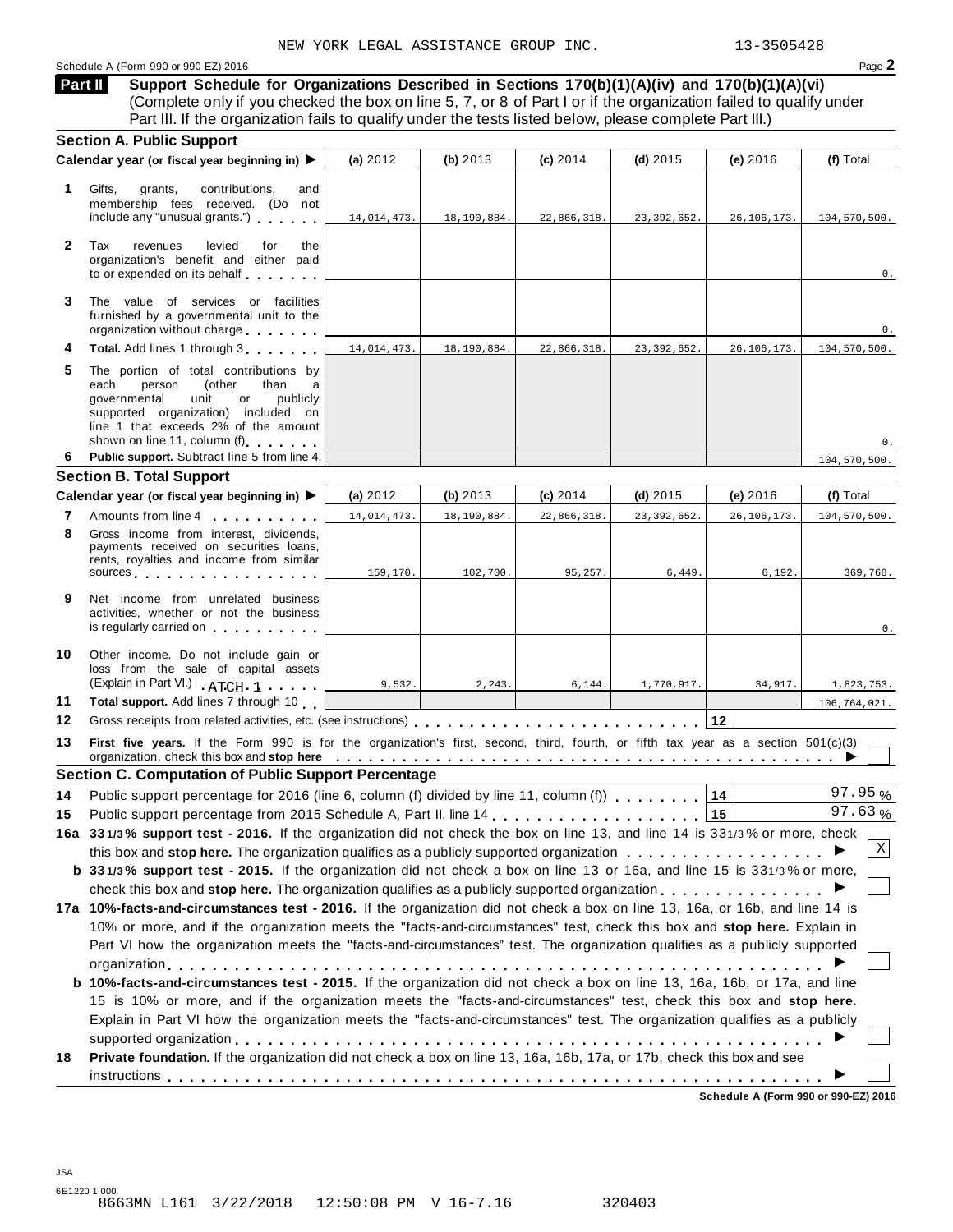NEW YORK LEGAL ASSISTANCE GROUP INC. 13-3505428

Schedule A (Form 990 or 990-EZ) 2016

**Part II Support Schedule for Organizations Described in Sections 170(b)(1)(A)(iv) and 170(b)(1)(A)(vi)**
(Complete only if you checked the box on line 5, 7, or 8 of Part I or if the organization failed to qualify under Part III. If the organization fails to qualify under the tests listed below, please complete Part III.)

### Section A. Public Support

| | Calendar year (or fiscal year beginning in) ▶ | (a) 2012 | (b) 2013 | (c) 2014 | (d) 2015 | (e) 2016 | (f) Total |
|---|---|---|---|---|---|---|---|
| 1 | Gifts, grants, contributions, and membership fees received. (Do not include any "unusual grants.") | 14,014,473. | 18,190,884. | 22,866,318. | 23,392,652. | 26,106,173. | 104,570,500. |
| 2 | Tax revenues levied for the organization's benefit and either paid to or expended on its behalf | | | | | | 0. |
| 3 | The value of services or facilities furnished by a governmental unit to the organization without charge | | | | | | 0. |
| 4 | **Total.** Add lines 1 through 3 | 14,014,473. | 18,190,884. | 22,866,318. | 23,392,652. | 26,106,173. | 104,570,500. |
| 5 | The portion of total contributions by each person (other than a governmental unit or publicly supported organization) included on line 1 that exceeds 2% of the amount shown on line 11, column (f) | | | | | | 0. |
| 6 | **Public support.** Subtract line 5 from line 4. | | | | | | 104,570,500. |

### Section B. Total Support

| | Calendar year (or fiscal year beginning in) ▶ | (a) 2012 | (b) 2013 | (c) 2014 | (d) 2015 | (e) 2016 | (f) Total |
|---|---|---|---|---|---|---|---|
| 7 | Amounts from line 4 | 14,014,473. | 18,190,884. | 22,866,318. | 23,392,652. | 26,106,173. | 104,570,500. |
| 8 | Gross income from interest, dividends, payments received on securities loans, rents, royalties and income from similar sources | 159,170. | 102,700. | 95,257. | 6,449. | 6,192. | 369,768. |
| 9 | Net income from unrelated business activities, whether or not the business is regularly carried on | | | | | | 0. |
| 10 | Other income. Do not include gain or loss from the sale of capital assets (Explain in Part VI.) ATCH 1 | 9,532. | 2,243. | 6,144. | 1,770,917. | 34,917. | 1,823,753. |
| 11 | **Total support.** Add lines 7 through 10 | | | | | | 106,764,021. |

**12** Gross receipts from related activities, etc. (see instructions) .......... **12**

**13 First five years.** If the Form 990 is for the organization's first, second, third, fourth, or fifth tax year as a section 501(c)(3) organization, check this box and **stop here** ▶ ☐

### Section C. Computation of Public Support Percentage

**14** Public support percentage for 2016 (line 6, column (f) divided by line 11, column (f)) .......... **14** 97.95 %

**15** Public support percentage from 2015 Schedule A, Part II, line 14 .......... **15** 97.63 %

**16a 33 1/3 % support test - 2016.** If the organization did not check the box on line 13, and line 14 is 33 1/3 % or more, check this box and **stop here.** The organization qualifies as a publicly supported organization ▶ ☒

**b 33 1/3 % support test - 2015.** If the organization did not check a box on line 13 or 16a, and line 15 is 33 1/3 % or more, check this box and **stop here.** The organization qualifies as a publicly supported organization ▶ ☐

**17a 10%-facts-and-circumstances test - 2016.** If the organization did not check a box on line 13, 16a, or 16b, and line 14 is 10% or more, and if the organization meets the "facts-and-circumstances" test, check this box and **stop here.** Explain in Part VI how the organization meets the "facts-and-circumstances" test. The organization qualifies as a publicly supported organization ▶ ☐

**b 10%-facts-and-circumstances test - 2015.** If the organization did not check a box on line 13, 16a, 16b, or 17a, and line 15 is 10% or more, and if the organization meets the "facts-and-circumstances" test, check this box and **stop here.** Explain in Part VI how the organization meets the "facts-and-circumstances" test. The organization qualifies as a publicly supported organization ▶ ☐

**18 Private foundation.** If the organization did not check a box on line 13, 16a, 16b, 17a, or 17b, check this box and see instructions ▶ ☐

**Schedule A (Form 990 or 990-EZ) 2016**

JSA
6E1220 1.000
8663MN L161 3/22/2018 12:50:08 PM V 16-7.16 320403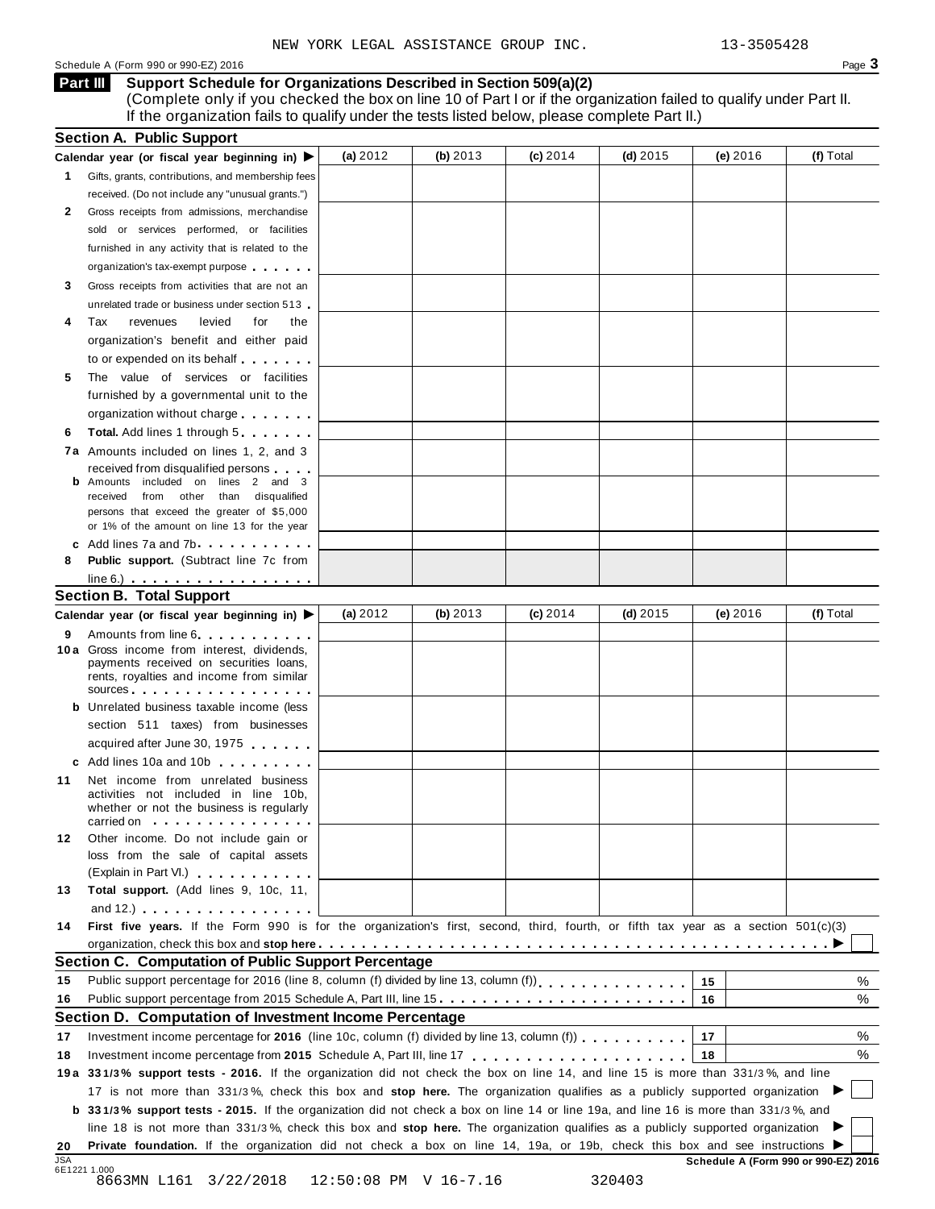NEW YORK LEGAL ASSISTANCE GROUP INC. 13-3505428

Schedule A (Form 990 or 990-EZ) 2016

## Part III Support Schedule for Organizations Described in Section 509(a)(2)

(Complete only if you checked the box on line 10 of Part I or if the organization failed to qualify under Part II. If the organization fails to qualify under the tests listed below, please complete Part II.)

### Section A. Public Support

| Calendar year (or fiscal year beginning in) ▶ | (a) 2012 | (b) 2013 | (c) 2014 | (d) 2015 | (e) 2016 | (f) Total |
|---|---|---|---|---|---|---|
| **1** Gifts, grants, contributions, and membership fees received. (Do not include any "unusual grants.") | | | | | | |
| **2** Gross receipts from admissions, merchandise sold or services performed, or facilities furnished in any activity that is related to the organization's tax-exempt purpose | | | | | | |
| **3** Gross receipts from activities that are not an unrelated trade or business under section 513 | | | | | | |
| **4** Tax revenues levied for the organization's benefit and either paid to or expended on its behalf | | | | | | |
| **5** The value of services or facilities furnished by a governmental unit to the organization without charge | | | | | | |
| **6** **Total.** Add lines 1 through 5 | | | | | | |
| **7a** Amounts included on lines 1, 2, and 3 received from disqualified persons | | | | | | |
| **b** Amounts included on lines 2 and 3 received from other than disqualified persons that exceed the greater of $5,000 or 1% of the amount on line 13 for the year | | | | | | |
| **c** Add lines 7a and 7b | | | | | | |
| **8** **Public support.** (Subtract line 7c from line 6.) | | | | | | |

### Section B. Total Support

| Calendar year (or fiscal year beginning in) ▶ | (a) 2012 | (b) 2013 | (c) 2014 | (d) 2015 | (e) 2016 | (f) Total |
|---|---|---|---|---|---|---|
| **9** Amounts from line 6 | | | | | | |
| **10a** Gross income from interest, dividends, payments received on securities loans, rents, royalties and income from similar sources | | | | | | |
| **b** Unrelated business taxable income (less section 511 taxes) from businesses acquired after June 30, 1975 | | | | | | |
| **c** Add lines 10a and 10b | | | | | | |
| **11** Net income from unrelated business activities not included in line 10b, whether or not the business is regularly carried on | | | | | | |
| **12** Other income. Do not include gain or loss from the sale of capital assets (Explain in Part VI.) | | | | | | |
| **13** **Total support.** (Add lines 9, 10c, 11, and 12.) | | | | | | |

**14** **First five years.** If the Form 990 is for the organization's first, second, third, fourth, or fifth tax year as a section 501(c)(3) organization, check this box and **stop here** ▶ ☐

### Section C. Computation of Public Support Percentage

| | | | |
|---|---|---|---|
| **15** | Public support percentage for 2016 (line 8, column (f) divided by line 13, column (f)) | 15 | % |
| **16** | Public support percentage from 2015 Schedule A, Part III, line 15 | 16 | % |

### Section D. Computation of Investment Income Percentage

| | | | |
|---|---|---|---|
| **17** | Investment income percentage for **2016** (line 10c, column (f) divided by line 13, column (f)) | 17 | % |
| **18** | Investment income percentage from **2015** Schedule A, Part III, line 17 | 18 | % |

**19a** **33 1/3% support tests - 2016.** If the organization did not check the box on line 14, and line 15 is more than 33 1/3%, and line 17 is not more than 33 1/3%, check this box and **stop here.** The organization qualifies as a publicly supported organization ▶ ☐

**b** **33 1/3% support tests - 2015.** If the organization did not check a box on line 14 or line 19a, and line 16 is more than 33 1/3%, and line 18 is not more than 33 1/3%, check this box and **stop here.** The organization qualifies as a publicly supported organization ▶ ☐

**20** **Private foundation.** If the organization did not check a box on line 14, 19a, or 19b, check this box and see instructions ▶ ☐

JSA 6E1221 1.000 **Schedule A (Form 990 or 990-EZ) 2016**

8663MN L161 3/22/2018 12:50:08 PM V 16-7.16 320403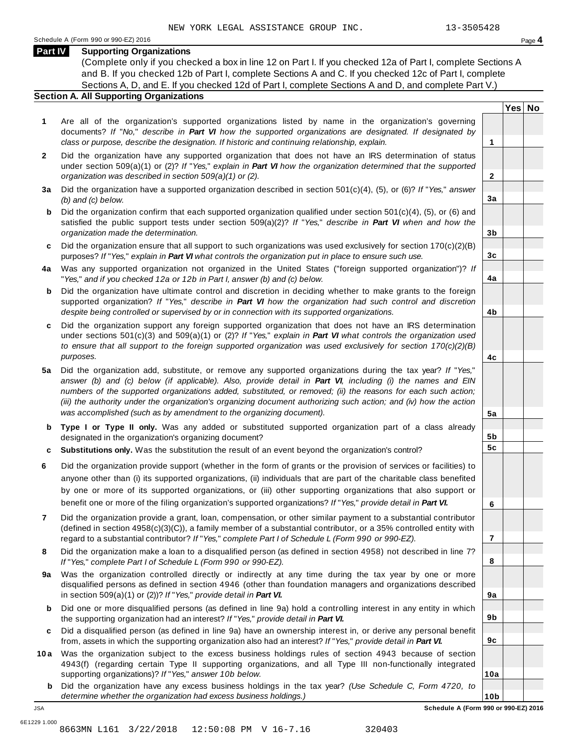NEW YORK LEGAL ASSISTANCE GROUP INC. 13-3505428

Schedule A (Form 990 or 990-EZ) 2016

## Part IV Supporting Organizations

(Complete only if you checked a box in line 12 on Part I. If you checked 12a of Part I, complete Sections A and B. If you checked 12b of Part I, complete Sections A and C. If you checked 12c of Part I, complete Sections A, D, and E. If you checked 12d of Part I, complete Sections A and D, and complete Part V.)

### Section A. All Supporting Organizations

| | | | Yes | No |
|---|---|---|---|---|
| **1** | Are all of the organization's supported organizations listed by name in the organization's governing documents? *If "No," describe in **Part VI** how the supported organizations are designated. If designated by class or purpose, describe the designation. If historic and continuing relationship, explain.* | 1 | | |
| **2** | Did the organization have any supported organization that does not have an IRS determination of status under section 509(a)(1) or (2)? *If "Yes," explain in **Part VI** how the organization determined that the supported organization was described in section 509(a)(1) or (2).* | 2 | | |
| **3a** | Did the organization have a supported organization described in section 501(c)(4), (5), or (6)? *If "Yes," answer (b) and (c) below.* | 3a | | |
| **b** | Did the organization confirm that each supported organization qualified under section 501(c)(4), (5), or (6) and satisfied the public support tests under section 509(a)(2)? *If "Yes," describe in **Part VI** when and how the organization made the determination.* | 3b | | |
| **c** | Did the organization ensure that all support to such organizations was used exclusively for section 170(c)(2)(B) purposes? *If "Yes," explain in **Part VI** what controls the organization put in place to ensure such use.* | 3c | | |
| **4a** | Was any supported organization not organized in the United States ("foreign supported organization")? *If "Yes," and if you checked 12a or 12b in Part I, answer (b) and (c) below.* | 4a | | |
| **b** | Did the organization have ultimate control and discretion in deciding whether to make grants to the foreign supported organization? *If "Yes," describe in **Part VI** how the organization had such control and discretion despite being controlled or supervised by or in connection with its supported organizations.* | 4b | | |
| **c** | Did the organization support any foreign supported organization that does not have an IRS determination under sections 501(c)(3) and 509(a)(1) or (2)? *If "Yes," explain in **Part VI** what controls the organization used to ensure that all support to the foreign supported organization was used exclusively for section 170(c)(2)(B) purposes.* | 4c | | |
| **5a** | Did the organization add, substitute, or remove any supported organizations during the tax year? *If "Yes," answer (b) and (c) below (if applicable). Also, provide detail in **Part VI**, including (i) the names and EIN numbers of the supported organizations added, substituted, or removed; (ii) the reasons for each such action; (iii) the authority under the organization's organizing document authorizing such action; and (iv) how the action was accomplished (such as by amendment to the organizing document).* | 5a | | |
| **b** | **Type I or Type II only.** Was any added or substituted supported organization part of a class already designated in the organization's organizing document? | 5b | | |
| **c** | **Substitutions only.** Was the substitution the result of an event beyond the organization's control? | 5c | | |
| **6** | Did the organization provide support (whether in the form of grants or the provision of services or facilities) to anyone other than (i) its supported organizations, (ii) individuals that are part of the charitable class benefited by one or more of its supported organizations, or (iii) other supporting organizations that also support or benefit one or more of the filing organization's supported organizations? *If "Yes," provide detail in **Part VI.*** | 6 | | |
| **7** | Did the organization provide a grant, loan, compensation, or other similar payment to a substantial contributor (defined in section 4958(c)(3)(C)), a family member of a substantial contributor, or a 35% controlled entity with regard to a substantial contributor? *If "Yes," complete Part I of Schedule L (Form 990 or 990-EZ).* | 7 | | |
| **8** | Did the organization make a loan to a disqualified person (as defined in section 4958) not described in line 7? *If "Yes," complete Part I of Schedule L (Form 990 or 990-EZ).* | 8 | | |
| **9a** | Was the organization controlled directly or indirectly at any time during the tax year by one or more disqualified persons as defined in section 4946 (other than foundation managers and organizations described in section 509(a)(1) or (2))? *If "Yes," provide detail in **Part VI.*** | 9a | | |
| **b** | Did one or more disqualified persons (as defined in line 9a) hold a controlling interest in any entity in which the supporting organization had an interest? *If "Yes," provide detail in **Part VI.*** | 9b | | |
| **c** | Did a disqualified person (as defined in line 9a) have an ownership interest in, or derive any personal benefit from, assets in which the supporting organization also had an interest? *If "Yes," provide detail in **Part VI.*** | 9c | | |
| **10a** | Was the organization subject to the excess business holdings rules of section 4943 because of section 4943(f) (regarding certain Type II supporting organizations, and all Type III non-functionally integrated supporting organizations)? *If "Yes," answer 10b below.* | 10a | | |
| **b** | Did the organization have any excess business holdings in the tax year? *(Use Schedule C, Form 4720, to determine whether the organization had excess business holdings.)* | 10b | | |

JSA

6E1229 1.000

**Schedule A (Form 990 or 990-EZ) 2016**

8663MN L161 3/22/2018 12:50:08 PM V 16-7.16 320403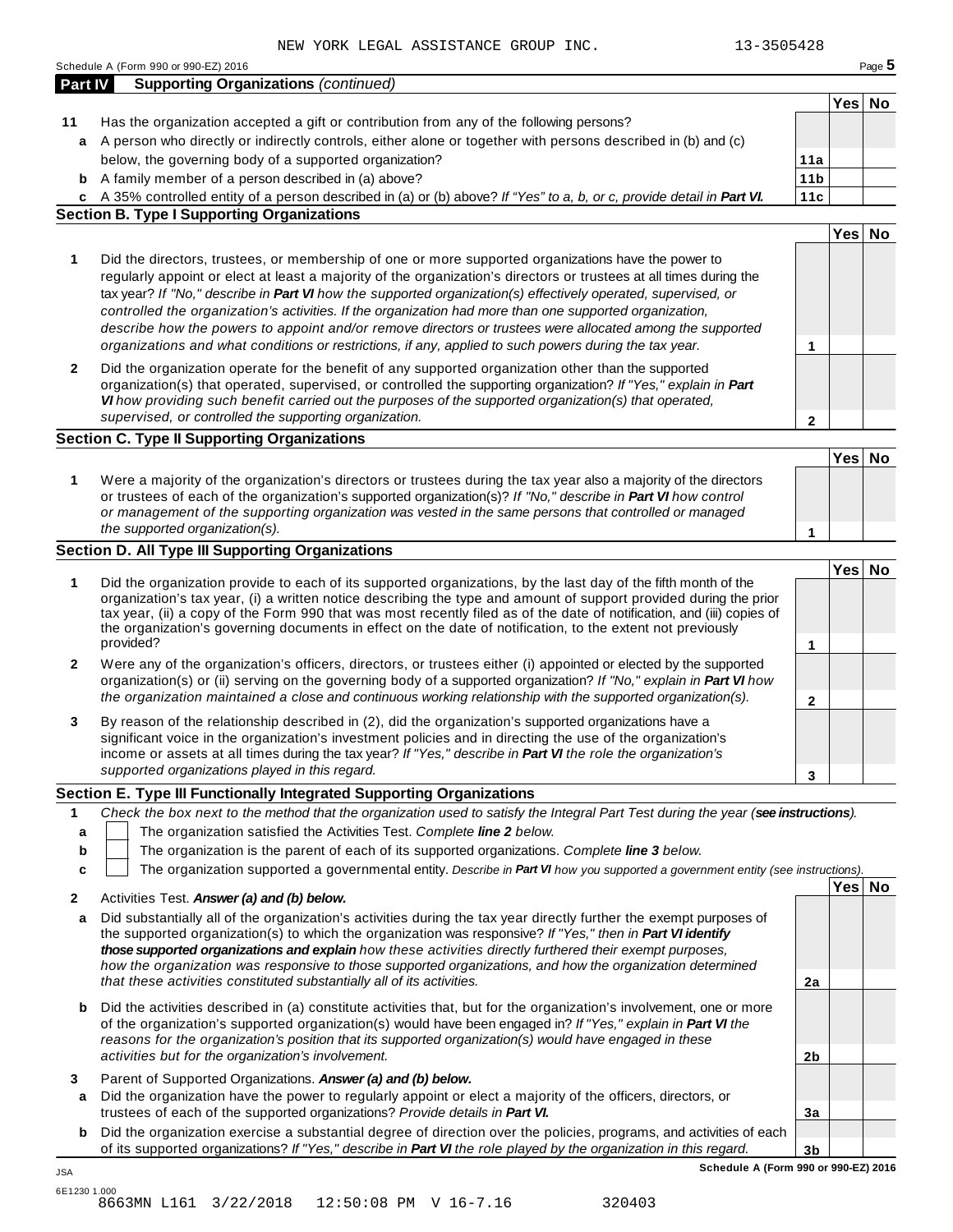NEW YORK LEGAL ASSISTANCE GROUP INC. 13-3505428

## Part IV Supporting Organizations *(continued)*

| | | | Yes | No |
|---|---|---|---|---|
| **11** | Has the organization accepted a gift or contribution from any of the following persons? | | | |
| **a** | A person who directly or indirectly controls, either alone or together with persons described in (b) and (c) below, the governing body of a supported organization? | **11a** | | |
| **b** | A family member of a person described in (a) above? | **11b** | | |
| **c** | A 35% controlled entity of a person described in (a) or (b) above? *If "Yes" to a, b, or c, provide detail in **Part VI.*** | **11c** | | |

### Section B. Type I Supporting Organizations

| | | | Yes | No |
|---|---|---|---|---|
| **1** | Did the directors, trustees, or membership of one or more supported organizations have the power to regularly appoint or elect at least a majority of the organization's directors or trustees at all times during the tax year? *If "No," describe in **Part VI** how the supported organization(s) effectively operated, supervised, or controlled the organization's activities. If the organization had more than one supported organization, describe how the powers to appoint and/or remove directors or trustees were allocated among the supported organizations and what conditions or restrictions, if any, applied to such powers during the tax year.* | **1** | | |
| **2** | Did the organization operate for the benefit of any supported organization other than the supported organization(s) that operated, supervised, or controlled the supporting organization? *If "Yes," explain in **Part VI** how providing such benefit carried out the purposes of the supported organization(s) that operated, supervised, or controlled the supporting organization.* | **2** | | |

### Section C. Type II Supporting Organizations

| | | | Yes | No |
|---|---|---|---|---|
| **1** | Were a majority of the organization's directors or trustees during the tax year also a majority of the directors or trustees of each of the organization's supported organization(s)? *If "No," describe in **Part VI** how control or management of the supporting organization was vested in the same persons that controlled or managed the supported organization(s).* | **1** | | |

### Section D. All Type III Supporting Organizations

| | | | Yes | No |
|---|---|---|---|---|
| **1** | Did the organization provide to each of its supported organizations, by the last day of the fifth month of the organization's tax year, (i) a written notice describing the type and amount of support provided during the prior tax year, (ii) a copy of the Form 990 that was most recently filed as of the date of notification, and (iii) copies of the organization's governing documents in effect on the date of notification, to the extent not previously provided? | **1** | | |
| **2** | Were any of the organization's officers, directors, or trustees either (i) appointed or elected by the supported organization(s) or (ii) serving on the governing body of a supported organization? *If "No," explain in **Part VI** how the organization maintained a close and continuous working relationship with the supported organization(s).* | **2** | | |
| **3** | By reason of the relationship described in (2), did the organization's supported organizations have a significant voice in the organization's investment policies and in directing the use of the organization's income or assets at all times during the tax year? *If "Yes," describe in **Part VI** the role the organization's supported organizations played in this regard.* | **3** | | |

### Section E. Type III Functionally Integrated Supporting Organizations

**1** *Check the box next to the method that the organization used to satisfy the Integral Part Test during the year (**see instructions**).*

- **a** ☐ The organization satisfied the Activities Test. *Complete **line 2** below.*
- **b** ☐ The organization is the parent of each of its supported organizations. *Complete **line 3** below.*
- **c** ☐ The organization supported a governmental entity. *Describe in **Part VI** how you supported a government entity (see instructions).*

| | | | Yes | No |
|---|---|---|---|---|
| **2** | Activities Test. ***Answer (a) and (b) below.*** | | | |
| **a** | Did substantially all of the organization's activities during the tax year directly further the exempt purposes of the supported organization(s) to which the organization was responsive? *If "Yes," then in **Part VI identify those supported organizations and explain** how these activities directly furthered their exempt purposes, how the organization was responsive to those supported organizations, and how the organization determined that these activities constituted substantially all of its activities.* | **2a** | | |
| **b** | Did the activities described in (a) constitute activities that, but for the organization's involvement, one or more of the organization's supported organization(s) would have been engaged in? *If "Yes," explain in **Part VI** the reasons for the organization's position that its supported organization(s) would have engaged in these activities but for the organization's involvement.* | **2b** | | |
| **3** | Parent of Supported Organizations. ***Answer (a) and (b) below.*** | | | |
| **a** | Did the organization have the power to regularly appoint or elect a majority of the officers, directors, or trustees of each of the supported organizations? *Provide details in **Part VI.*** | **3a** | | |
| **b** | Did the organization exercise a substantial degree of direction over the policies, programs, and activities of each of its supported organizations? *If "Yes," describe in **Part VI** the role played by the organization in this regard.* | **3b** | | |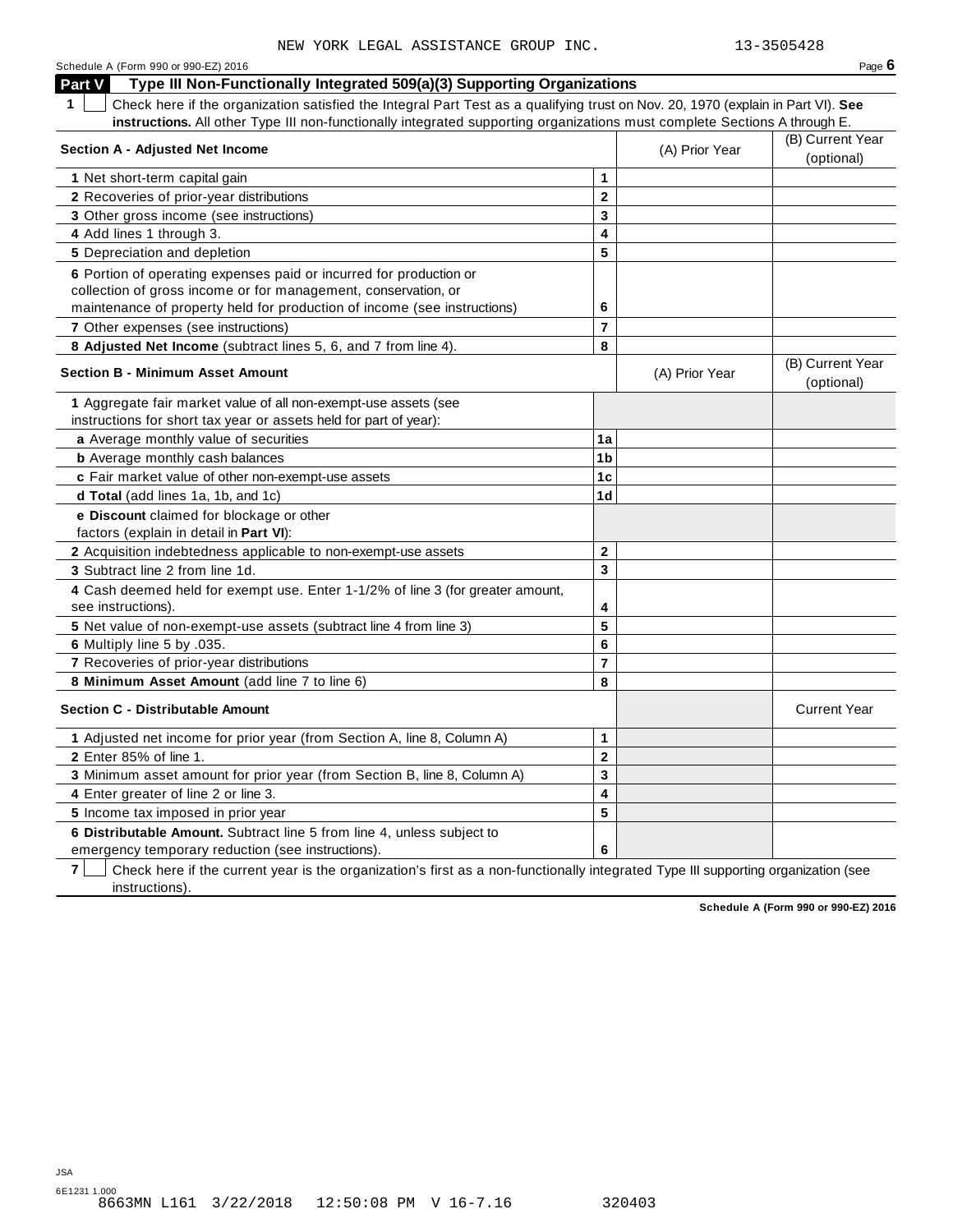NEW YORK LEGAL ASSISTANCE GROUP INC. 13-3505428

## Part V Type III Non-Functionally Integrated 509(a)(3) Supporting Organizations

**1** ☐ Check here if the organization satisfied the Integral Part Test as a qualifying trust on Nov. 20, 1970 (explain in Part VI). **See instructions.** All other Type III non-functionally integrated supporting organizations must complete Sections A through E.

| **Section A - Adjusted Net Income** | | (A) Prior Year | (B) Current Year (optional) |
|---|---|---|---|
| **1** Net short-term capital gain | 1 | | |
| **2** Recoveries of prior-year distributions | 2 | | |
| **3** Other gross income (see instructions) | 3 | | |
| **4** Add lines 1 through 3. | 4 | | |
| **5** Depreciation and depletion | 5 | | |
| **6** Portion of operating expenses paid or incurred for production or collection of gross income or for management, conservation, or maintenance of property held for production of income (see instructions) | 6 | | |
| **7** Other expenses (see instructions) | 7 | | |
| **8 Adjusted Net Income** (subtract lines 5, 6, and 7 from line 4). | 8 | | |

| **Section B - Minimum Asset Amount** | | (A) Prior Year | (B) Current Year (optional) |
|---|---|---|---|
| **1** Aggregate fair market value of all non-exempt-use assets (see instructions for short tax year or assets held for part of year): | | | |
| **a** Average monthly value of securities | 1a | | |
| **b** Average monthly cash balances | 1b | | |
| **c** Fair market value of other non-exempt-use assets | 1c | | |
| **d Total** (add lines 1a, 1b, and 1c) | 1d | | |
| **e Discount** claimed for blockage or other factors (explain in detail in **Part VI**): | | | |
| **2** Acquisition indebtedness applicable to non-exempt-use assets | 2 | | |
| **3** Subtract line 2 from line 1d. | 3 | | |
| **4** Cash deemed held for exempt use. Enter 1-1/2% of line 3 (for greater amount, see instructions). | 4 | | |
| **5** Net value of non-exempt-use assets (subtract line 4 from line 3) | 5 | | |
| **6** Multiply line 5 by .035. | 6 | | |
| **7** Recoveries of prior-year distributions | 7 | | |
| **8 Minimum Asset Amount** (add line 7 to line 6) | 8 | | |

| **Section C - Distributable Amount** | | | Current Year |
|---|---|---|---|
| **1** Adjusted net income for prior year (from Section A, line 8, Column A) | 1 | | |
| **2** Enter 85% of line 1. | 2 | | |
| **3** Minimum asset amount for prior year (from Section B, line 8, Column A) | 3 | | |
| **4** Enter greater of line 2 or line 3. | 4 | | |
| **5** Income tax imposed in prior year | 5 | | |
| **6 Distributable Amount.** Subtract line 5 from line 4, unless subject to emergency temporary reduction (see instructions). | 6 | | |

**7** ☐ Check here if the current year is the organization's first as a non-functionally integrated Type III supporting organization (see instructions).

**Schedule A (Form 990 or 990-EZ) 2016**

JSA
6E1231 1.000
8663MN L161 3/22/2018 12:50:08 PM V 16-7.16 320403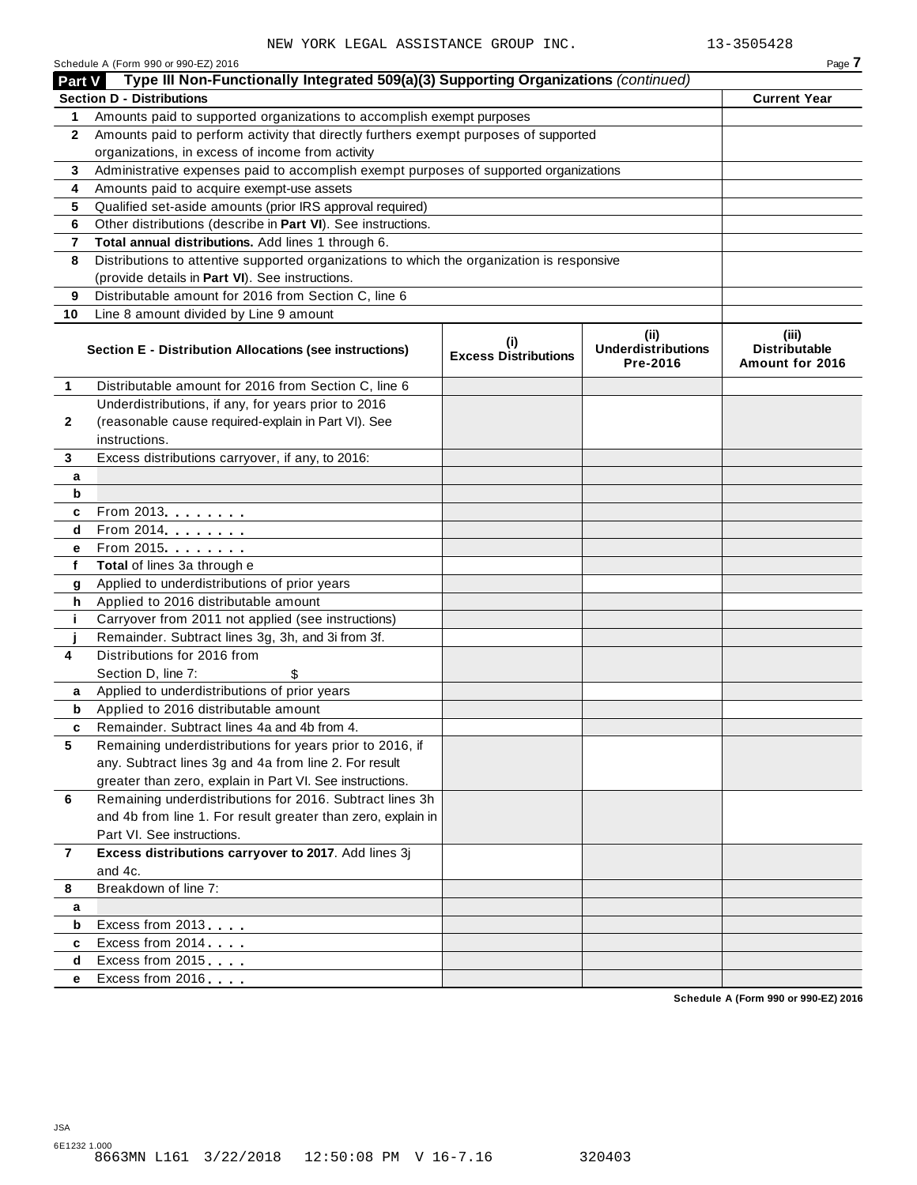NEW YORK LEGAL ASSISTANCE GROUP INC. 13-3505428

Schedule A (Form 990 or 990-EZ) 2016

## Part V Type III Non-Functionally Integrated 509(a)(3) Supporting Organizations *(continued)*

| | Section D - Distributions | Current Year |
|---|---|---|
| 1 | Amounts paid to supported organizations to accomplish exempt purposes | |
| 2 | Amounts paid to perform activity that directly furthers exempt purposes of supported organizations, in excess of income from activity | |
| 3 | Administrative expenses paid to accomplish exempt purposes of supported organizations | |
| 4 | Amounts paid to acquire exempt-use assets | |
| 5 | Qualified set-aside amounts (prior IRS approval required) | |
| 6 | Other distributions (describe in **Part VI**). See instructions. | |
| 7 | **Total annual distributions.** Add lines 1 through 6. | |
| 8 | Distributions to attentive supported organizations to which the organization is responsive (provide details in **Part VI**). See instructions. | |
| 9 | Distributable amount for 2016 from Section C, line 6 | |
| 10 | Line 8 amount divided by Line 9 amount | |

| | Section E - Distribution Allocations (see instructions) | (i) Excess Distributions | (ii) Underdistributions Pre-2016 | (iii) Distributable Amount for 2016 |
|---|---|---|---|---|
| 1 | Distributable amount for 2016 from Section C, line 6 | | | |
| 2 | Underdistributions, if any, for years prior to 2016 (reasonable cause required-explain in Part VI). See instructions. | | | |
| 3 | Excess distributions carryover, if any, to 2016: | | | |
| a | | | | |
| b | | | | |
| c | From 2013 | | | |
| d | From 2014 | | | |
| e | From 2015 | | | |
| f | **Total** of lines 3a through e | | | |
| g | Applied to underdistributions of prior years | | | |
| h | Applied to 2016 distributable amount | | | |
| i | Carryover from 2011 not applied (see instructions) | | | |
| j | Remainder. Subtract lines 3g, 3h, and 3i from 3f. | | | |
| 4 | Distributions for 2016 from Section D, line 7: $ | | | |
| a | Applied to underdistributions of prior years | | | |
| b | Applied to 2016 distributable amount | | | |
| c | Remainder. Subtract lines 4a and 4b from 4. | | | |
| 5 | Remaining underdistributions for years prior to 2016, if any. Subtract lines 3g and 4a from line 2. For result greater than zero, explain in Part VI. See instructions. | | | |
| 6 | Remaining underdistributions for 2016. Subtract lines 3h and 4b from line 1. For result greater than zero, explain in Part VI. See instructions. | | | |
| 7 | **Excess distributions carryover to 2017**. Add lines 3j and 4c. | | | |
| 8 | Breakdown of line 7: | | | |
| a | | | | |
| b | Excess from 2013 | | | |
| c | Excess from 2014 | | | |
| d | Excess from 2015 | | | |
| e | Excess from 2016 | | | |

Schedule A (Form 990 or 990-EZ) 2016

JSA
6E1232 1.000
8663MN L161 3/22/2018 12:50:08 PM V 16-7.16 320403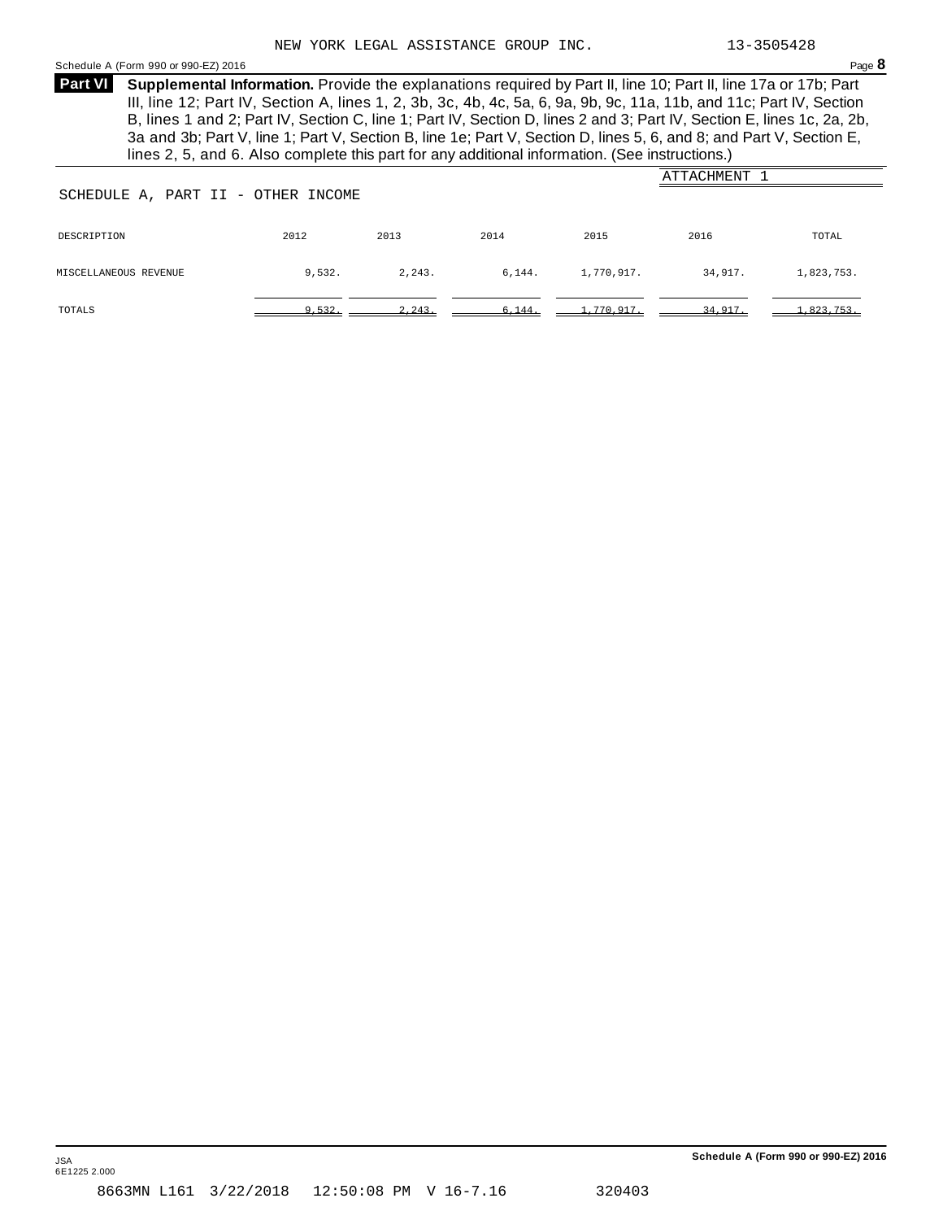NEW YORK LEGAL ASSISTANCE GROUP INC. 13-3505428

Schedule A (Form 990 or 990-EZ) 2016

**Part VI** **Supplemental Information.** Provide the explanations required by Part II, line 10; Part II, line 17a or 17b; Part III, line 12; Part IV, Section A, lines 1, 2, 3b, 3c, 4b, 4c, 5a, 6, 9a, 9b, 9c, 11a, 11b, and 11c; Part IV, Section B, lines 1 and 2; Part IV, Section C, line 1; Part IV, Section D, lines 2 and 3; Part IV, Section E, lines 1c, 2a, 2b, 3a and 3b; Part V, line 1; Part V, Section B, line 1e; Part V, Section D, lines 5, 6, and 8; and Part V, Section E, lines 2, 5, and 6. Also complete this part for any additional information. (See instructions.)

ATTACHMENT 1

SCHEDULE A, PART II - OTHER INCOME

| DESCRIPTION | 2012 | 2013 | 2014 | 2015 | 2016 | TOTAL |
|---|---|---|---|---|---|---|
| MISCELLANEOUS REVENUE | 9,532. | 2,243. | 6,144. | 1,770,917. | 34,917. | 1,823,753. |
| TOTALS | 9,532. | 2,243. | 6,144. | 1,770,917. | 34,917. | 1,823,753. |

JSA
6E1225 2.000

Schedule A (Form 990 or 990-EZ) 2016

8663MN L161 3/22/2018 12:50:08 PM V 16-7.16 320403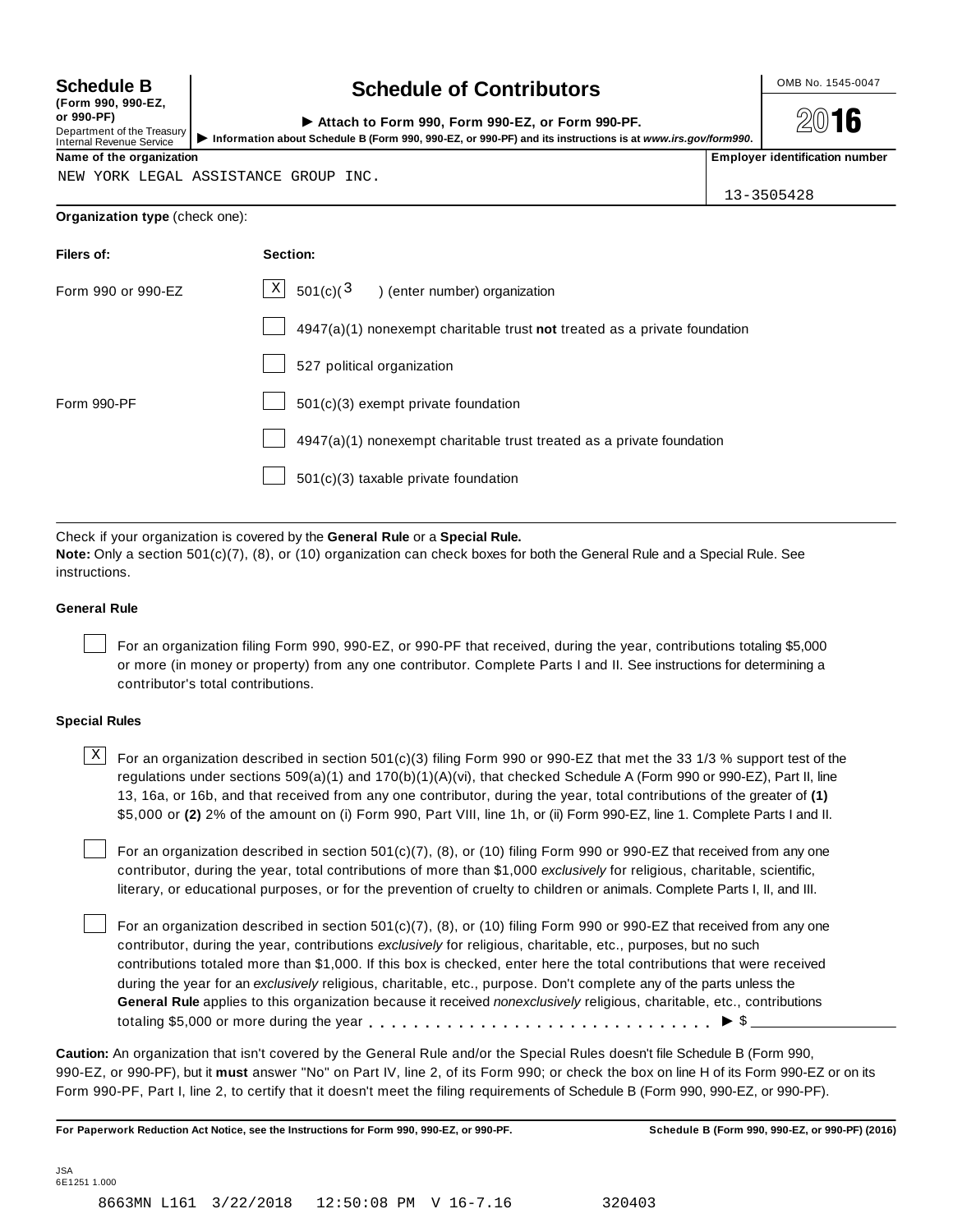**Schedule B**
**(Form 990, 990-EZ, or 990-PF)**
Department of the Treasury
Internal Revenue Service

# Schedule of Contributors

► **Attach to Form 990, Form 990-EZ, or Form 990-PF.**
► **Information about Schedule B (Form 990, 990-EZ, or 990-PF) and its instructions is at *www.irs.gov/form990*.**

OMB No. 1545-0047

**2016**

| **Name of the organization** | **Employer identification number** |
|---|---|
| NEW YORK LEGAL ASSISTANCE GROUP INC. | 13-3505428 |

**Organization type** (check one):

| **Filers of:** | **Section:** |
|---|---|
| Form 990 or 990-EZ | [X] 501(c)( 3 ) (enter number) organization |
| | [ ] 4947(a)(1) nonexempt charitable trust **not** treated as a private foundation |
| | [ ] 527 political organization |
| Form 990-PF | [ ] 501(c)(3) exempt private foundation |
| | [ ] 4947(a)(1) nonexempt charitable trust treated as a private foundation |
| | [ ] 501(c)(3) taxable private foundation |

Check if your organization is covered by the **General Rule** or a **Special Rule.**
**Note:** Only a section 501(c)(7), (8), or (10) organization can check boxes for both the General Rule and a Special Rule. See instructions.

**General Rule**

[ ] For an organization filing Form 990, 990-EZ, or 990-PF that received, during the year, contributions totaling $5,000 or more (in money or property) from any one contributor. Complete Parts I and II. See instructions for determining a contributor's total contributions.

**Special Rules**

[X] For an organization described in section 501(c)(3) filing Form 990 or 990-EZ that met the 33 1/3 % support test of the regulations under sections 509(a)(1) and 170(b)(1)(A)(vi), that checked Schedule A (Form 990 or 990-EZ), Part II, line 13, 16a, or 16b, and that received from any one contributor, during the year, total contributions of the greater of **(1)** $5,000 or **(2)** 2% of the amount on (i) Form 990, Part VIII, line 1h, or (ii) Form 990-EZ, line 1. Complete Parts I and II.

[ ] For an organization described in section 501(c)(7), (8), or (10) filing Form 990 or 990-EZ that received from any one contributor, during the year, total contributions of more than $1,000 *exclusively* for religious, charitable, scientific, literary, or educational purposes, or for the prevention of cruelty to children or animals. Complete Parts I, II, and III.

[ ] For an organization described in section 501(c)(7), (8), or (10) filing Form 990 or 990-EZ that received from any one contributor, during the year, contributions *exclusively* for religious, charitable, etc., purposes, but no such contributions totaled more than $1,000. If this box is checked, enter here the total contributions that were received during the year for an *exclusively* religious, charitable, etc., purpose. Don't complete any of the parts unless the **General Rule** applies to this organization because it received *nonexclusively* religious, charitable, etc., contributions totaling $5,000 or more during the year . . . . . . . . . . . . . . . . . . . . . . . . . . . . . ► $ ____________

**Caution:** An organization that isn't covered by the General Rule and/or the Special Rules doesn't file Schedule B (Form 990, 990-EZ, or 990-PF), but it **must** answer "No" on Part IV, line 2, of its Form 990; or check the box on line H of its Form 990-EZ or on its Form 990-PF, Part I, line 2, to certify that it doesn't meet the filing requirements of Schedule B (Form 990, 990-EZ, or 990-PF).

**For Paperwork Reduction Act Notice, see the Instructions for Form 990, 990-EZ, or 990-PF.** **Schedule B (Form 990, 990-EZ, or 990-PF) (2016)**

JSA
6E1251 1.000

8663MN L161 3/22/2018 12:50:08 PM V 16-7.16 320403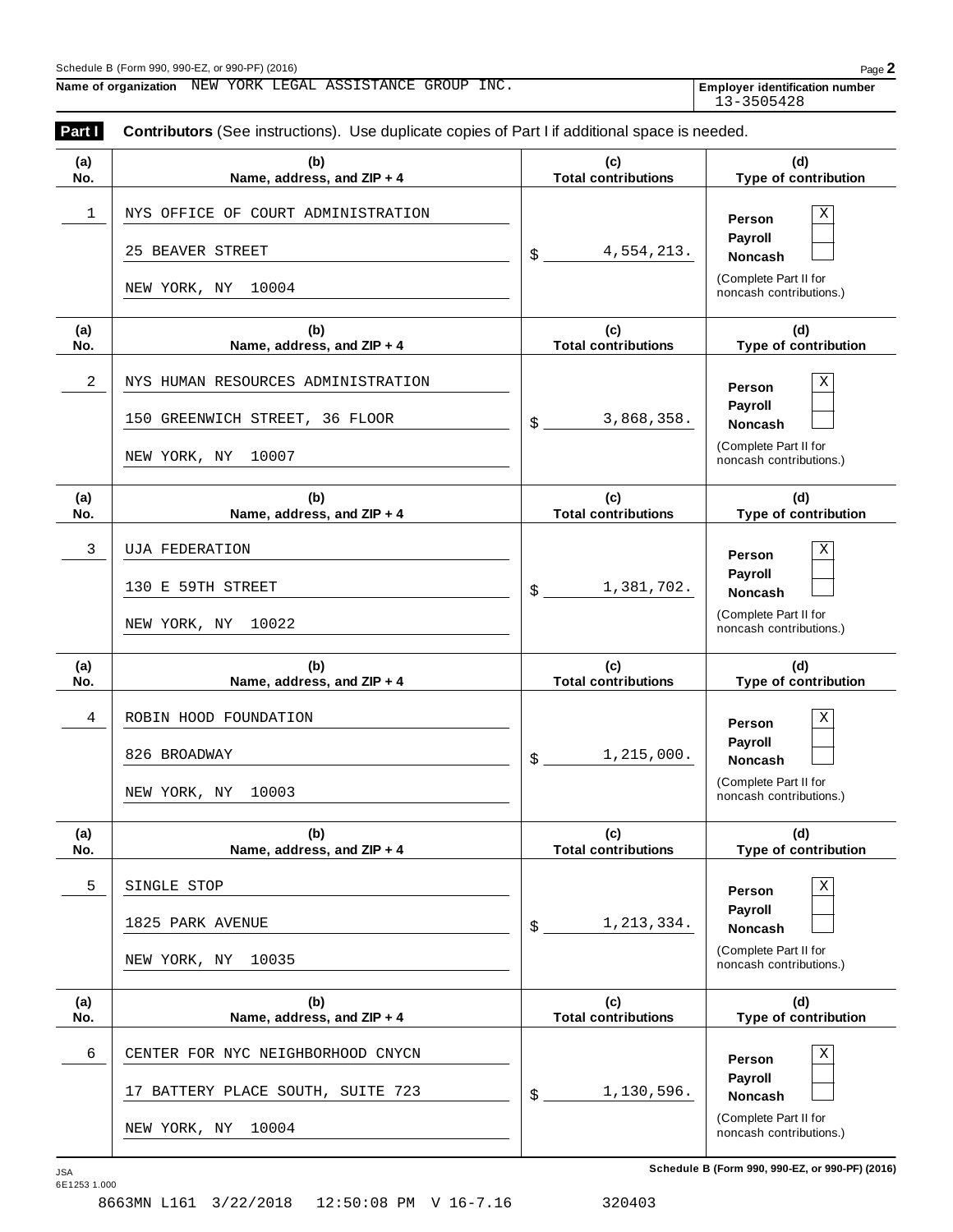Schedule B (Form 990, 990-EZ, or 990-PF) (2016)

**Name of organization** NEW YORK LEGAL ASSISTANCE GROUP INC.

**Employer identification number** 13-3505428

**Part I** **Contributors** (See instructions). Use duplicate copies of Part I if additional space is needed.

| (a) No. | (b) Name, address, and ZIP + 4 | (c) Total contributions | (d) Type of contribution |
|---|---|---|---|
| 1 | NYS OFFICE OF COURT ADMINISTRATION<br>25 BEAVER STREET<br>NEW YORK, NY 10004 | $ 4,554,213. | Person [X]<br>Payroll [ ]<br>Noncash [ ]<br>(Complete Part II for noncash contributions.) |
| 2 | NYS HUMAN RESOURCES ADMINISTRATION<br>150 GREENWICH STREET, 36 FLOOR<br>NEW YORK, NY 10007 | $ 3,868,358. | Person [X]<br>Payroll [ ]<br>Noncash [ ]<br>(Complete Part II for noncash contributions.) |
| 3 | UJA FEDERATION<br>130 E 59TH STREET<br>NEW YORK, NY 10022 | $ 1,381,702. | Person [X]<br>Payroll [ ]<br>Noncash [ ]<br>(Complete Part II for noncash contributions.) |
| 4 | ROBIN HOOD FOUNDATION<br>826 BROADWAY<br>NEW YORK, NY 10003 | $ 1,215,000. | Person [X]<br>Payroll [ ]<br>Noncash [ ]<br>(Complete Part II for noncash contributions.) |
| 5 | SINGLE STOP<br>1825 PARK AVENUE<br>NEW YORK, NY 10035 | $ 1,213,334. | Person [X]<br>Payroll [ ]<br>Noncash [ ]<br>(Complete Part II for noncash contributions.) |
| 6 | CENTER FOR NYC NEIGHBORHOOD CNYCN<br>17 BATTERY PLACE SOUTH, SUITE 723<br>NEW YORK, NY 10004 | $ 1,130,596. | Person [X]<br>Payroll [ ]<br>Noncash [ ]<br>(Complete Part II for noncash contributions.) |

JSA 6E1253 1.000

**Schedule B (Form 990, 990-EZ, or 990-PF) (2016)**

8663MN L161 3/22/2018 12:50:08 PM V 16-7.16 320403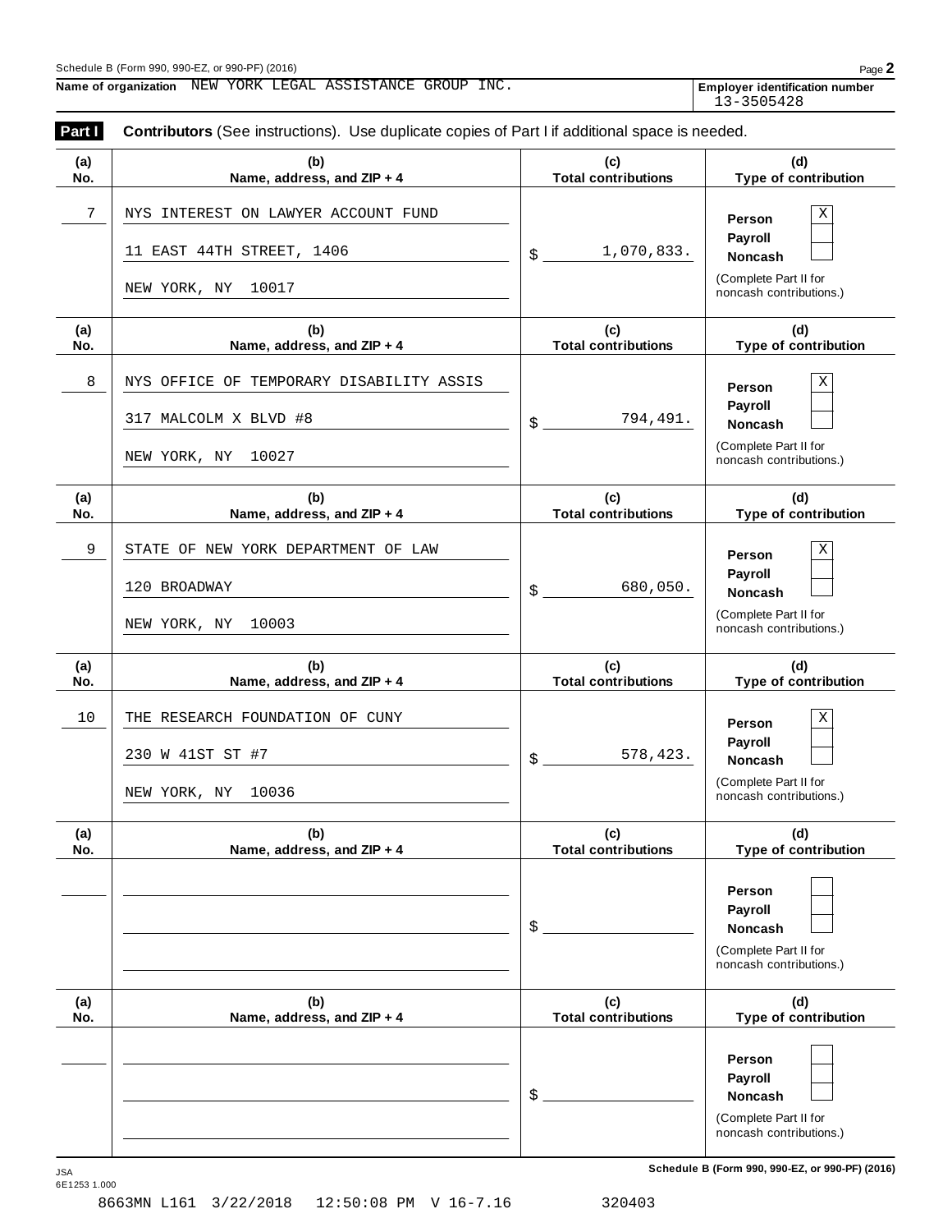Schedule B (Form 990, 990-EZ, or 990-PF) (2016)

**Name of organization** NEW YORK LEGAL ASSISTANCE GROUP INC.

**Employer identification number** 13-3505428

**Part I** **Contributors** (See instructions). Use duplicate copies of Part I if additional space is needed.

| (a) No. | (b) Name, address, and ZIP + 4 | (c) Total contributions | (d) Type of contribution |
|---|---|---|---|
| 7 | NYS INTEREST ON LAWYER ACCOUNT FUND<br>11 EAST 44TH STREET, 1406<br>NEW YORK, NY 10017 | $ 1,070,833. | Person X<br>Payroll<br>Noncash<br>(Complete Part II for noncash contributions.) |
| 8 | NYS OFFICE OF TEMPORARY DISABILITY ASSIS<br>317 MALCOLM X BLVD #8<br>NEW YORK, NY 10027 | $ 794,491. | Person X<br>Payroll<br>Noncash<br>(Complete Part II for noncash contributions.) |
| 9 | STATE OF NEW YORK DEPARTMENT OF LAW<br>120 BROADWAY<br>NEW YORK, NY 10003 | $ 680,050. | Person X<br>Payroll<br>Noncash<br>(Complete Part II for noncash contributions.) |
| 10 | THE RESEARCH FOUNDATION OF CUNY<br>230 W 41ST ST #7<br>NEW YORK, NY 10036 | $ 578,423. | Person X<br>Payroll<br>Noncash<br>(Complete Part II for noncash contributions.) |
| | | $ | Person<br>Payroll<br>Noncash<br>(Complete Part II for noncash contributions.) |
| | | $ | Person<br>Payroll<br>Noncash<br>(Complete Part II for noncash contributions.) |

JSA
6E1253 1.000

**Schedule B (Form 990, 990-EZ, or 990-PF) (2016)**

8663MN L161 3/22/2018 12:50:08 PM V 16-7.16 320403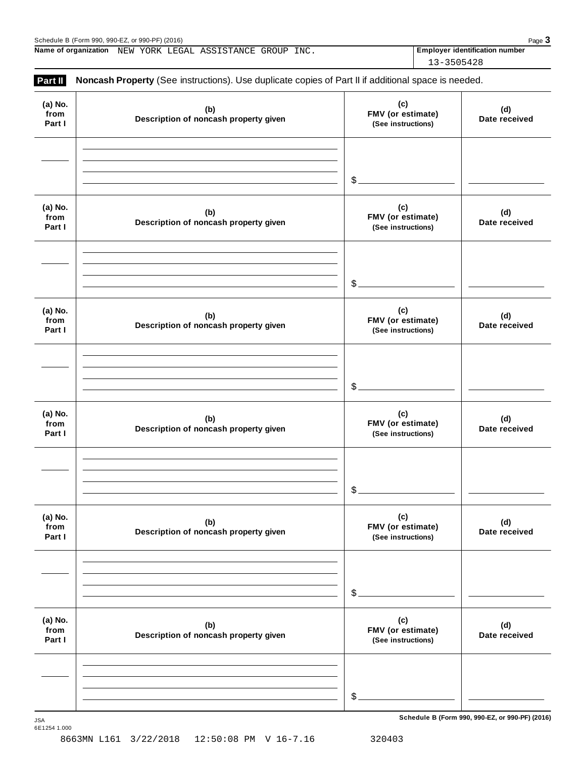Name of organization NEW YORK LEGAL ASSISTANCE GROUP INC.

Employer identification number 13-3505428

**Part II** **Noncash Property** (See instructions). Use duplicate copies of Part II if additional space is needed.

| (a) No. from Part I | (b) Description of noncash property given | (c) FMV (or estimate) (See instructions) | (d) Date received |
|---|---|---|---|
| | | $ | |

| (a) No. from Part I | (b) Description of noncash property given | (c) FMV (or estimate) (See instructions) | (d) Date received |
|---|---|---|---|
| | | $ | |

| (a) No. from Part I | (b) Description of noncash property given | (c) FMV (or estimate) (See instructions) | (d) Date received |
|---|---|---|---|
| | | $ | |

| (a) No. from Part I | (b) Description of noncash property given | (c) FMV (or estimate) (See instructions) | (d) Date received |
|---|---|---|---|
| | | $ | |

| (a) No. from Part I | (b) Description of noncash property given | (c) FMV (or estimate) (See instructions) | (d) Date received |
|---|---|---|---|
| | | $ | |

| (a) No. from Part I | (b) Description of noncash property given | (c) FMV (or estimate) (See instructions) | (d) Date received |
|---|---|---|---|
| | | $ | |

Schedule B (Form 990, 990-EZ, or 990-PF) (2016)

JSA
6E1254 1.000

8663MN L161 3/22/2018 12:50:08 PM V 16-7.16 320403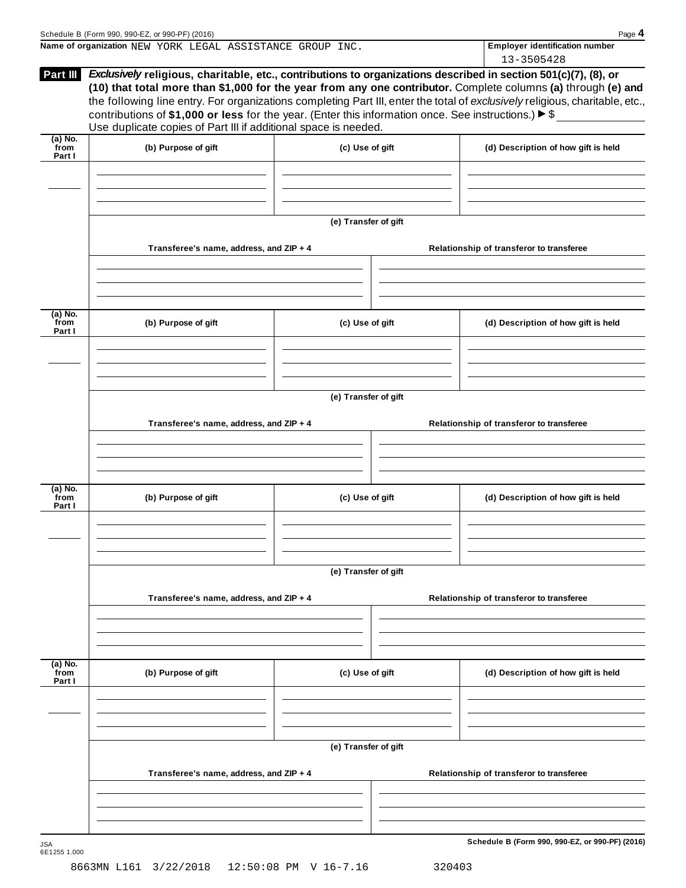Name of organization NEW YORK LEGAL ASSISTANCE GROUP INC.

Employer identification number 13-3505428

**Part III** ***Exclusively*** **religious, charitable, etc., contributions to organizations described in section 501(c)(7), (8), or (10) that total more than $1,000 for the year from any one contributor.** Complete columns **(a)** through **(e)** and the following line entry. For organizations completing Part III, enter the total of *exclusively* religious, charitable, etc., contributions of **$1,000 or less** for the year. (Enter this information once. See instructions.) ► $ \_\_\_\_\_\_\_\_\_\_

Use duplicate copies of Part III if additional space is needed.

| (a) No. from Part I | (b) Purpose of gift | (c) Use of gift | (d) Description of how gift is held |
|---|---|---|---|
| | | | |

(e) Transfer of gift

| Transferee's name, address, and ZIP + 4 | Relationship of transferor to transferee |
|---|---|
| | |

| (a) No. from Part I | (b) Purpose of gift | (c) Use of gift | (d) Description of how gift is held |
|---|---|---|---|
| | | | |

(e) Transfer of gift

| Transferee's name, address, and ZIP + 4 | Relationship of transferor to transferee |
|---|---|
| | |

| (a) No. from Part I | (b) Purpose of gift | (c) Use of gift | (d) Description of how gift is held |
|---|---|---|---|
| | | | |

(e) Transfer of gift

| Transferee's name, address, and ZIP + 4 | Relationship of transferor to transferee |
|---|---|
| | |

| (a) No. from Part I | (b) Purpose of gift | (c) Use of gift | (d) Description of how gift is held |
|---|---|---|---|
| | | | |

(e) Transfer of gift

| Transferee's name, address, and ZIP + 4 | Relationship of transferor to transferee |
|---|---|
| | |

Schedule B (Form 990, 990-EZ, or 990-PF) (2016)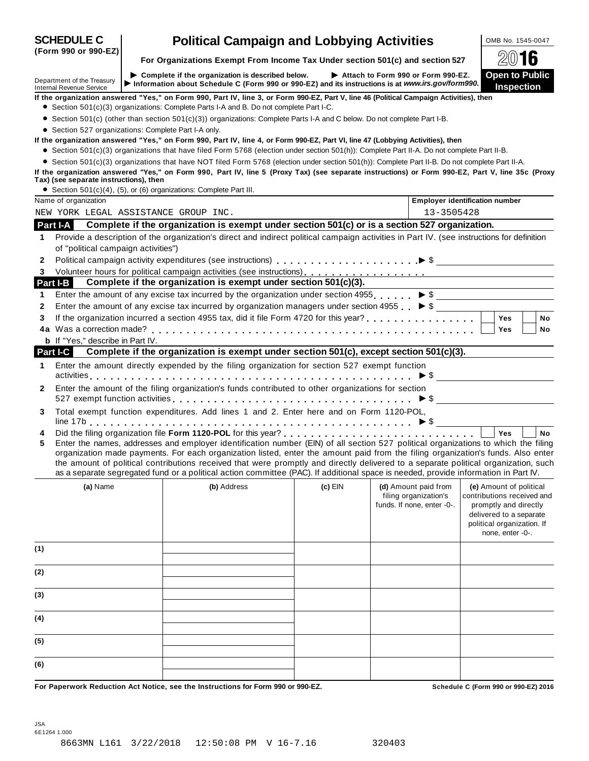# SCHEDULE C (Form 990 or 990-EZ)

## Political Campaign and Lobbying Activities

**For Organizations Exempt From Income Tax Under section 501(c) and section 527**

OMB No. 1545-0047

**2016**

**Open to Public Inspection**

Department of the Treasury
Internal Revenue Service

▶ **Complete if the organization is described below.** ▶ **Attach to Form 990 or Form 990-EZ.**
▶ **Information about Schedule C (Form 990 or 990-EZ) and its instructions is at** ***www.irs.gov/form990.***

**If the organization answered "Yes," on Form 990, Part IV, line 3, or Form 990-EZ, Part V, line 46 (Political Campaign Activities), then**

- Section 501(c)(3) organizations: Complete Parts I-A and B. Do not complete Part I-C.
- Section 501(c) (other than section 501(c)(3)) organizations: Complete Parts I-A and C below. Do not complete Part I-B.
- Section 527 organizations: Complete Part I-A only.

**If the organization answered "Yes," on Form 990, Part IV, line 4, or Form 990-EZ, Part VI, line 47 (Lobbying Activities), then**

- Section 501(c)(3) organizations that have filed Form 5768 (election under section 501(h)): Complete Part II-A. Do not complete Part II-B.
- Section 501(c)(3) organizations that have NOT filed Form 5768 (election under section 501(h)): Complete Part II-B. Do not complete Part II-A.

**If the organization answered "Yes," on Form 990, Part IV, line 5 (Proxy Tax) (see separate instructions) or Form 990-EZ, Part V, line 35c (Proxy Tax) (see separate instructions), then**

- Section 501(c)(4), (5), or (6) organizations: Complete Part III.

| Name of organization | Employer identification number |
|---|---|
| NEW YORK LEGAL ASSISTANCE GROUP INC. | 13-3505428 |

### Part I-A Complete if the organization is exempt under section 501(c) or is a section 527 organization.

1. Provide a description of the organization's direct and indirect political campaign activities in Part IV. (see instructions for definition of "political campaign activities")
2. Political campaign activity expenditures (see instructions) ▶ $
3. Volunteer hours for political campaign activities (see instructions)

### Part I-B Complete if the organization is exempt under section 501(c)(3).

1. Enter the amount of any excise tax incurred by the organization under section 4955 ▶ $
2. Enter the amount of any excise tax incurred by organization managers under section 4955 ▶ $
3. If the organization incurred a section 4955 tax, did it file Form 4720 for this year? ☐ Yes ☐ No
4a. Was a correction made? ☐ Yes ☐ No
 b. If "Yes," describe in Part IV.

### Part I-C Complete if the organization is exempt under section 501(c), except section 501(c)(3).

1. Enter the amount directly expended by the filing organization for section 527 exempt function activities ▶ $
2. Enter the amount of the filing organization's funds contributed to other organizations for section 527 exempt function activities ▶ $
3. Total exempt function expenditures. Add lines 1 and 2. Enter here and on Form 1120-POL, line 17b ▶ $
4. Did the filing organization file **Form 1120-POL** for this year? ☐ Yes ☐ No
5. Enter the names, addresses and employer identification number (EIN) of all section 527 political organizations to which the filing organization made payments. For each organization listed, enter the amount paid from the filing organization's funds. Also enter the amount of political contributions received that were promptly and directly delivered to a separate political organization, such as a separate segregated fund or a political action committee (PAC). If additional space is needed, provide information in Part IV.

| | (a) Name | (b) Address | (c) EIN | (d) Amount paid from filing organization's funds. If none, enter -0-. | (e) Amount of political contributions received and promptly and directly delivered to a separate political organization. If none, enter -0-. |
|---|---|---|---|---|---|
| (1) | | | | | |
| (2) | | | | | |
| (3) | | | | | |
| (4) | | | | | |
| (5) | | | | | |
| (6) | | | | | |

**For Paperwork Reduction Act Notice, see the Instructions for Form 990 or 990-EZ.** **Schedule C (Form 990 or 990-EZ) 2016**

JSA
6E1264 1.000

8663MN L161 3/22/2018 12:50:08 PM V 16-7.16 320403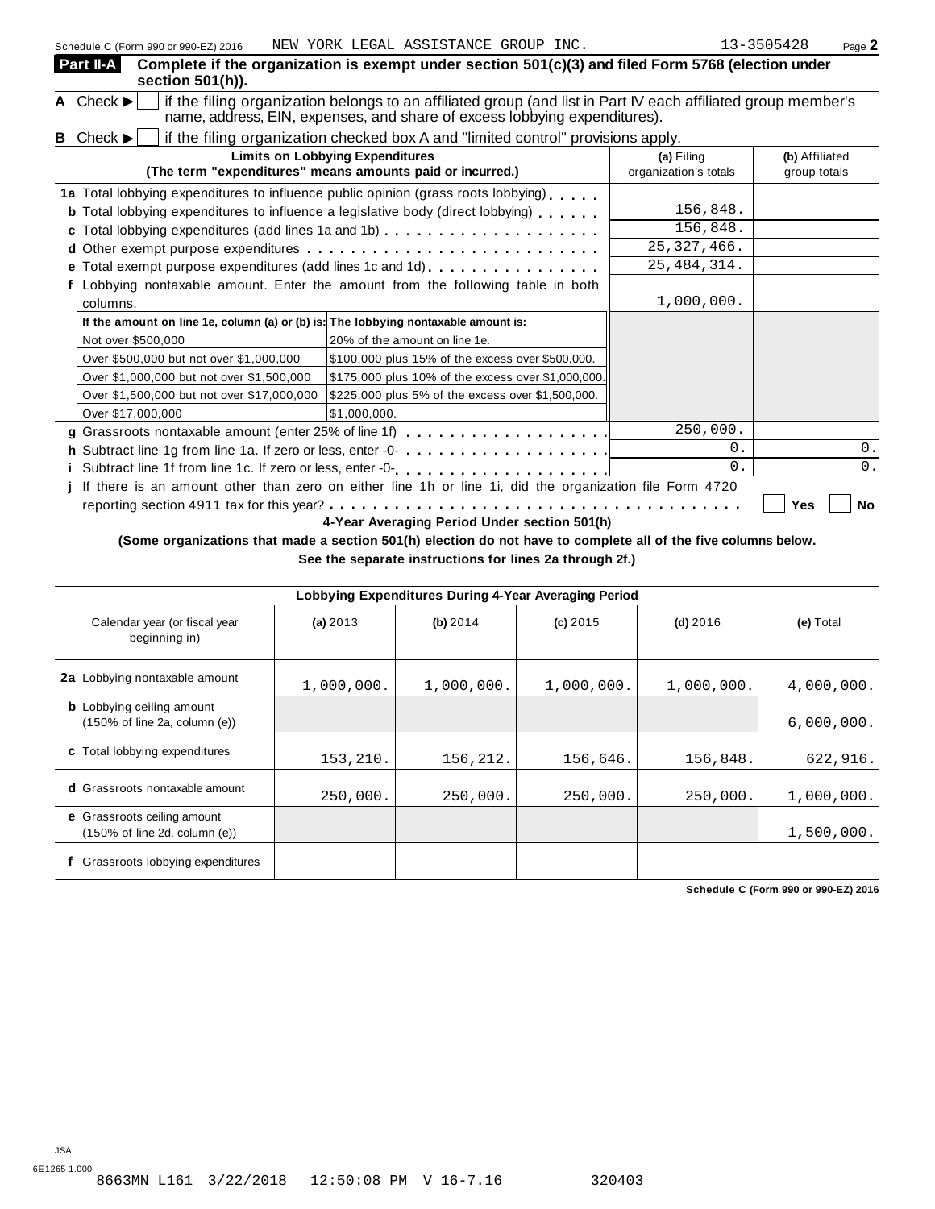Schedule C (Form 990 or 990-EZ) 2016 NEW YORK LEGAL ASSISTANCE GROUP INC. 13-3505428 Page **2**

**Part II-A Complete if the organization is exempt under section 501(c)(3) and filed Form 5768 (election under section 501(h)).**

**A** Check ▶ ☐ if the filing organization belongs to an affiliated group (and list in Part IV each affiliated group member's name, address, EIN, expenses, and share of excess lobbying expenditures).

**B** Check ▶ ☐ if the filing organization checked box A and "limited control" provisions apply.

| Limits on Lobbying Expenditures (The term "expenditures" means amounts paid or incurred.) | (a) Filing organization's totals | (b) Affiliated group totals |
|---|---|---|
| **1a** Total lobbying expenditures to influence public opinion (grass roots lobbying) | | |
| **b** Total lobbying expenditures to influence a legislative body (direct lobbying) | 156,848. | |
| **c** Total lobbying expenditures (add lines 1a and 1b) | 156,848. | |
| **d** Other exempt purpose expenditures | 25,327,466. | |
| **e** Total exempt purpose expenditures (add lines 1c and 1d) | 25,484,314. | |
| **f** Lobbying nontaxable amount. Enter the amount from the following table in both columns. | 1,000,000. | |

| If the amount on line 1e, column (a) or (b) is: | The lobbying nontaxable amount is: |
|---|---|
| Not over $500,000 | 20% of the amount on line 1e. |
| Over $500,000 but not over $1,000,000 | $100,000 plus 15% of the excess over $500,000. |
| Over $1,000,000 but not over $1,500,000 | $175,000 plus 10% of the excess over $1,000,000. |
| Over $1,500,000 but not over $17,000,000 | $225,000 plus 5% of the excess over $1,500,000. |
| Over $17,000,000 | $1,000,000. |

| | (a) Filing organization's totals | (b) Affiliated group totals |
|---|---|---|
| **g** Grassroots nontaxable amount (enter 25% of line 1f) | 250,000. | |
| **h** Subtract line 1g from line 1a. If zero or less, enter -0- | 0. | 0. |
| **i** Subtract line 1f from line 1c. If zero or less, enter -0- | 0. | 0. |

**j** If there is an amount other than zero on either line 1h or line 1i, did the organization file Form 4720 reporting section 4911 tax for this year? ☐ **Yes** ☐ **No**

**4-Year Averaging Period Under section 501(h)**

**(Some organizations that made a section 501(h) election do not have to complete all of the five columns below. See the separate instructions for lines 2a through 2f.)**

**Lobbying Expenditures During 4-Year Averaging Period**

| Calendar year (or fiscal year beginning in) | (a) 2013 | (b) 2014 | (c) 2015 | (d) 2016 | (e) Total |
|---|---|---|---|---|---|
| **2a** Lobbying nontaxable amount | 1,000,000. | 1,000,000. | 1,000,000. | 1,000,000. | 4,000,000. |
| **b** Lobbying ceiling amount (150% of line 2a, column (e)) | | | | | 6,000,000. |
| **c** Total lobbying expenditures | 153,210. | 156,212. | 156,646. | 156,848. | 622,916. |
| **d** Grassroots nontaxable amount | 250,000. | 250,000. | 250,000. | 250,000. | 1,000,000. |
| **e** Grassroots ceiling amount (150% of line 2d, column (e)) | | | | | 1,500,000. |
| **f** Grassroots lobbying expenditures | | | | | |

**Schedule C (Form 990 or 990-EZ) 2016**

JSA
6E1265 1.000
8663MN L161 3/22/2018 12:50:08 PM V 16-7.16 320403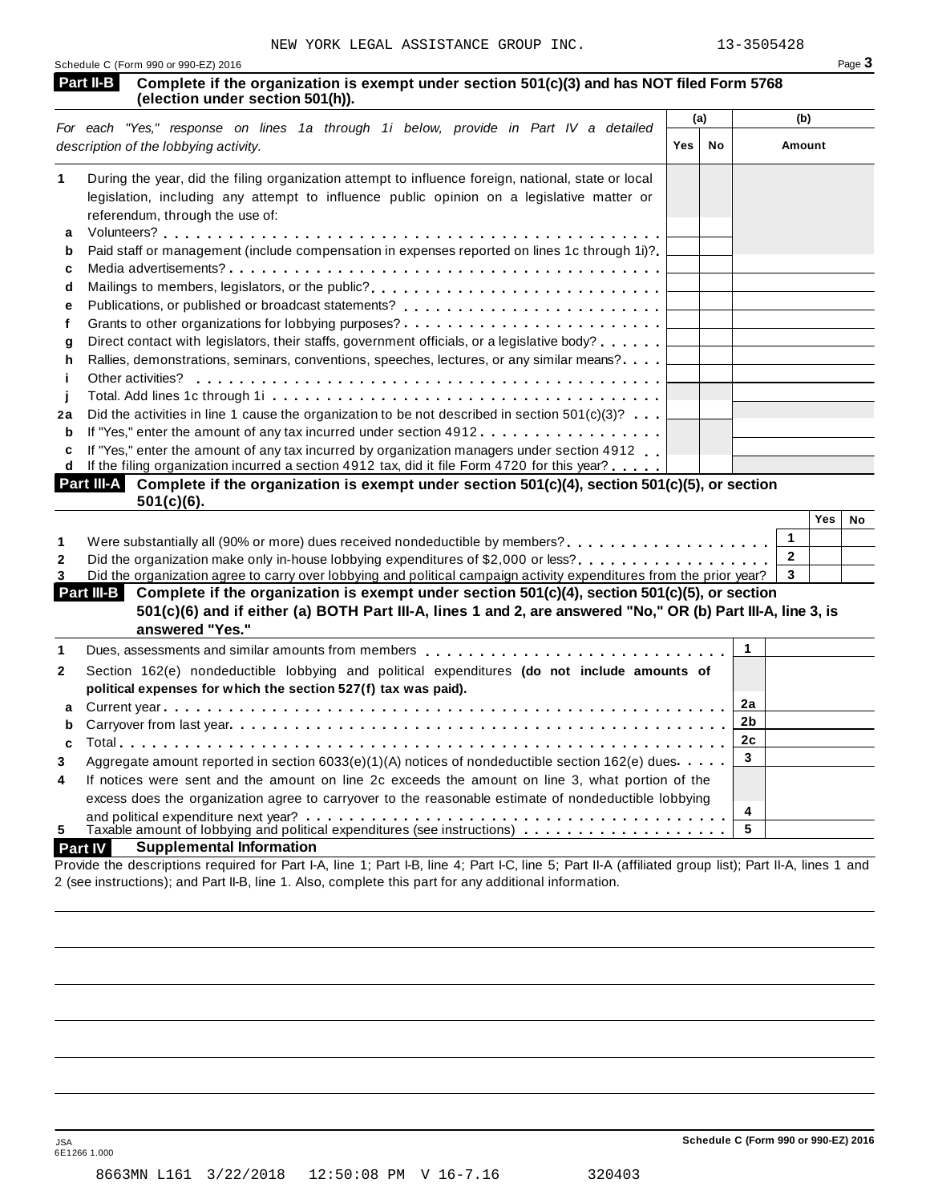NEW YORK LEGAL ASSISTANCE GROUP INC. 13-3505428

Schedule C (Form 990 or 990-EZ) 2016 Page 3

## Part II-B Complete if the organization is exempt under section 501(c)(3) and has NOT filed Form 5768 (election under section 501(h)).

| *For each "Yes," response on lines 1a through 1i below, provide in Part IV a detailed description of the lobbying activity.* | (a) Yes | (a) No | (b) Amount |
|---|---|---|---|
| **1** During the year, did the filing organization attempt to influence foreign, national, state or local legislation, including any attempt to influence public opinion on a legislative matter or referendum, through the use of: | | | |
| **a** Volunteers? | | | |
| **b** Paid staff or management (include compensation in expenses reported on lines 1c through 1i)? | | | |
| **c** Media advertisements? | | | |
| **d** Mailings to members, legislators, or the public? | | | |
| **e** Publications, or published or broadcast statements? | | | |
| **f** Grants to other organizations for lobbying purposes? | | | |
| **g** Direct contact with legislators, their staffs, government officials, or a legislative body? | | | |
| **h** Rallies, demonstrations, seminars, conventions, speeches, lectures, or any similar means? | | | |
| **i** Other activities? | | | |
| **j** Total. Add lines 1c through 1i | | | |
| **2a** Did the activities in line 1 cause the organization to be not described in section 501(c)(3)? | | | |
| **b** If "Yes," enter the amount of any tax incurred under section 4912 | | | |
| **c** If "Yes," enter the amount of any tax incurred by organization managers under section 4912 | | | |
| **d** If the filing organization incurred a section 4912 tax, did it file Form 4720 for this year? | | | |

## Part III-A Complete if the organization is exempt under section 501(c)(4), section 501(c)(5), or section 501(c)(6).

| | | Yes | No |
|---|---|---|---|
| **1** Were substantially all (90% or more) dues received nondeductible by members? | 1 | | |
| **2** Did the organization make only in-house lobbying expenditures of $2,000 or less? | 2 | | |
| **3** Did the organization agree to carry over lobbying and political campaign activity expenditures from the prior year? | 3 | | |

## Part III-B Complete if the organization is exempt under section 501(c)(4), section 501(c)(5), or section 501(c)(6) and if either (a) BOTH Part III-A, lines 1 and 2, are answered "No," OR (b) Part III-A, line 3, is answered "Yes."

| | | |
|---|---|---|
| **1** Dues, assessments and similar amounts from members | 1 | |
| **2** Section 162(e) nondeductible lobbying and political expenditures **(do not include amounts of political expenses for which the section 527(f) tax was paid).** | | |
| **a** Current year | 2a | |
| **b** Carryover from last year | 2b | |
| **c** Total | 2c | |
| **3** Aggregate amount reported in section 6033(e)(1)(A) notices of nondeductible section 162(e) dues | 3 | |
| **4** If notices were sent and the amount on line 2c exceeds the amount on line 3, what portion of the excess does the organization agree to carryover to the reasonable estimate of nondeductible lobbying and political expenditure next year? | 4 | |
| **5** Taxable amount of lobbying and political expenditures (see instructions) | 5 | |

## Part IV Supplemental Information

Provide the descriptions required for Part I-A, line 1; Part I-B, line 4; Part I-C, line 5; Part II-A (affiliated group list); Part II-A, lines 1 and 2 (see instructions); and Part II-B, line 1. Also, complete this part for any additional information.

JSA
6E1266 1.000

Schedule C (Form 990 or 990-EZ) 2016

8663MN L161 3/22/2018 12:50:08 PM V 16-7.16 320403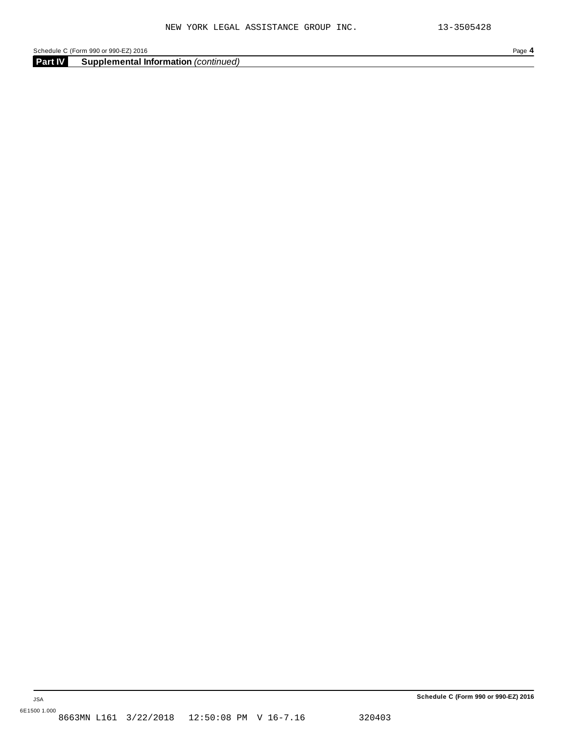## Part IV Supplemental Information *(continued)*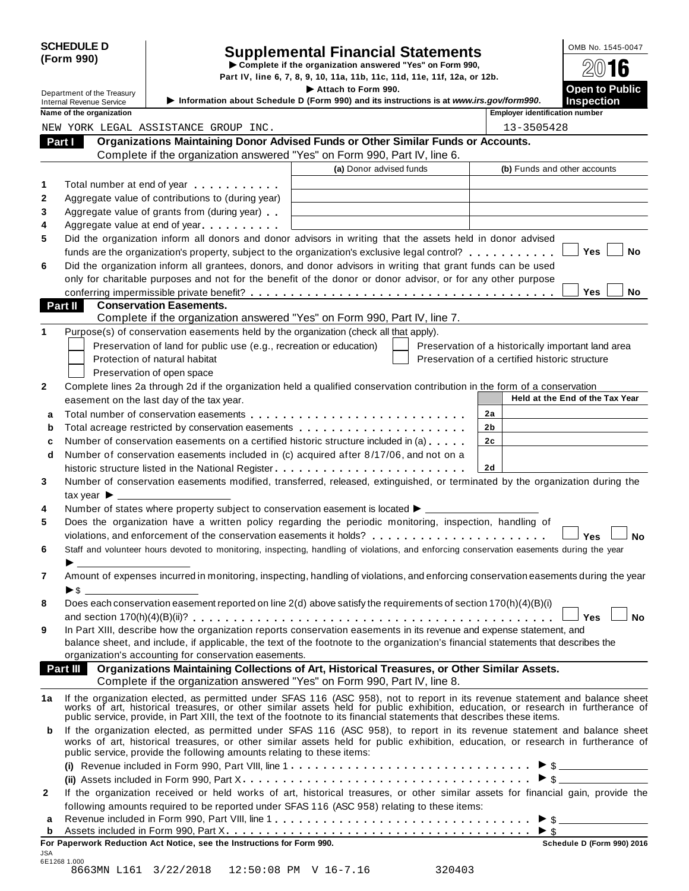**SCHEDULE D (Form 990)**

Department of the Treasury
Internal Revenue Service

# Supplemental Financial Statements

▶ Complete if the organization answered "Yes" on Form 990, Part IV, line 6, 7, 8, 9, 10, 11a, 11b, 11c, 11d, 11e, 11f, 12a, or 12b.

▶ Attach to Form 990.

▶ Information about Schedule D (Form 990) and its instructions is at *www.irs.gov/form990*.

OMB No. 1545-0047

2016

**Open to Public Inspection**

| Name of the organization | Employer identification number |
|---|---|
| NEW YORK LEGAL ASSISTANCE GROUP INC. | 13-3505428 |

## Part I Organizations Maintaining Donor Advised Funds or Other Similar Funds or Accounts.

Complete if the organization answered "Yes" on Form 990, Part IV, line 6.

| | | (a) Donor advised funds | (b) Funds and other accounts |
|---|---|---|---|
| 1 | Total number at end of year | | |
| 2 | Aggregate value of contributions to (during year) | | |
| 3 | Aggregate value of grants from (during year) | | |
| 4 | Aggregate value at end of year | | |

**5** Did the organization inform all donors and donor advisors in writing that the assets held in donor advised funds are the organization's property, subject to the organization's exclusive legal control? ☐ Yes ☐ No

**6** Did the organization inform all grantees, donors, and donor advisors in writing that grant funds can be used only for charitable purposes and not for the benefit of the donor or donor advisor, or for any other purpose conferring impermissible private benefit? ☐ Yes ☐ No

## Part II Conservation Easements.

Complete if the organization answered "Yes" on Form 990, Part IV, line 7.

**1** Purpose(s) of conservation easements held by the organization (check all that apply).

- ☐ Preservation of land for public use (e.g., recreation or education)
- ☐ Protection of natural habitat
- ☐ Preservation of open space
- ☐ Preservation of a historically important land area
- ☐ Preservation of a certified historic structure

**2** Complete lines 2a through 2d if the organization held a qualified conservation contribution in the form of a conservation easement on the last day of the tax year.

| | | | Held at the End of the Tax Year |
|---|---|---|---|
| a | Total number of conservation easements | 2a | |
| b | Total acreage restricted by conservation easements | 2b | |
| c | Number of conservation easements on a certified historic structure included in (a) | 2c | |
| d | Number of conservation easements included in (c) acquired after 8/17/06, and not on a historic structure listed in the National Register | 2d | |

**3** Number of conservation easements modified, transferred, released, extinguished, or terminated by the organization during the tax year ▶ ______

**4** Number of states where property subject to conservation easement is located ▶ ______

**5** Does the organization have a written policy regarding the periodic monitoring, inspection, handling of violations, and enforcement of the conservation easements it holds? ☐ Yes ☐ No

**6** Staff and volunteer hours devoted to monitoring, inspecting, handling of violations, and enforcing conservation easements during the year ▶ ______

**7** Amount of expenses incurred in monitoring, inspecting, handling of violations, and enforcing conservation easements during the year ▶ $ ______

**8** Does each conservation easement reported on line 2(d) above satisfy the requirements of section 170(h)(4)(B)(i) and section 170(h)(4)(B)(ii)? ☐ Yes ☐ No

**9** In Part XIII, describe how the organization reports conservation easements in its revenue and expense statement, and balance sheet, and include, if applicable, the text of the footnote to the organization's financial statements that describes the organization's accounting for conservation easements.

## Part III Organizations Maintaining Collections of Art, Historical Treasures, or Other Similar Assets.

Complete if the organization answered "Yes" on Form 990, Part IV, line 8.

**1a** If the organization elected, as permitted under SFAS 116 (ASC 958), not to report in its revenue statement and balance sheet works of art, historical treasures, or other similar assets held for public exhibition, education, or research in furtherance of public service, provide, in Part XIII, the text of the footnote to its financial statements that describes these items.

**b** If the organization elected, as permitted under SFAS 116 (ASC 958), to report in its revenue statement and balance sheet works of art, historical treasures, or other similar assets held for public exhibition, education, or research in furtherance of public service, provide the following amounts relating to these items:

(i) Revenue included in Form 990, Part VIII, line 1 ▶ $ ______

(ii) Assets included in Form 990, Part X ▶ $ ______

**2** If the organization received or held works of art, historical treasures, or other similar assets for financial gain, provide the following amounts required to be reported under SFAS 116 (ASC 958) relating to these items:

**a** Revenue included in Form 990, Part VIII, line 1 ▶ $ ______

**b** Assets included in Form 990, Part X ▶ $ ______

**For Paperwork Reduction Act Notice, see the Instructions for Form 990.** Schedule D (Form 990) 2016

JSA
6E1268 1.000
8663MN L161 3/22/2018 12:50:08 PM V 16-7.16 320403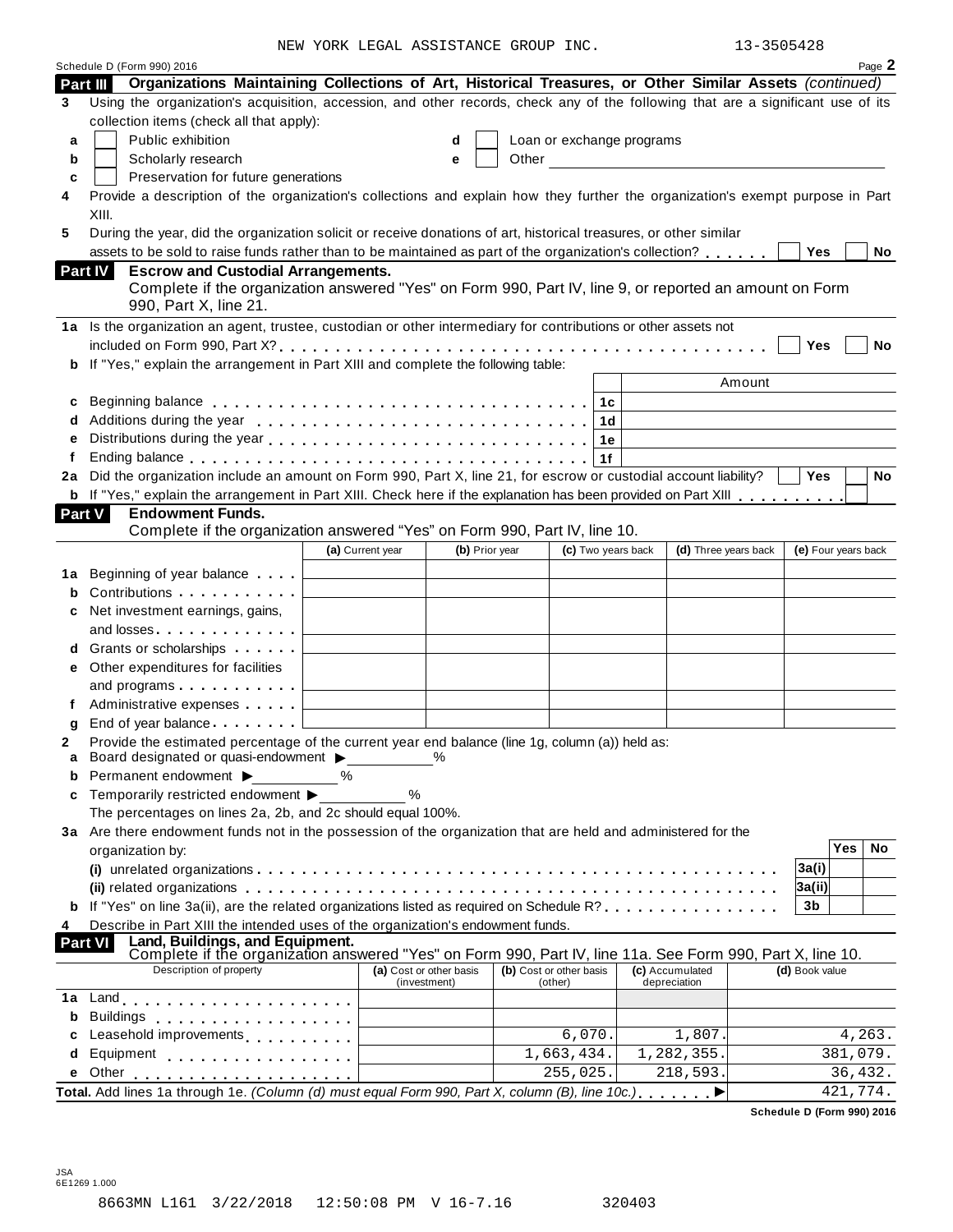NEW YORK LEGAL ASSISTANCE GROUP INC. 13-3505428

Schedule D (Form 990) 2016 Page **2**

## Part III Organizations Maintaining Collections of Art, Historical Treasures, or Other Similar Assets *(continued)*

**3** Using the organization's acquisition, accession, and other records, check any of the following that are a significant use of its collection items (check all that apply):

- **a** ☐ Public exhibition
- **b** ☐ Scholarly research
- **c** ☐ Preservation for future generations
- **d** ☐ Loan or exchange programs
- **e** ☐ Other ____________

**4** Provide a description of the organization's collections and explain how they further the organization's exempt purpose in Part XIII.

**5** During the year, did the organization solicit or receive donations of art, historical treasures, or other similar assets to be sold to raise funds rather than to be maintained as part of the organization's collection? . . . . . . ☐ Yes ☐ No

## Part IV Escrow and Custodial Arrangements.

Complete if the organization answered "Yes" on Form 990, Part IV, line 9, or reported an amount on Form 990, Part X, line 21.

**1a** Is the organization an agent, trustee, custodian or other intermediary for contributions or other assets not included on Form 990, Part X? . . . . . . ☐ Yes ☐ No

**b** If "Yes," explain the arrangement in Part XIII and complete the following table:

| | | | Amount |
|---|---|---|---|
| **c** | Beginning balance | 1c | |
| **d** | Additions during the year | 1d | |
| **e** | Distributions during the year | 1e | |
| **f** | Ending balance | 1f | |

**2a** Did the organization include an amount on Form 990, Part X, line 21, for escrow or custodial account liability? ☐ Yes ☐ No

**b** If "Yes," explain the arrangement in Part XIII. Check here if the explanation has been provided on Part XIII . . . . . . . . ☐

## Part V Endowment Funds.

Complete if the organization answered "Yes" on Form 990, Part IV, line 10.

| | | (a) Current year | (b) Prior year | (c) Two years back | (d) Three years back | (e) Four years back |
|---|---|---|---|---|---|---|
| **1a** | Beginning of year balance | | | | | |
| **b** | Contributions | | | | | |
| **c** | Net investment earnings, gains, and losses | | | | | |
| **d** | Grants or scholarships | | | | | |
| **e** | Other expenditures for facilities and programs | | | | | |
| **f** | Administrative expenses | | | | | |
| **g** | End of year balance | | | | | |

**2** Provide the estimated percentage of the current year end balance (line 1g, column (a)) held as:

- **a** Board designated or quasi-endowment ▶ ______%
- **b** Permanent endowment ▶ ______%
- **c** Temporarily restricted endowment ▶ ______%

The percentages on lines 2a, 2b, and 2c should equal 100%.

**3a** Are there endowment funds not in the possession of the organization that are held and administered for the organization by:

| | | | Yes | No |
|---|---|---|---|---|
| | (i) unrelated organizations | 3a(i) | | |
| | (ii) related organizations | 3a(ii) | | |
| **b** | If "Yes" on line 3a(ii), are the related organizations listed as required on Schedule R? | 3b | | |

**4** Describe in Part XIII the intended uses of the organization's endowment funds.

## Part VI Land, Buildings, and Equipment.

Complete if the organization answered "Yes" on Form 990, Part IV, line 11a. See Form 990, Part X, line 10.

| | Description of property | (a) Cost or other basis (investment) | (b) Cost or other basis (other) | (c) Accumulated depreciation | (d) Book value |
|---|---|---|---|---|---|
| **1a** | Land | | | | |
| **b** | Buildings | | | | |
| **c** | Leasehold improvements | | 6,070. | 1,807. | 4,263. |
| **d** | Equipment | | 1,663,434. | 1,282,355. | 381,079. |
| **e** | Other | | 255,025. | 218,593. | 36,432. |
| **Total.** | Add lines 1a through 1e. *(Column (d) must equal Form 990, Part X, column (B), line 10c.)* ▶ | | | | 421,774. |

**Schedule D (Form 990) 2016**

JSA
6E1269 1.000

8663MN L161 3/22/2018 12:50:08 PM V 16-7.16 320403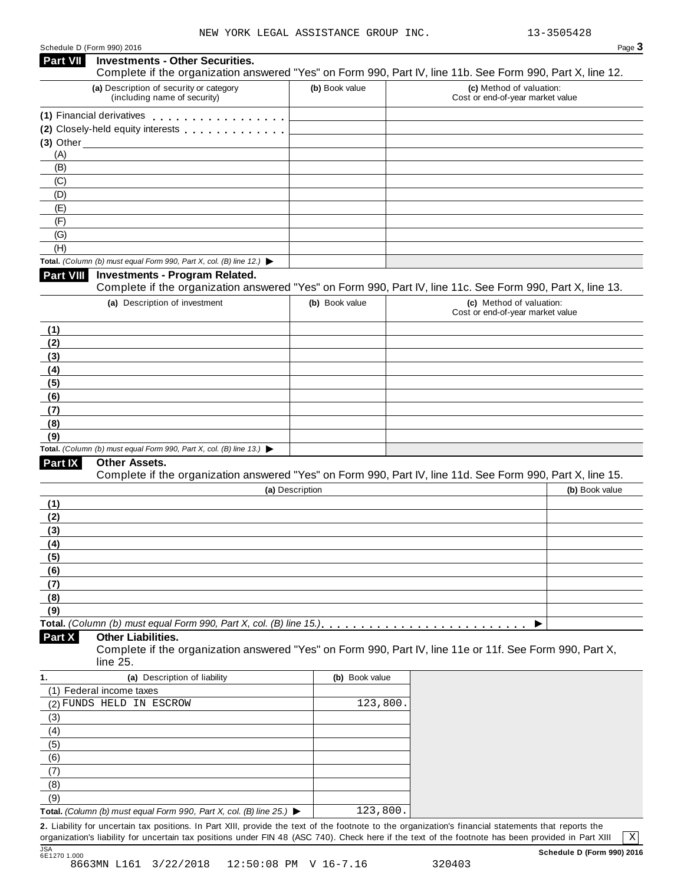NEW YORK LEGAL ASSISTANCE GROUP INC. 13-3505428

Schedule D (Form 990) 2016

## Part VII Investments - Other Securities.

Complete if the organization answered "Yes" on Form 990, Part IV, line 11b. See Form 990, Part X, line 12.

| (a) Description of security or category (including name of security) | (b) Book value | (c) Method of valuation: Cost or end-of-year market value |
|---|---|---|
| (1) Financial derivatives | | |
| (2) Closely-held equity interests | | |
| (3) Other | | |
| (A) | | |
| (B) | | |
| (C) | | |
| (D) | | |
| (E) | | |
| (F) | | |
| (G) | | |
| (H) | | |
| **Total.** *(Column (b) must equal Form 990, Part X, col. (B) line 12.)* ▶ | | |

## Part VIII Investments - Program Related.

Complete if the organization answered "Yes" on Form 990, Part IV, line 11c. See Form 990, Part X, line 13.

| (a) Description of investment | (b) Book value | (c) Method of valuation: Cost or end-of-year market value |
|---|---|---|
| (1) | | |
| (2) | | |
| (3) | | |
| (4) | | |
| (5) | | |
| (6) | | |
| (7) | | |
| (8) | | |
| (9) | | |
| **Total.** *(Column (b) must equal Form 990, Part X, col. (B) line 13.)* ▶ | | |

## Part IX Other Assets.

Complete if the organization answered "Yes" on Form 990, Part IV, line 11d. See Form 990, Part X, line 15.

| (a) Description | (b) Book value |
|---|---|
| (1) | |
| (2) | |
| (3) | |
| (4) | |
| (5) | |
| (6) | |
| (7) | |
| (8) | |
| (9) | |
| **Total.** *(Column (b) must equal Form 990, Part X, col. (B) line 15.)* ▶ | |

## Part X Other Liabilities.

Complete if the organization answered "Yes" on Form 990, Part IV, line 11e or 11f. See Form 990, Part X, line 25.

| 1. (a) Description of liability | (b) Book value |
|---|---|
| (1) Federal income taxes | |
| (2) FUNDS HELD IN ESCROW | 123,800. |
| (3) | |
| (4) | |
| (5) | |
| (6) | |
| (7) | |
| (8) | |
| (9) | |
| **Total.** *(Column (b) must equal Form 990, Part X, col. (B) line 25.)* ▶ | 123,800. |

**2.** Liability for uncertain tax positions. In Part XIII, provide the text of the footnote to the organization's financial statements that reports the organization's liability for uncertain tax positions under FIN 48 (ASC 740). Check here if the text of the footnote has been provided in Part XIII [X]

Schedule D (Form 990) 2016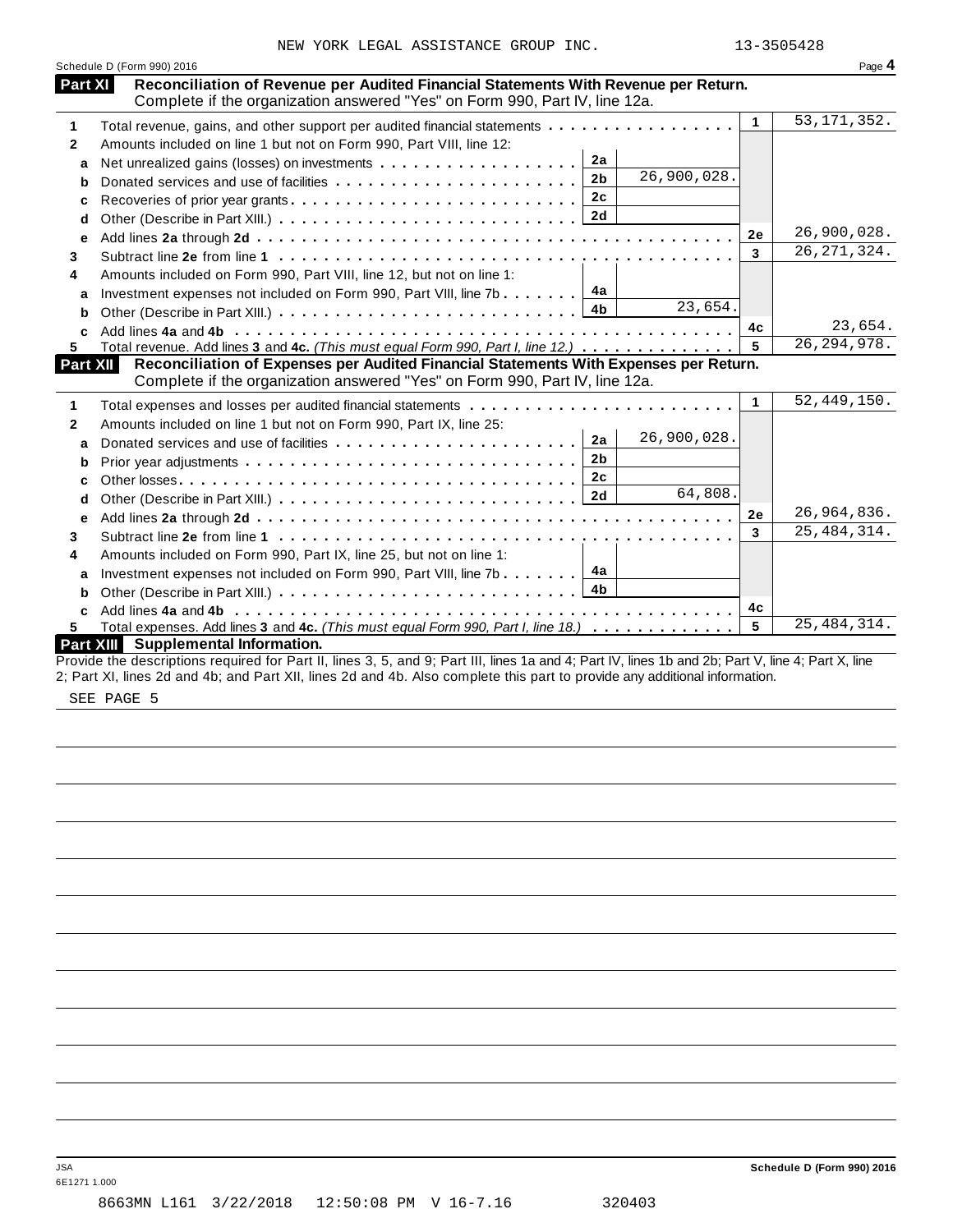NEW YORK LEGAL ASSISTANCE GROUP INC. 13-3505428

Schedule D (Form 990) 2016 Page **4**

## Part XI Reconciliation of Revenue per Audited Financial Statements With Revenue per Return.

Complete if the organization answered "Yes" on Form 990, Part IV, line 12a.

| | | | | | |
|---|---|---|---|---|---|
| **1** | Total revenue, gains, and other support per audited financial statements | | | 1 | 53,171,352. |
| **2** | Amounts included on line 1 but not on Form 990, Part VIII, line 12: | | | | |
| **a** | Net unrealized gains (losses) on investments | 2a | | | |
| **b** | Donated services and use of facilities | 2b | 26,900,028. | | |
| **c** | Recoveries of prior year grants | 2c | | | |
| **d** | Other (Describe in Part XIII.) | 2d | | | |
| **e** | Add lines **2a** through **2d** | | | 2e | 26,900,028. |
| **3** | Subtract line **2e** from line **1** | | | 3 | 26,271,324. |
| **4** | Amounts included on Form 990, Part VIII, line 12, but not on line 1: | | | | |
| **a** | Investment expenses not included on Form 990, Part VIII, line 7b | 4a | | | |
| **b** | Other (Describe in Part XIII.) | 4b | 23,654. | | |
| **c** | Add lines **4a** and **4b** | | | 4c | 23,654. |
| **5** | Total revenue. Add lines **3** and **4c.** *(This must equal Form 990, Part I, line 12.)* | | | 5 | 26,294,978. |

## Part XII Reconciliation of Expenses per Audited Financial Statements With Expenses per Return.

Complete if the organization answered "Yes" on Form 990, Part IV, line 12a.

| | | | | | |
|---|---|---|---|---|---|
| **1** | Total expenses and losses per audited financial statements | | | 1 | 52,449,150. |
| **2** | Amounts included on line 1 but not on Form 990, Part IX, line 25: | | | | |
| **a** | Donated services and use of facilities | 2a | 26,900,028. | | |
| **b** | Prior year adjustments | 2b | | | |
| **c** | Other losses | 2c | | | |
| **d** | Other (Describe in Part XIII.) | 2d | 64,808. | | |
| **e** | Add lines **2a** through **2d** | | | 2e | 26,964,836. |
| **3** | Subtract line **2e** from line **1** | | | 3 | 25,484,314. |
| **4** | Amounts included on Form 990, Part IX, line 25, but not on line 1: | | | | |
| **a** | Investment expenses not included on Form 990, Part VIII, line 7b | 4a | | | |
| **b** | Other (Describe in Part XIII.) | 4b | | | |
| **c** | Add lines **4a** and **4b** | | | 4c | |
| **5** | Total expenses. Add lines **3** and **4c.** *(This must equal Form 990, Part I, line 18.)* | | | 5 | 25,484,314. |

## Part XIII Supplemental Information.

Provide the descriptions required for Part II, lines 3, 5, and 9; Part III, lines 1a and 4; Part IV, lines 1b and 2b; Part V, line 4; Part X, line 2; Part XI, lines 2d and 4b; and Part XII, lines 2d and 4b. Also complete this part to provide any additional information.

SEE PAGE 5

JSA
6E1271 1.000

**Schedule D (Form 990) 2016**

8663MN L161 3/22/2018 12:50:08 PM V 16-7.16 320403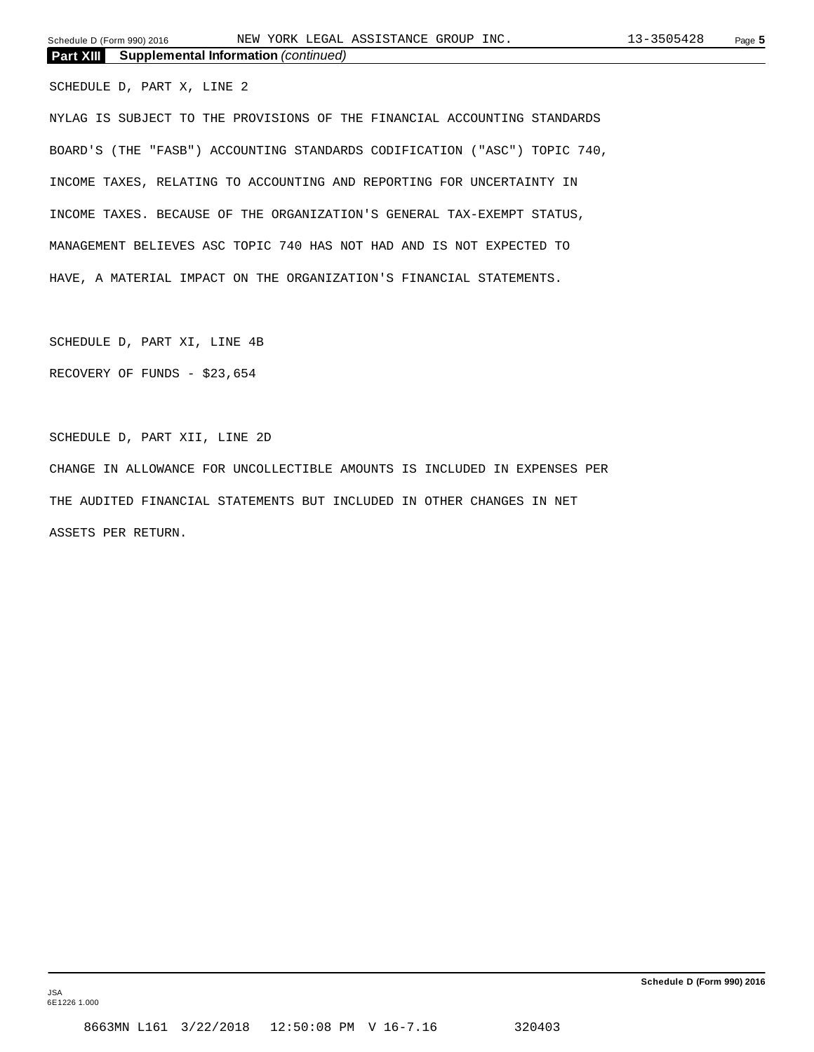## Part XIII Supplemental Information *(continued)*

SCHEDULE D, PART X, LINE 2

NYLAG IS SUBJECT TO THE PROVISIONS OF THE FINANCIAL ACCOUNTING STANDARDS BOARD'S (THE "FASB") ACCOUNTING STANDARDS CODIFICATION ("ASC") TOPIC 740, INCOME TAXES, RELATING TO ACCOUNTING AND REPORTING FOR UNCERTAINTY IN INCOME TAXES. BECAUSE OF THE ORGANIZATION'S GENERAL TAX-EXEMPT STATUS, MANAGEMENT BELIEVES ASC TOPIC 740 HAS NOT HAD AND IS NOT EXPECTED TO HAVE, A MATERIAL IMPACT ON THE ORGANIZATION'S FINANCIAL STATEMENTS.

SCHEDULE D, PART XI, LINE 4B

RECOVERY OF FUNDS - $23,654

SCHEDULE D, PART XII, LINE 2D

CHANGE IN ALLOWANCE FOR UNCOLLECTIBLE AMOUNTS IS INCLUDED IN EXPENSES PER THE AUDITED FINANCIAL STATEMENTS BUT INCLUDED IN OTHER CHANGES IN NET ASSETS PER RETURN.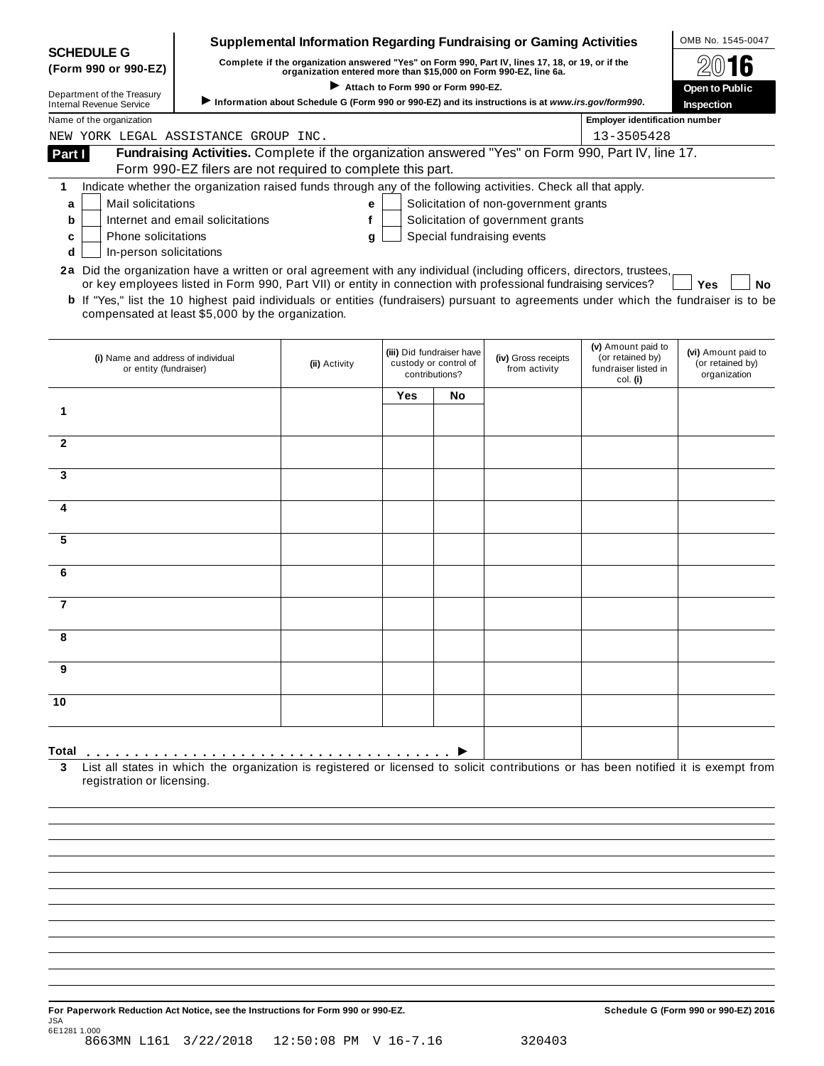**SCHEDULE G (Form 990 or 990-EZ)**

Department of the Treasury
Internal Revenue Service

# Supplemental Information Regarding Fundraising or Gaming Activities

**Complete if the organization answered "Yes" on Form 990, Part IV, lines 17, 18, or 19, or if the organization entered more than $15,000 on Form 990-EZ, line 6a.**

▶ **Attach to Form 990 or Form 990-EZ.**

▶ **Information about Schedule G (Form 990 or 990-EZ) and its instructions is at www.irs.gov/form990.**

OMB No. 1545-0047

**2016**

**Open to Public Inspection**

| Name of the organization | Employer identification number |
|---|---|
| NEW YORK LEGAL ASSISTANCE GROUP INC. | 13-3505428 |

**Part I** **Fundraising Activities.** Complete if the organization answered "Yes" on Form 990, Part IV, line 17. Form 990-EZ filers are not required to complete this part.

**1** Indicate whether the organization raised funds through any of the following activities. Check all that apply.

- **a** ☐ Mail solicitations
- **b** ☐ Internet and email solicitations
- **c** ☐ Phone solicitations
- **d** ☐ In-person solicitations
- **e** ☐ Solicitation of non-government grants
- **f** ☐ Solicitation of government grants
- **g** ☐ Special fundraising events

**2a** Did the organization have a written or oral agreement with any individual (including officers, directors, trustees, or key employees listed in Form 990, Part VII) or entity in connection with professional fundraising services? ☐ **Yes** ☐ **No**

**b** If "Yes," list the 10 highest paid individuals or entities (fundraisers) pursuant to agreements under which the fundraiser is to be compensated at least $5,000 by the organization.

| | (i) Name and address of individual or entity (fundraiser) | (ii) Activity | (iii) Did fundraiser have custody or control of contributions? | | (iv) Gross receipts from activity | (v) Amount paid to (or retained by) fundraiser listed in col. (i) | (vi) Amount paid to (or retained by) organization |
|---|---|---|---|---|---|---|---|
| | | | Yes | No | | | |
| 1 | | | | | | | |
| 2 | | | | | | | |
| 3 | | | | | | | |
| 4 | | | | | | | |
| 5 | | | | | | | |
| 6 | | | | | | | |
| 7 | | | | | | | |
| 8 | | | | | | | |
| 9 | | | | | | | |
| 10 | | | | | | | |
| **Total** ▶ | | | | | | | |

**3** List all states in which the organization is registered or licensed to solicit contributions or has been notified it is exempt from registration or licensing.

**For Paperwork Reduction Act Notice, see the Instructions for Form 990 or 990-EZ.** **Schedule G (Form 990 or 990-EZ) 2016**

JSA
6E1281 1.000
8663MN L161 3/22/2018 12:50:08 PM V 16-7.16 320403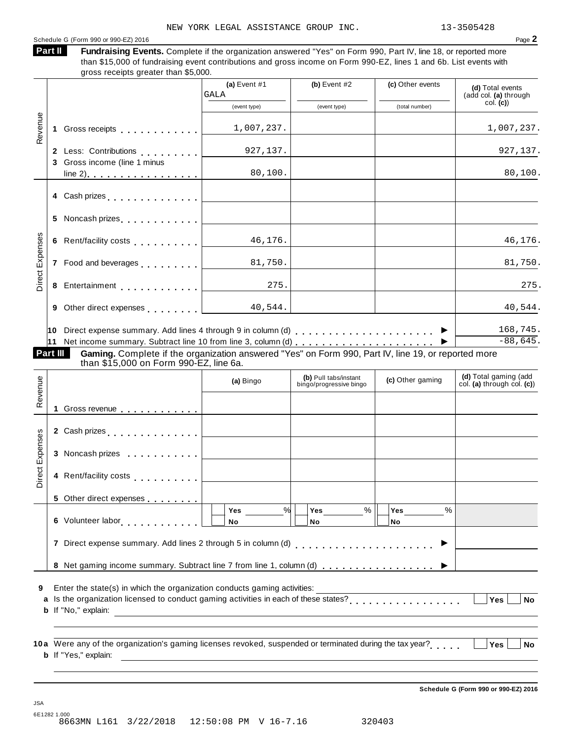NEW YORK LEGAL ASSISTANCE GROUP INC. 13-3505428

Schedule G (Form 990 or 990-EZ) 2016 Page **2**

**Part II** **Fundraising Events.** Complete if the organization answered "Yes" on Form 990, Part IV, line 18, or reported more than $15,000 of fundraising event contributions and gross income on Form 990-EZ, lines 1 and 6b. List events with gross receipts greater than $5,000.

| | | (a) Event #1 GALA (event type) | (b) Event #2 (event type) | (c) Other events (total number) | (d) Total events (add col. (a) through col. (c)) |
|---|---|---|---|---|---|
| Revenue | 1 Gross receipts | 1,007,237. | | | 1,007,237. |
| | 2 Less: Contributions | 927,137. | | | 927,137. |
| | 3 Gross income (line 1 minus line 2) | 80,100. | | | 80,100. |
| Direct Expenses | 4 Cash prizes | | | | |
| | 5 Noncash prizes | | | | |
| | 6 Rent/facility costs | 46,176. | | | 46,176. |
| | 7 Food and beverages | 81,750. | | | 81,750. |
| | 8 Entertainment | 275. | | | 275. |
| | 9 Other direct expenses | 40,544. | | | 40,544. |
| | 10 Direct expense summary. Add lines 4 through 9 in column (d) | | | | 168,745. |
| | 11 Net income summary. Subtract line 10 from line 3, column (d) | | | | -88,645. |

**Part III** **Gaming.** Complete if the organization answered "Yes" on Form 990, Part IV, line 19, or reported more than $15,000 on Form 990-EZ, line 6a.

| | | (a) Bingo | (b) Pull tabs/instant bingo/progressive bingo | (c) Other gaming | (d) Total gaming (add col. (a) through col. (c)) |
|---|---|---|---|---|---|
| Revenue | 1 Gross revenue | | | | |
| Direct Expenses | 2 Cash prizes | | | | |
| | 3 Noncash prizes | | | | |
| | 4 Rent/facility costs | | | | |
| | 5 Other direct expenses | | | | |
| | 6 Volunteer labor | Yes ___ % No | Yes ___ % No | Yes ___ % No | |
| | 7 Direct expense summary. Add lines 2 through 5 in column (d) | | | | |
| | 8 Net gaming income summary. Subtract line 7 from line 1, column (d) | | | | |

**9** Enter the state(s) in which the organization conducts gaming activities: ____________

**a** Is the organization licensed to conduct gaming activities in each of these states? ☐ Yes ☐ No

**b** If "No," explain: ____________

**10a** Were any of the organization's gaming licenses revoked, suspended or terminated during the tax year? ☐ Yes ☐ No

**b** If "Yes," explain: ____________

**Schedule G (Form 990 or 990-EZ) 2016**

JSA
6E1282 1.000
8663MN L161 3/22/2018 12:50:08 PM V 16-7.16 320403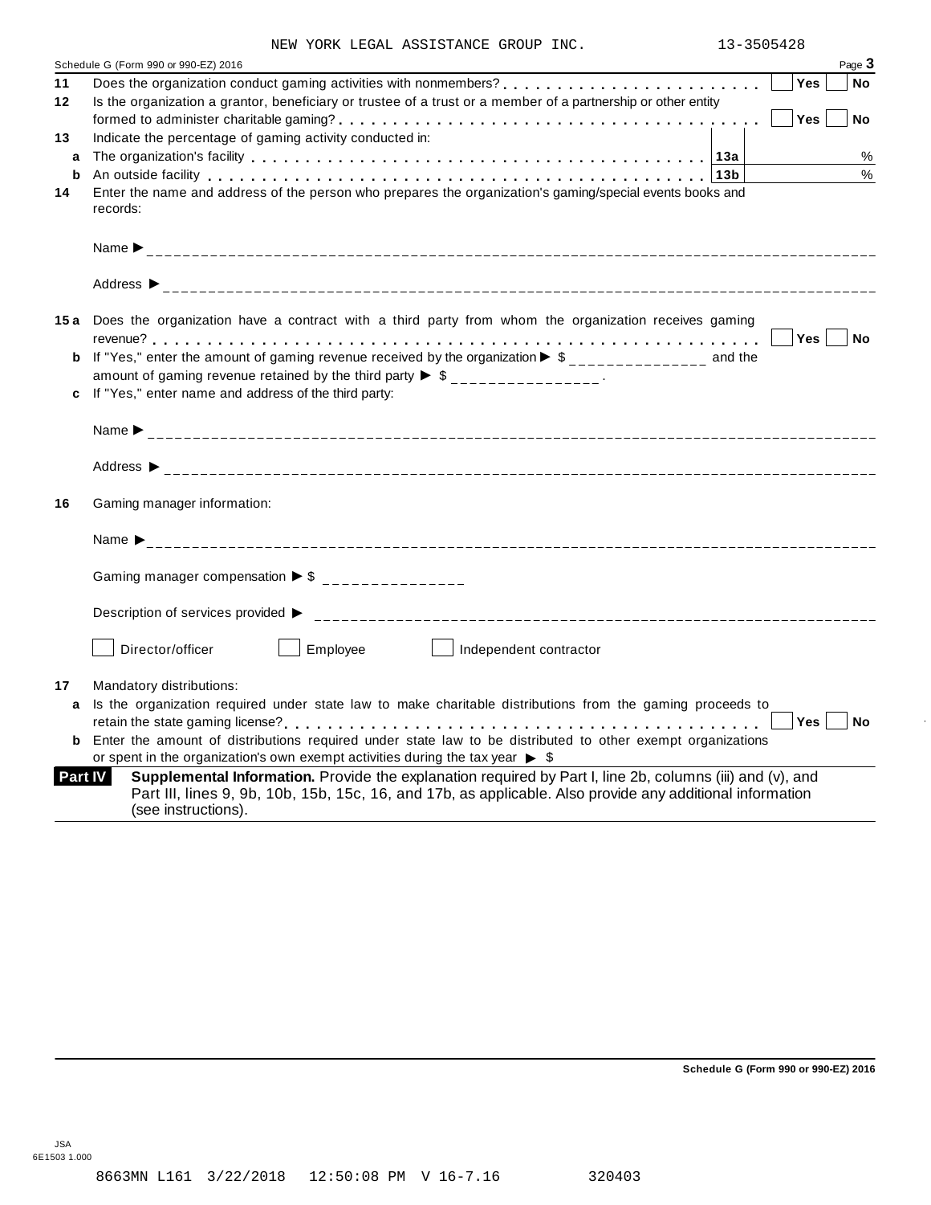NEW YORK LEGAL ASSISTANCE GROUP INC. 13-3505428

Schedule G (Form 990 or 990-EZ) 2016 Page **3**

**11** Does the organization conduct gaming activities with nonmembers? . . . . . . . . . . . . . . . . . . . . . . . . . ☐ **Yes** ☐ **No**

**12** Is the organization a grantor, beneficiary or trustee of a trust or a member of a partnership or other entity formed to administer charitable gaming? . . . . . . . . . . . . . . . . . . . . . . . . . . . . . . . . . . . . . . . . ☐ **Yes** ☐ **No**

**13** Indicate the percentage of gaming activity conducted in:

**a** The organization's facility . . . . . . . . . . . . . . . . . . . . . . . . . . . . . . . . . . . . . . . . . **13a** %

**b** An outside facility . . . . . . . . . . . . . . . . . . . . . . . . . . . . . . . . . . . . . . . . . . . . . . **13b** %

**14** Enter the name and address of the person who prepares the organization's gaming/special events books and records:

Name ▶

Address ▶

**15a** Does the organization have a contract with a third party from whom the organization receives gaming revenue? . . . . . . . . . . . . . . . . . . . . . . . . . . . . . . . . . . . . . . . . . . . . . . . . . . . . . . . . . . . ☐ **Yes** ☐ **No**

**b** If "Yes," enter the amount of gaming revenue received by the organization ▶ $ ______________ and the amount of gaming revenue retained by the third party ▶ $ ______________ .

**c** If "Yes," enter name and address of the third party:

Name ▶

Address ▶

**16** Gaming manager information:

Name ▶

Gaming manager compensation ▶ $ ______________

Description of services provided ▶

☐ Director/officer ☐ Employee ☐ Independent contractor

**17** Mandatory distributions:

**a** Is the organization required under state law to make charitable distributions from the gaming proceeds to retain the state gaming license? . . . . . . . . . . . . . . . . . . . . . . . . . . . . . . . . . . . . . . . . . . . . ☐ **Yes** ☐ **No**

**b** Enter the amount of distributions required under state law to be distributed to other exempt organizations or spent in the organization's own exempt activities during the tax year ▶ $

**Part IV** **Supplemental Information.** Provide the explanation required by Part I, line 2b, columns (iii) and (v), and Part III, lines 9, 9b, 10b, 15b, 15c, 16, and 17b, as applicable. Also provide any additional information (see instructions).

**Schedule G (Form 990 or 990-EZ) 2016**

JSA
6E1503 1.000

8663MN L161 3/22/2018 12:50:08 PM V 16-7.16 320403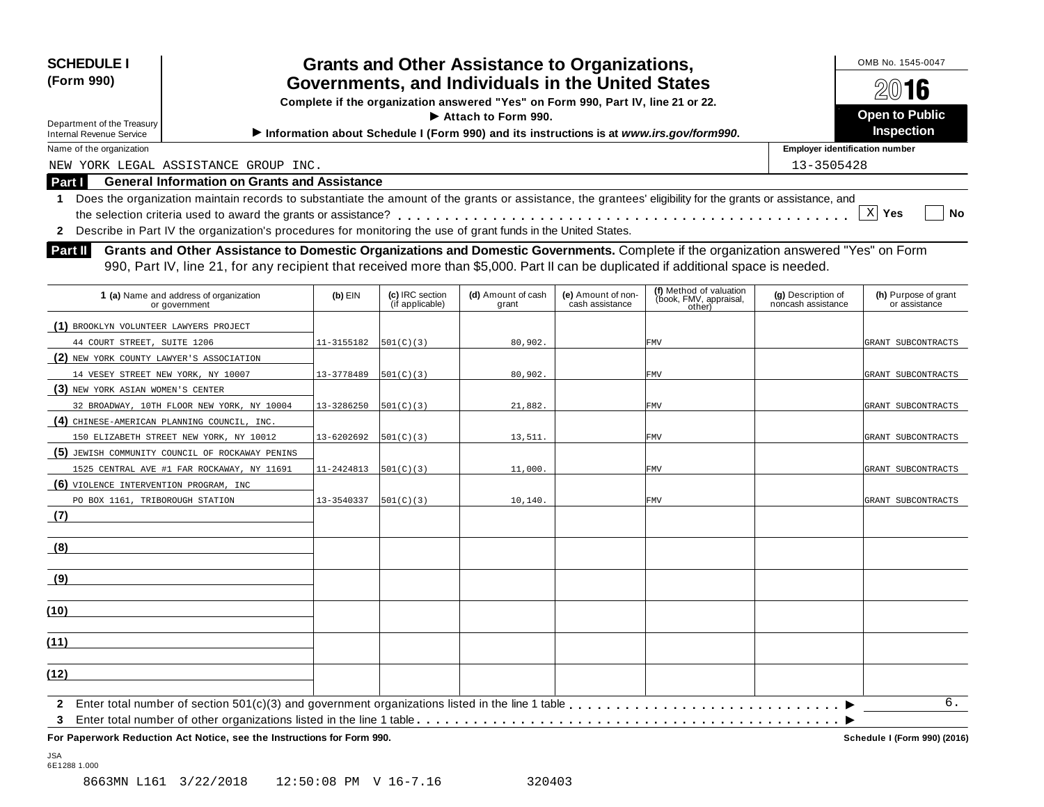**SCHEDULE I (Form 990)**

Department of the Treasury
Internal Revenue Service

# Grants and Other Assistance to Organizations, Governments, and Individuals in the United States

**Complete if the organization answered "Yes" on Form 990, Part IV, line 21 or 22.**

**► Attach to Form 990.**

**► Information about Schedule I (Form 990) and its instructions is at *www.irs.gov/form990*.**

OMB No. 1545-0047

**2016**

**Open to Public Inspection**

Name of the organization: NEW YORK LEGAL ASSISTANCE GROUP INC.

Employer identification number: 13-3505428

## Part I General Information on Grants and Assistance

1 Does the organization maintain records to substantiate the amount of the grants or assistance, the grantees' eligibility for the grants or assistance, and the selection criteria used to award the grants or assistance? . . . [X] Yes [ ] No

2 Describe in Part IV the organization's procedures for monitoring the use of grant funds in the United States.

## Part II Grants and Other Assistance to Domestic Organizations and Domestic Governments.

Complete if the organization answered "Yes" on Form 990, Part IV, line 21, for any recipient that received more than $5,000. Part II can be duplicated if additional space is needed.

| 1 (a) Name and address of organization or government | (b) EIN | (c) IRC section (if applicable) | (d) Amount of cash grant | (e) Amount of non-cash assistance | (f) Method of valuation (book, FMV, appraisal, other) | (g) Description of noncash assistance | (h) Purpose of grant or assistance |
|---|---|---|---|---|---|---|---|
| (1) BROOKLYN VOLUNTEER LAWYERS PROJECT 44 COURT STREET, SUITE 1206 | 11-3155182 | 501(C)(3) | 80,902. | | FMV | | GRANT SUBCONTRACTS |
| (2) NEW YORK COUNTY LAWYER'S ASSOCIATION 14 VESEY STREET NEW YORK, NY 10007 | 13-3778489 | 501(C)(3) | 80,902. | | FMV | | GRANT SUBCONTRACTS |
| (3) NEW YORK ASIAN WOMEN'S CENTER 32 BROADWAY, 10TH FLOOR NEW YORK, NY 10004 | 13-3286250 | 501(C)(3) | 21,882. | | FMV | | GRANT SUBCONTRACTS |
| (4) CHINESE-AMERICAN PLANNING COUNCIL, INC. 150 ELIZABETH STREET NEW YORK, NY 10012 | 13-6202692 | 501(C)(3) | 13,511. | | FMV | | GRANT SUBCONTRACTS |
| (5) JEWISH COMMUNITY COUNCIL OF ROCKAWAY PENINS 1525 CENTRAL AVE #1 FAR ROCKAWAY, NY 11691 | 11-2424813 | 501(C)(3) | 11,000. | | FMV | | GRANT SUBCONTRACTS |
| (6) VIOLENCE INTERVENTION PROGRAM, INC PO BOX 1161, TRIBOROUGH STATION | 13-3540337 | 501(C)(3) | 10,140. | | FMV | | GRANT SUBCONTRACTS |
| (7) | | | | | | | |
| (8) | | | | | | | |
| (9) | | | | | | | |
| (10) | | | | | | | |
| (11) | | | | | | | |
| (12) | | | | | | | |

2 Enter total number of section 501(c)(3) and government organizations listed in the line 1 table . . . ► 6.

3 Enter total number of other organizations listed in the line 1 table . . . ►

**For Paperwork Reduction Act Notice, see the Instructions for Form 990.**

**Schedule I (Form 990) (2016)**

JSA
6E1288 1.000

8663MN L161 3/22/2018 12:50:08 PM V 16-7.16 320403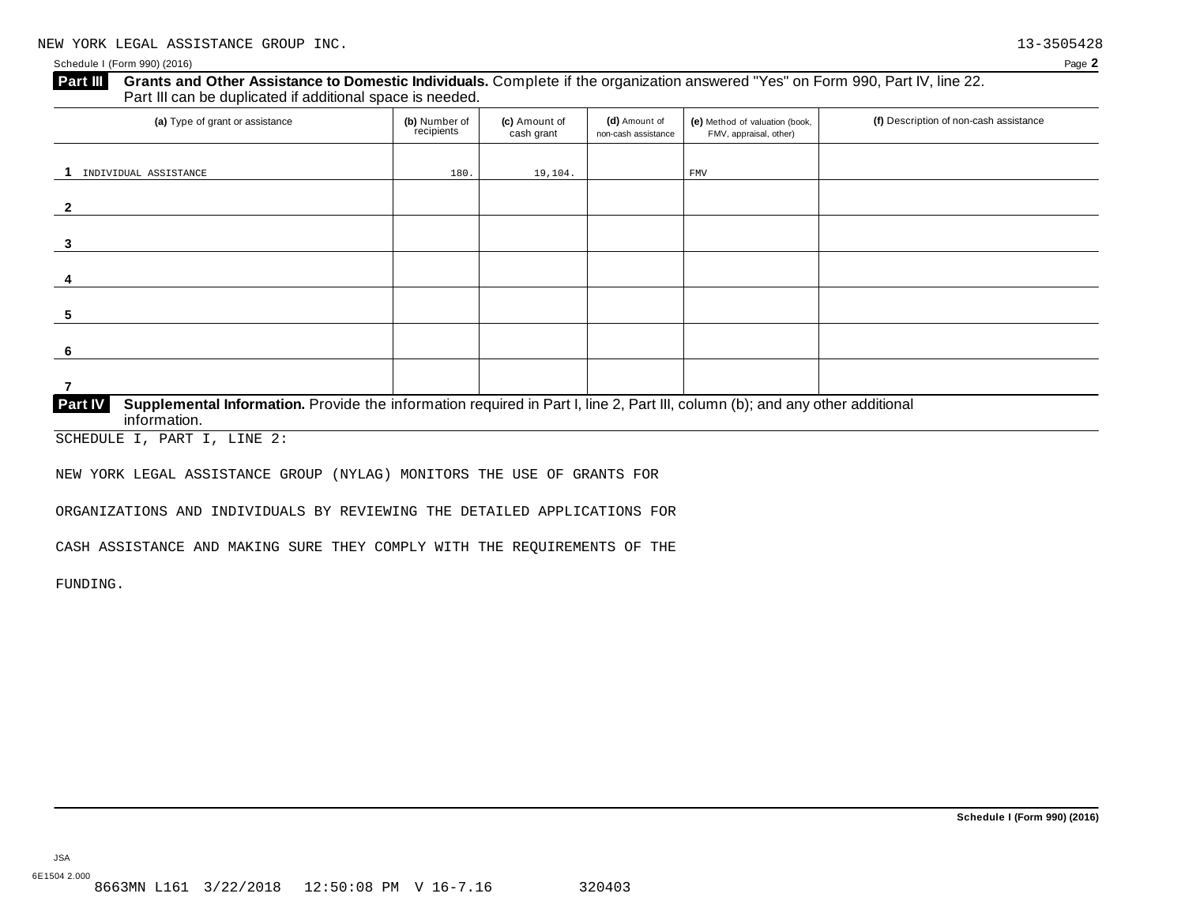NEW YORK LEGAL ASSISTANCE GROUP INC. 13-3505428

Schedule I (Form 990) (2016) Page **2**

**Part III** **Grants and Other Assistance to Domestic Individuals.** Complete if the organization answered "Yes" on Form 990, Part IV, line 22. Part III can be duplicated if additional space is needed.

| | (a) Type of grant or assistance | (b) Number of recipients | (c) Amount of cash grant | (d) Amount of non-cash assistance | (e) Method of valuation (book, FMV, appraisal, other) | (f) Description of non-cash assistance |
|---|---|---|---|---|---|---|
| 1 | INDIVIDUAL ASSISTANCE | 180. | 19,104. | | FMV | |
| 2 | | | | | | |
| 3 | | | | | | |
| 4 | | | | | | |
| 5 | | | | | | |
| 6 | | | | | | |
| 7 | | | | | | |

**Part IV** **Supplemental Information.** Provide the information required in Part I, line 2, Part III, column (b); and any other additional information.

SCHEDULE I, PART I, LINE 2:

NEW YORK LEGAL ASSISTANCE GROUP (NYLAG) MONITORS THE USE OF GRANTS FOR ORGANIZATIONS AND INDIVIDUALS BY REVIEWING THE DETAILED APPLICATIONS FOR CASH ASSISTANCE AND MAKING SURE THEY COMPLY WITH THE REQUIREMENTS OF THE FUNDING.

**Schedule I (Form 990) (2016)**

JSA
6E1504 2.000
8663MN L161 3/22/2018 12:50:08 PM V 16-7.16 320403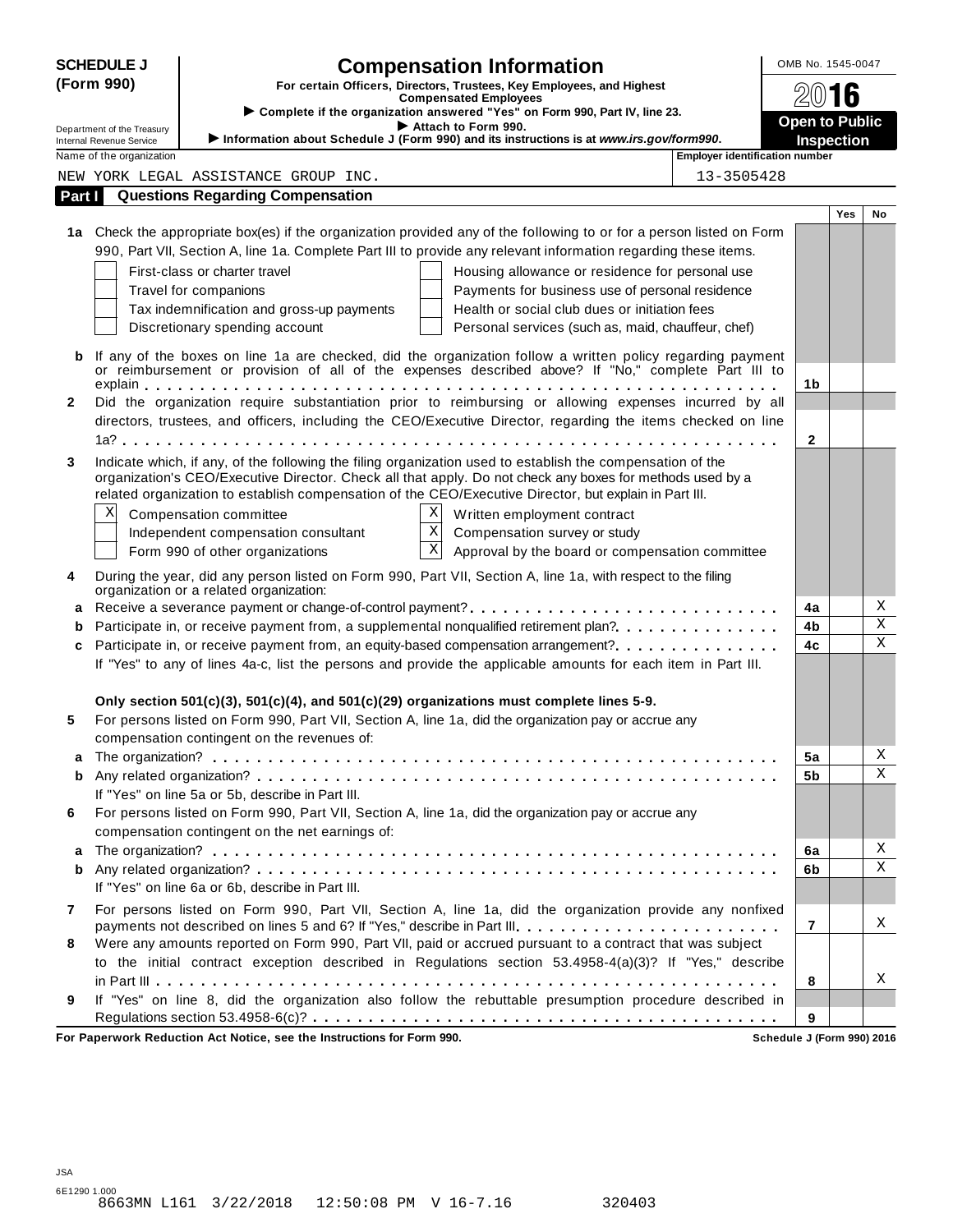**SCHEDULE J (Form 990)**

Department of the Treasury
Internal Revenue Service

# Compensation Information

**For certain Officers, Directors, Trustees, Key Employees, and Highest Compensated Employees**

▶ Complete if the organization answered "Yes" on Form 990, Part IV, line 23.
▶ Attach to Form 990.
▶ Information about Schedule J (Form 990) and its instructions is at *www.irs.gov/form990*.

OMB No. 1545-0047

**2016**

**Open to Public Inspection**

Name of the organization: NEW YORK LEGAL ASSISTANCE GROUP INC.

Employer identification number: 13-3505428

## Part I — Questions Regarding Compensation

| | | | Yes | No |
|---|---|---|---|---|
| **1a** | Check the appropriate box(es) if the organization provided any of the following to or for a person listed on Form 990, Part VII, Section A, line 1a. Complete Part III to provide any relevant information regarding these items.<br>☐ First-class or charter travel ☐ Housing allowance or residence for personal use<br>☐ Travel for companions ☐ Payments for business use of personal residence<br>☐ Tax indemnification and gross-up payments ☐ Health or social club dues or initiation fees<br>☐ Discretionary spending account ☐ Personal services (such as, maid, chauffeur, chef) | | | |
| **b** | If any of the boxes on line 1a are checked, did the organization follow a written policy regarding payment or reimbursement or provision of all of the expenses described above? If "No," complete Part III to explain | 1b | | |
| **2** | Did the organization require substantiation prior to reimbursing or allowing expenses incurred by all directors, trustees, and officers, including the CEO/Executive Director, regarding the items checked on line 1a? | 2 | | |
| **3** | Indicate which, if any, of the following the filing organization used to establish the compensation of the organization's CEO/Executive Director. Check all that apply. Do not check any boxes for methods used by a related organization to establish compensation of the CEO/Executive Director, but explain in Part III.<br>☒ Compensation committee ☒ Written employment contract<br>☐ Independent compensation consultant ☒ Compensation survey or study<br>☐ Form 990 of other organizations ☒ Approval by the board or compensation committee | | | |
| **4** | During the year, did any person listed on Form 990, Part VII, Section A, line 1a, with respect to the filing organization or a related organization: | | | |
| **a** | Receive a severance payment or change-of-control payment? | 4a | | X |
| **b** | Participate in, or receive payment from, a supplemental nonqualified retirement plan? | 4b | | X |
| **c** | Participate in, or receive payment from, an equity-based compensation arrangement? | 4c | | X |
| | If "Yes" to any of lines 4a-c, list the persons and provide the applicable amounts for each item in Part III. | | | |
| | **Only section 501(c)(3), 501(c)(4), and 501(c)(29) organizations must complete lines 5-9.** | | | |
| **5** | For persons listed on Form 990, Part VII, Section A, line 1a, did the organization pay or accrue any compensation contingent on the revenues of: | | | |
| **a** | The organization? | 5a | | X |
| **b** | Any related organization? | 5b | | X |
| | If "Yes" on line 5a or 5b, describe in Part III. | | | |
| **6** | For persons listed on Form 990, Part VII, Section A, line 1a, did the organization pay or accrue any compensation contingent on the net earnings of: | | | |
| **a** | The organization? | 6a | | X |
| **b** | Any related organization? | 6b | | X |
| | If "Yes" on line 6a or 6b, describe in Part III. | | | |
| **7** | For persons listed on Form 990, Part VII, Section A, line 1a, did the organization provide any nonfixed payments not described on lines 5 and 6? If "Yes," describe in Part III. | 7 | | X |
| **8** | Were any amounts reported on Form 990, Part VII, paid or accrued pursuant to a contract that was subject to the initial contract exception described in Regulations section 53.4958-4(a)(3)? If "Yes," describe in Part III | 8 | | X |
| **9** | If "Yes" on line 8, did the organization also follow the rebuttable presumption procedure described in Regulations section 53.4958-6(c)? | 9 | | |

**For Paperwork Reduction Act Notice, see the Instructions for Form 990.** Schedule J (Form 990) 2016

JSA
6E1290 1.000
8663MN L161 3/22/2018 12:50:08 PM V 16-7.16 320403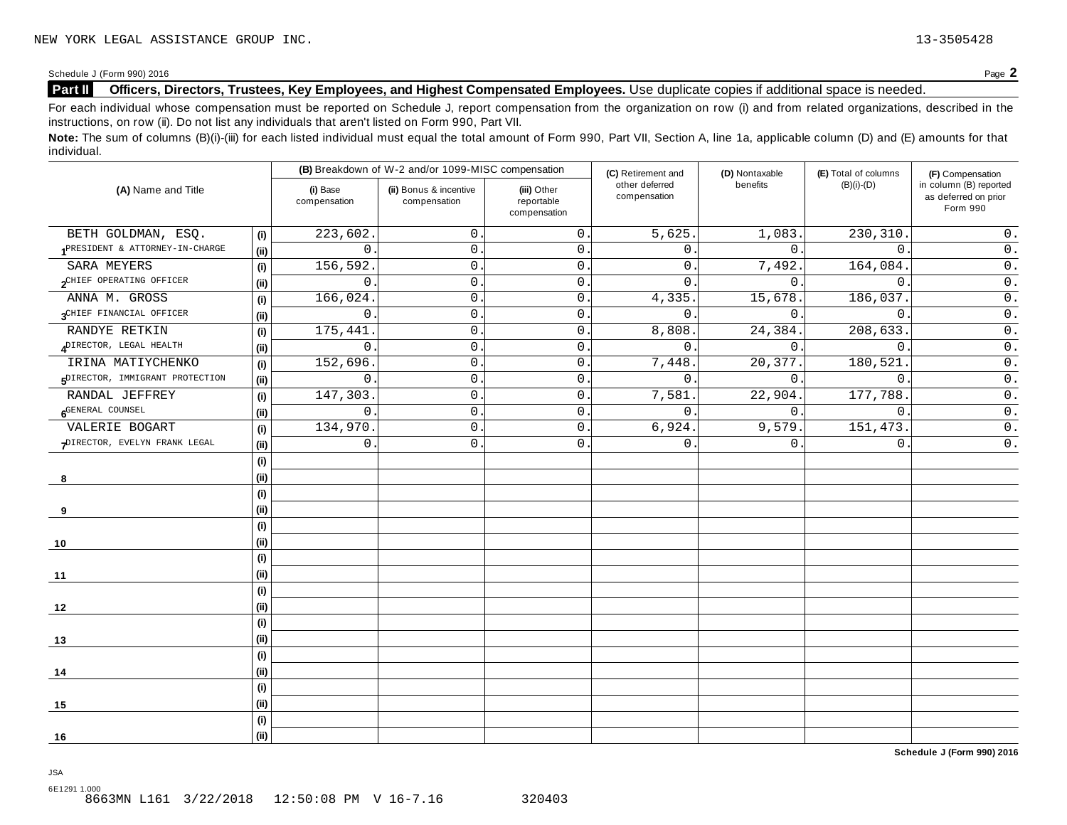NEW YORK LEGAL ASSISTANCE GROUP INC. 13-3505428

Schedule J (Form 990) 2016 Page **2**

**Part II Officers, Directors, Trustees, Key Employees, and Highest Compensated Employees.** Use duplicate copies if additional space is needed.

For each individual whose compensation must be reported on Schedule J, report compensation from the organization on row (i) and from related organizations, described in the instructions, on row (ii). Do not list any individuals that aren't listed on Form 990, Part VII.

**Note:** The sum of columns (B)(i)-(iii) for each listed individual must equal the total amount of Form 990, Part VII, Section A, line 1a, applicable column (D) and (E) amounts for that individual.

| (A) Name and Title | | (B) Breakdown of W-2 and/or 1099-MISC compensation | | | (C) Retirement and other deferred compensation | (D) Nontaxable benefits | (E) Total of columns (B)(i)-(D) | (F) Compensation in column (B) reported as deferred on prior Form 990 |
|---|---|---|---|---|---|---|---|---|
| | | (i) Base compensation | (ii) Bonus & incentive compensation | (iii) Other reportable compensation | | | | |
| 1 BETH GOLDMAN, ESQ. | (i) | 223,602. | 0. | 0. | 5,625. | 1,083. | 230,310. | 0. |
| PRESIDENT & ATTORNEY-IN-CHARGE | (ii) | 0. | 0. | 0. | 0. | 0. | 0. | 0. |
| 2 SARA MEYERS | (i) | 156,592. | 0. | 0. | 0. | 7,492. | 164,084. | 0. |
| CHIEF OPERATING OFFICER | (ii) | 0. | 0. | 0. | 0. | 0. | 0. | 0. |
| 3 ANNA M. GROSS | (i) | 166,024. | 0. | 0. | 4,335. | 15,678. | 186,037. | 0. |
| CHIEF FINANCIAL OFFICER | (ii) | 0. | 0. | 0. | 0. | 0. | 0. | 0. |
| 4 RANDYE RETKIN | (i) | 175,441. | 0. | 0. | 8,808. | 24,384. | 208,633. | 0. |
| DIRECTOR, LEGAL HEALTH | (ii) | 0. | 0. | 0. | 0. | 0. | 0. | 0. |
| 5 IRINA MATIYCHENKO | (i) | 152,696. | 0. | 0. | 7,448. | 20,377. | 180,521. | 0. |
| DIRECTOR, IMMIGRANT PROTECTION | (ii) | 0. | 0. | 0. | 0. | 0. | 0. | 0. |
| 6 RANDAL JEFFREY | (i) | 147,303. | 0. | 0. | 7,581. | 22,904. | 177,788. | 0. |
| GENERAL COUNSEL | (ii) | 0. | 0. | 0. | 0. | 0. | 0. | 0. |
| 7 VALERIE BOGART | (i) | 134,970. | 0. | 0. | 6,924. | 9,579. | 151,473. | 0. |
| DIRECTOR, EVELYN FRANK LEGAL | (ii) | 0. | 0. | 0. | 0. | 0. | 0. | 0. |
| 8 | (i) | | | | | | | |
| | (ii) | | | | | | | |
| 9 | (i) | | | | | | | |
| | (ii) | | | | | | | |
| 10 | (i) | | | | | | | |
| | (ii) | | | | | | | |
| 11 | (i) | | | | | | | |
| | (ii) | | | | | | | |
| 12 | (i) | | | | | | | |
| | (ii) | | | | | | | |
| 13 | (i) | | | | | | | |
| | (ii) | | | | | | | |
| 14 | (i) | | | | | | | |
| | (ii) | | | | | | | |
| 15 | (i) | | | | | | | |
| | (ii) | | | | | | | |
| 16 | (i) | | | | | | | |
| | (ii) | | | | | | | |

**Schedule J (Form 990) 2016**

JSA
6E1291 1.000
8663MN L161 3/22/2018 12:50:08 PM V 16-7.16 320403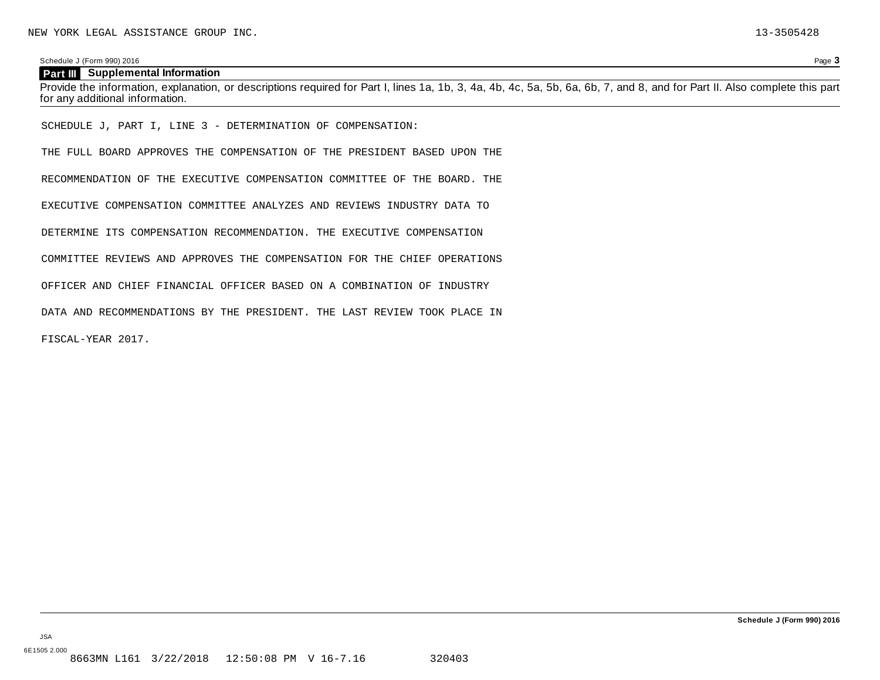NEW YORK LEGAL ASSISTANCE GROUP INC. 13-3505428

## Part III Supplemental Information

Provide the information, explanation, or descriptions required for Part I, lines 1a, 1b, 3, 4a, 4b, 4c, 5a, 5b, 6a, 6b, 7, and 8, and for Part II. Also complete this part for any additional information.

SCHEDULE J, PART I, LINE 3 - DETERMINATION OF COMPENSATION:

THE FULL BOARD APPROVES THE COMPENSATION OF THE PRESIDENT BASED UPON THE RECOMMENDATION OF THE EXECUTIVE COMPENSATION COMMITTEE OF THE BOARD. THE EXECUTIVE COMPENSATION COMMITTEE ANALYZES AND REVIEWS INDUSTRY DATA TO DETERMINE ITS COMPENSATION RECOMMENDATION. THE EXECUTIVE COMPENSATION COMMITTEE REVIEWS AND APPROVES THE COMPENSATION FOR THE CHIEF OPERATIONS OFFICER AND CHIEF FINANCIAL OFFICER BASED ON A COMBINATION OF INDUSTRY DATA AND RECOMMENDATIONS BY THE PRESIDENT. THE LAST REVIEW TOOK PLACE IN FISCAL-YEAR 2017.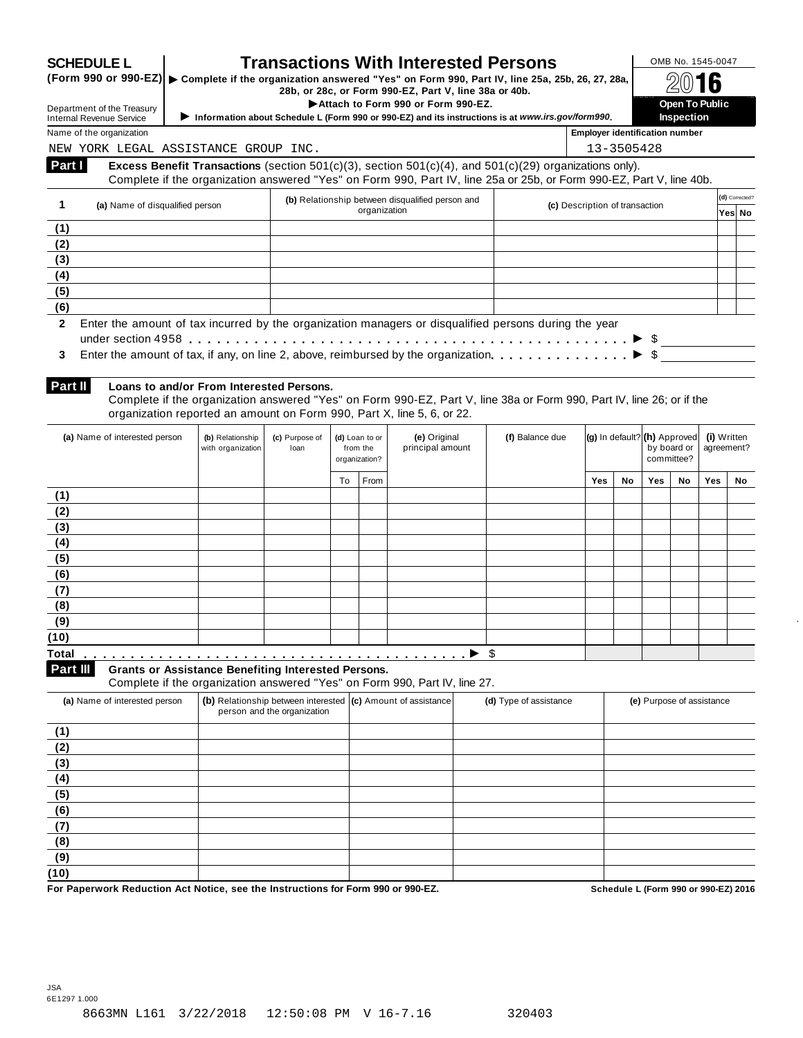# SCHEDULE L (Form 990 or 990-EZ)

# Transactions With Interested Persons

▶ Complete if the organization answered "Yes" on Form 990, Part IV, line 25a, 25b, 26, 27, 28a, 28b, or 28c, or Form 990-EZ, Part V, line 38a or 40b.

▶Attach to Form 990 or Form 990-EZ.

▶ Information about Schedule L (Form 990 or 990-EZ) and its instructions is at *www.irs.gov/form990*.

Department of the Treasury
Internal Revenue Service

OMB No. 1545-0047

2016

**Open To Public Inspection**

Name of the organization: NEW YORK LEGAL ASSISTANCE GROUP INC.

Employer identification number: 13-3505428

## Part I Excess Benefit Transactions (section 501(c)(3), section 501(c)(4), and 501(c)(29) organizations only).

Complete if the organization answered "Yes" on Form 990, Part IV, line 25a or 25b, or Form 990-EZ, Part V, line 40b.

| 1 | (a) Name of disqualified person | (b) Relationship between disqualified person and organization | (c) Description of transaction | (d) Corrected? Yes | No |
|---|---|---|---|---|---|
| (1) | | | | | |
| (2) | | | | | |
| (3) | | | | | |
| (4) | | | | | |
| (5) | | | | | |
| (6) | | | | | |

**2** Enter the amount of tax incurred by the organization managers or disqualified persons during the year under section 4958 . . . . . . ▶ $

**3** Enter the amount of tax, if any, on line 2, above, reimbursed by the organization. . . . . . ▶ $

## Part II Loans to and/or From Interested Persons.

Complete if the organization answered "Yes" on Form 990-EZ, Part V, line 38a or Form 990, Part IV, line 26; or if the organization reported an amount on Form 990, Part X, line 5, 6, or 22.

| | (a) Name of interested person | (b) Relationship with organization | (c) Purpose of loan | (d) Loan to or from the organization? To | From | (e) Original principal amount | (f) Balance due | (g) In default? Yes | No | (h) Approved by board or committee? Yes | No | (i) Written agreement? Yes | No |
|---|---|---|---|---|---|---|---|---|---|---|---|---|---|
| (1) | | | | | | | | | | | | | |
| (2) | | | | | | | | | | | | | |
| (3) | | | | | | | | | | | | | |
| (4) | | | | | | | | | | | | | |
| (5) | | | | | | | | | | | | | |
| (6) | | | | | | | | | | | | | |
| (7) | | | | | | | | | | | | | |
| (8) | | | | | | | | | | | | | |
| (9) | | | | | | | | | | | | | |
| (10) | | | | | | | | | | | | | |
| Total | | | | | | ▶ | $ | | | | | | |

## Part III Grants or Assistance Benefiting Interested Persons.

Complete if the organization answered "Yes" on Form 990, Part IV, line 27.

| | (a) Name of interested person | (b) Relationship between interested person and the organization | (c) Amount of assistance | (d) Type of assistance | (e) Purpose of assistance |
|---|---|---|---|---|---|
| (1) | | | | | |
| (2) | | | | | |
| (3) | | | | | |
| (4) | | | | | |
| (5) | | | | | |
| (6) | | | | | |
| (7) | | | | | |
| (8) | | | | | |
| (9) | | | | | |
| (10) | | | | | |

**For Paperwork Reduction Act Notice, see the Instructions for Form 990 or 990-EZ.** Schedule L (Form 990 or 990-EZ) 2016

JSA
6E1297 1.000

8663MN L161 3/22/2018 12:50:08 PM V 16-7.16 320403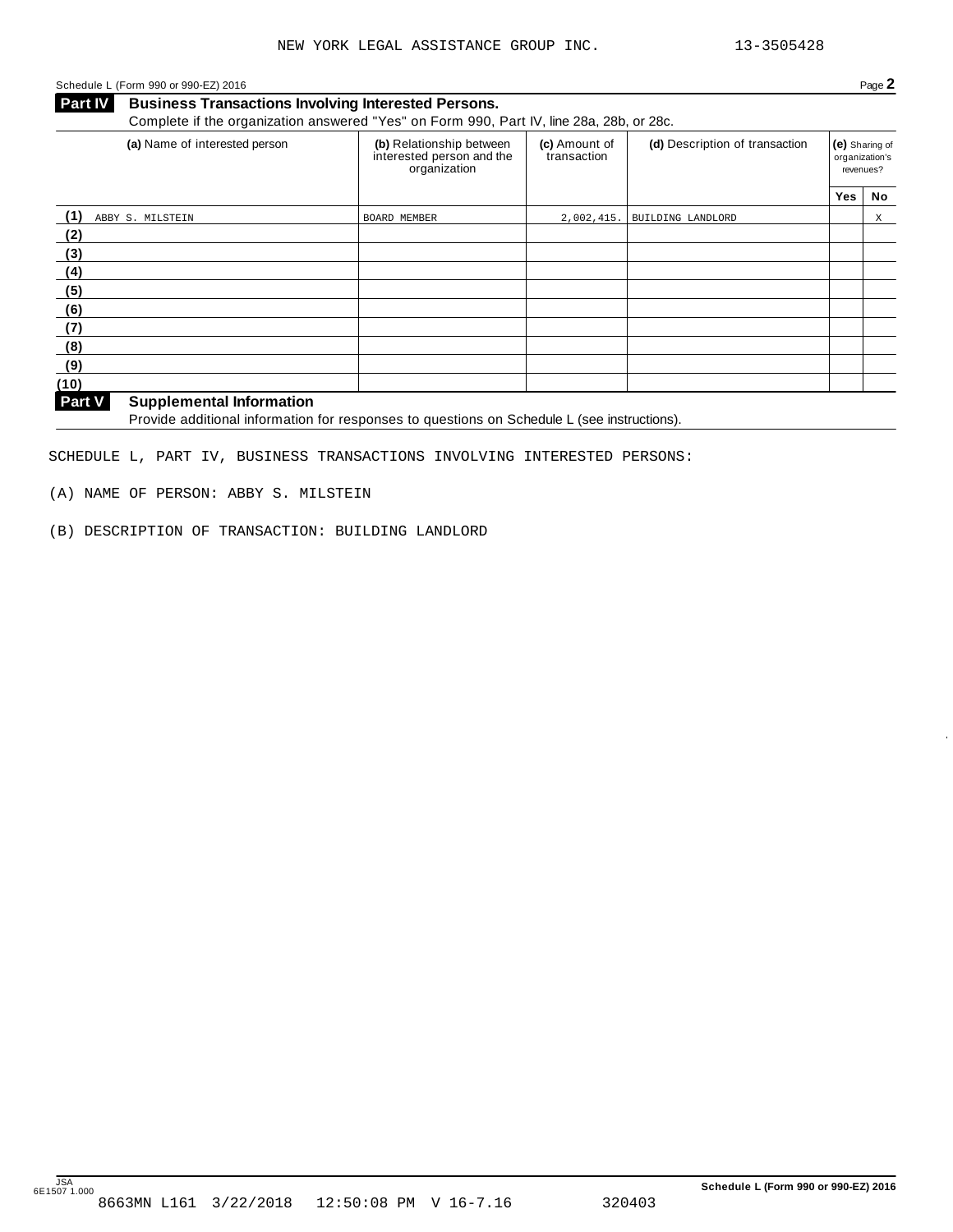Schedule L (Form 990 or 990-EZ) 2016 Page **2**

**Part IV Business Transactions Involving Interested Persons.**

Complete if the organization answered "Yes" on Form 990, Part IV, line 28a, 28b, or 28c.

| | (a) Name of interested person | (b) Relationship between interested person and the organization | (c) Amount of transaction | (d) Description of transaction | (e) Sharing of organization's revenues? | |
|---|---|---|---|---|---|---|
| | | | | | Yes | No |
| (1) | ABBY S. MILSTEIN | BOARD MEMBER | 2,002,415. | BUILDING LANDLORD | | X |
| (2) | | | | | | |
| (3) | | | | | | |
| (4) | | | | | | |
| (5) | | | | | | |
| (6) | | | | | | |
| (7) | | | | | | |
| (8) | | | | | | |
| (9) | | | | | | |
| (10) | | | | | | |

**Part V Supplemental Information**

Provide additional information for responses to questions on Schedule L (see instructions).

SCHEDULE L, PART IV, BUSINESS TRANSACTIONS INVOLVING INTERESTED PERSONS:

(A) NAME OF PERSON: ABBY S. MILSTEIN

(B) DESCRIPTION OF TRANSACTION: BUILDING LANDLORD

**Schedule L (Form 990 or 990-EZ) 2016**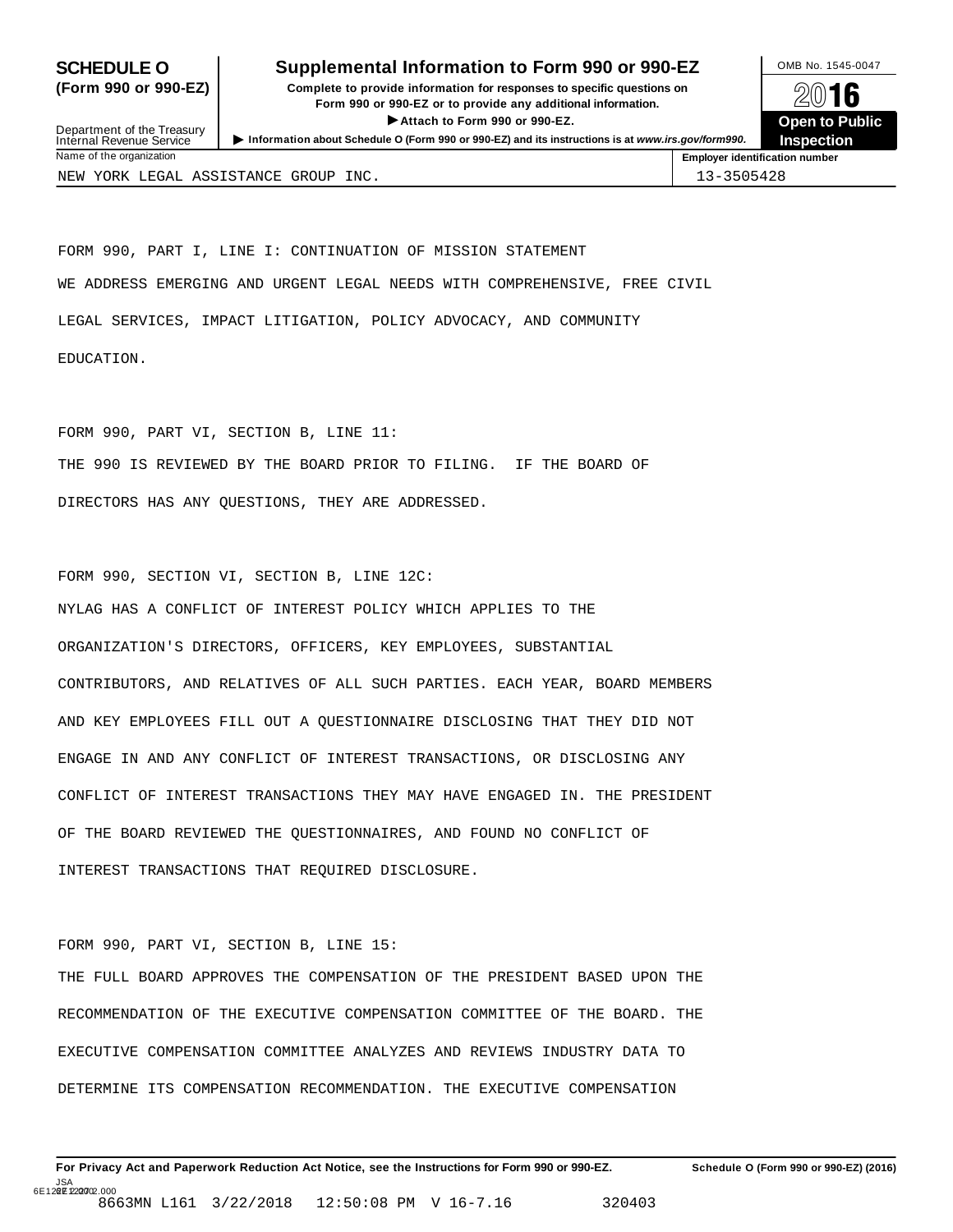**SCHEDULE O (Form 990 or 990-EZ)**

Department of the Treasury
Internal Revenue Service

## Supplemental Information to Form 990 or 990-EZ

**Complete to provide information for responses to specific questions on Form 990 or 990-EZ or to provide any additional information.**

▶ **Attach to Form 990 or 990-EZ.**

▶ **Information about Schedule O (Form 990 or 990-EZ) and its instructions is at *www.irs.gov/form990*.**

OMB No. 1545-0047

**2016**

**Open to Public Inspection**

| Name of the organization | Employer identification number |
| --- | --- |
| NEW YORK LEGAL ASSISTANCE GROUP INC. | 13-3505428 |

FORM 990, PART I, LINE I: CONTINUATION OF MISSION STATEMENT

WE ADDRESS EMERGING AND URGENT LEGAL NEEDS WITH COMPREHENSIVE, FREE CIVIL LEGAL SERVICES, IMPACT LITIGATION, POLICY ADVOCACY, AND COMMUNITY EDUCATION.

FORM 990, PART VI, SECTION B, LINE 11:

THE 990 IS REVIEWED BY THE BOARD PRIOR TO FILING. IF THE BOARD OF DIRECTORS HAS ANY QUESTIONS, THEY ARE ADDRESSED.

FORM 990, SECTION VI, SECTION B, LINE 12C:

NYLAG HAS A CONFLICT OF INTEREST POLICY WHICH APPLIES TO THE ORGANIZATION'S DIRECTORS, OFFICERS, KEY EMPLOYEES, SUBSTANTIAL CONTRIBUTORS, AND RELATIVES OF ALL SUCH PARTIES. EACH YEAR, BOARD MEMBERS AND KEY EMPLOYEES FILL OUT A QUESTIONNAIRE DISCLOSING THAT THEY DID NOT ENGAGE IN AND ANY CONFLICT OF INTEREST TRANSACTIONS, OR DISCLOSING ANY CONFLICT OF INTEREST TRANSACTIONS THEY MAY HAVE ENGAGED IN. THE PRESIDENT OF THE BOARD REVIEWED THE QUESTIONNAIRES, AND FOUND NO CONFLICT OF INTEREST TRANSACTIONS THAT REQUIRED DISCLOSURE.

FORM 990, PART VI, SECTION B, LINE 15:

THE FULL BOARD APPROVES THE COMPENSATION OF THE PRESIDENT BASED UPON THE RECOMMENDATION OF THE EXECUTIVE COMPENSATION COMMITTEE OF THE BOARD. THE EXECUTIVE COMPENSATION COMMITTEE ANALYZES AND REVIEWS INDUSTRY DATA TO DETERMINE ITS COMPENSATION RECOMMENDATION. THE EXECUTIVE COMPENSATION

**For Privacy Act and Paperwork Reduction Act Notice, see the Instructions for Form 990 or 990-EZ.** **Schedule O (Form 990 or 990-EZ) (2016)**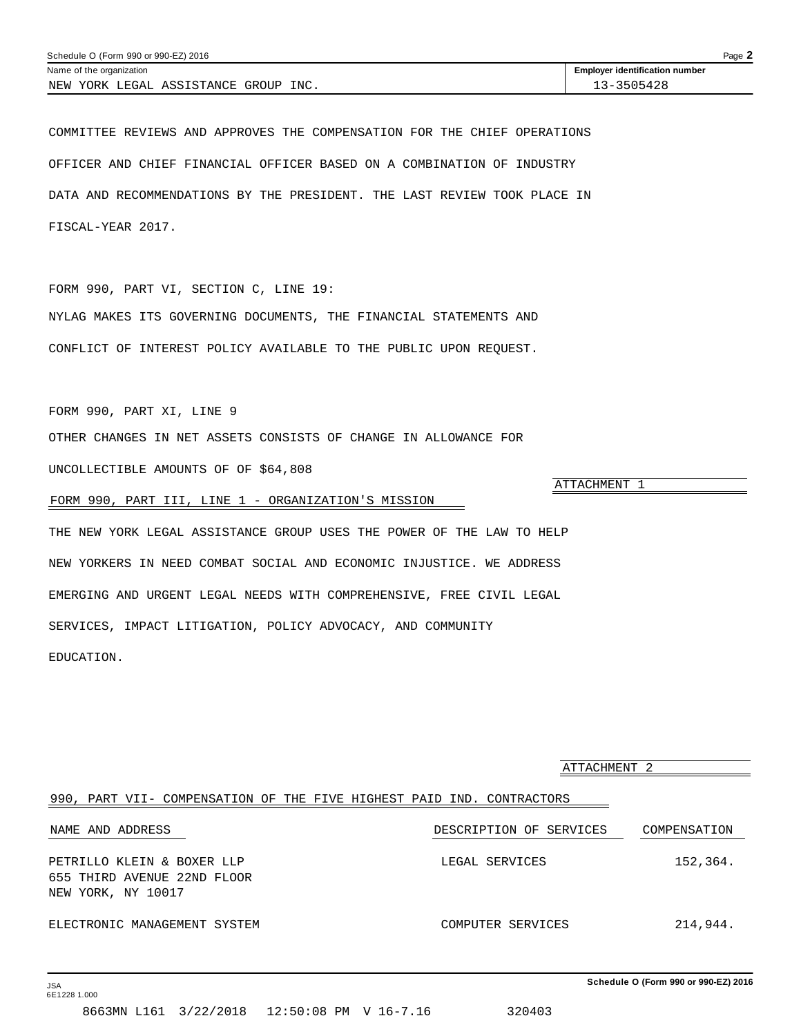Schedule O (Form 990 or 990-EZ) 2016

| Name of the organization | Employer identification number |
|---|---|
| NEW YORK LEGAL ASSISTANCE GROUP INC. | 13-3505428 |

COMMITTEE REVIEWS AND APPROVES THE COMPENSATION FOR THE CHIEF OPERATIONS OFFICER AND CHIEF FINANCIAL OFFICER BASED ON A COMBINATION OF INDUSTRY DATA AND RECOMMENDATIONS BY THE PRESIDENT. THE LAST REVIEW TOOK PLACE IN FISCAL-YEAR 2017.

FORM 990, PART VI, SECTION C, LINE 19:

NYLAG MAKES ITS GOVERNING DOCUMENTS, THE FINANCIAL STATEMENTS AND CONFLICT OF INTEREST POLICY AVAILABLE TO THE PUBLIC UPON REQUEST.

FORM 990, PART XI, LINE 9

OTHER CHANGES IN NET ASSETS CONSISTS OF CHANGE IN ALLOWANCE FOR UNCOLLECTIBLE AMOUNTS OF OF $64,808

ATTACHMENT 1

FORM 990, PART III, LINE 1 - ORGANIZATION'S MISSION

THE NEW YORK LEGAL ASSISTANCE GROUP USES THE POWER OF THE LAW TO HELP NEW YORKERS IN NEED COMBAT SOCIAL AND ECONOMIC INJUSTICE. WE ADDRESS EMERGING AND URGENT LEGAL NEEDS WITH COMPREHENSIVE, FREE CIVIL LEGAL SERVICES, IMPACT LITIGATION, POLICY ADVOCACY, AND COMMUNITY EDUCATION.

ATTACHMENT 2

990, PART VII- COMPENSATION OF THE FIVE HIGHEST PAID IND. CONTRACTORS

| NAME AND ADDRESS | DESCRIPTION OF SERVICES | COMPENSATION |
|---|---|---|
| PETRILLO KLEIN & BOXER LLP<br>655 THIRD AVENUE 22ND FLOOR<br>NEW YORK, NY 10017 | LEGAL SERVICES | 152,364. |
| ELECTRONIC MANAGEMENT SYSTEM | COMPUTER SERVICES | 214,944. |

Schedule O (Form 990 or 990-EZ) 2016

JSA
6E1228 1.000

8663MN L161 3/22/2018 12:50:08 PM V 16-7.16 320403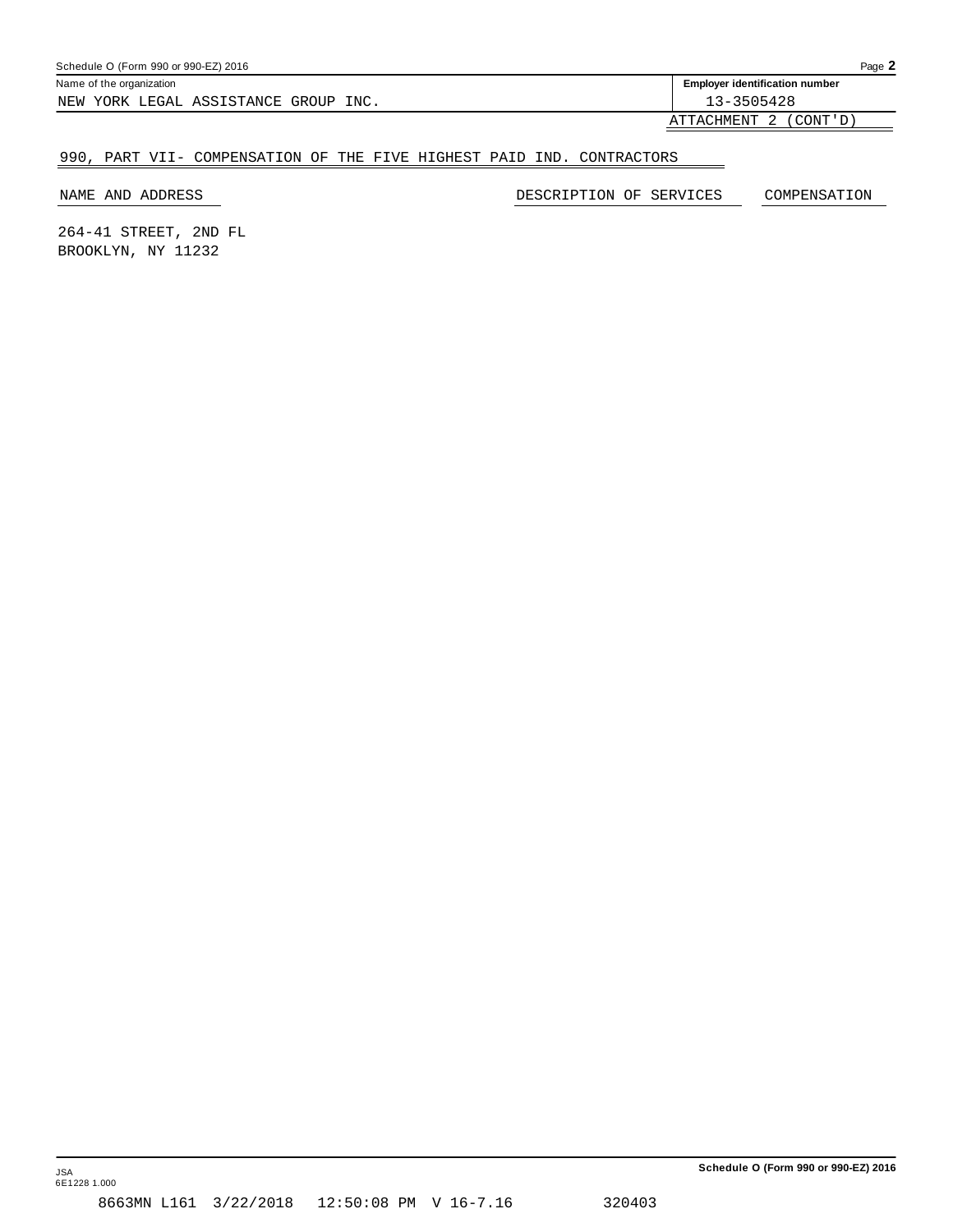Schedule O (Form 990 or 990-EZ) 2016

| Name of the organization | Employer identification number |
| --- | --- |
| NEW YORK LEGAL ASSISTANCE GROUP INC. | 13-3505428 |

ATTACHMENT 2 (CONT'D)

## 990, PART VII- COMPENSATION OF THE FIVE HIGHEST PAID IND. CONTRACTORS

| NAME AND ADDRESS | DESCRIPTION OF SERVICES | COMPENSATION |
| --- | --- | --- |
| 264-41 STREET, 2ND FL<br>BROOKLYN, NY 11232 | | |

JSA
6E1228 1.000

Schedule O (Form 990 or 990-EZ) 2016

8663MN L161 3/22/2018 12:50:08 PM V 16-7.16 320403